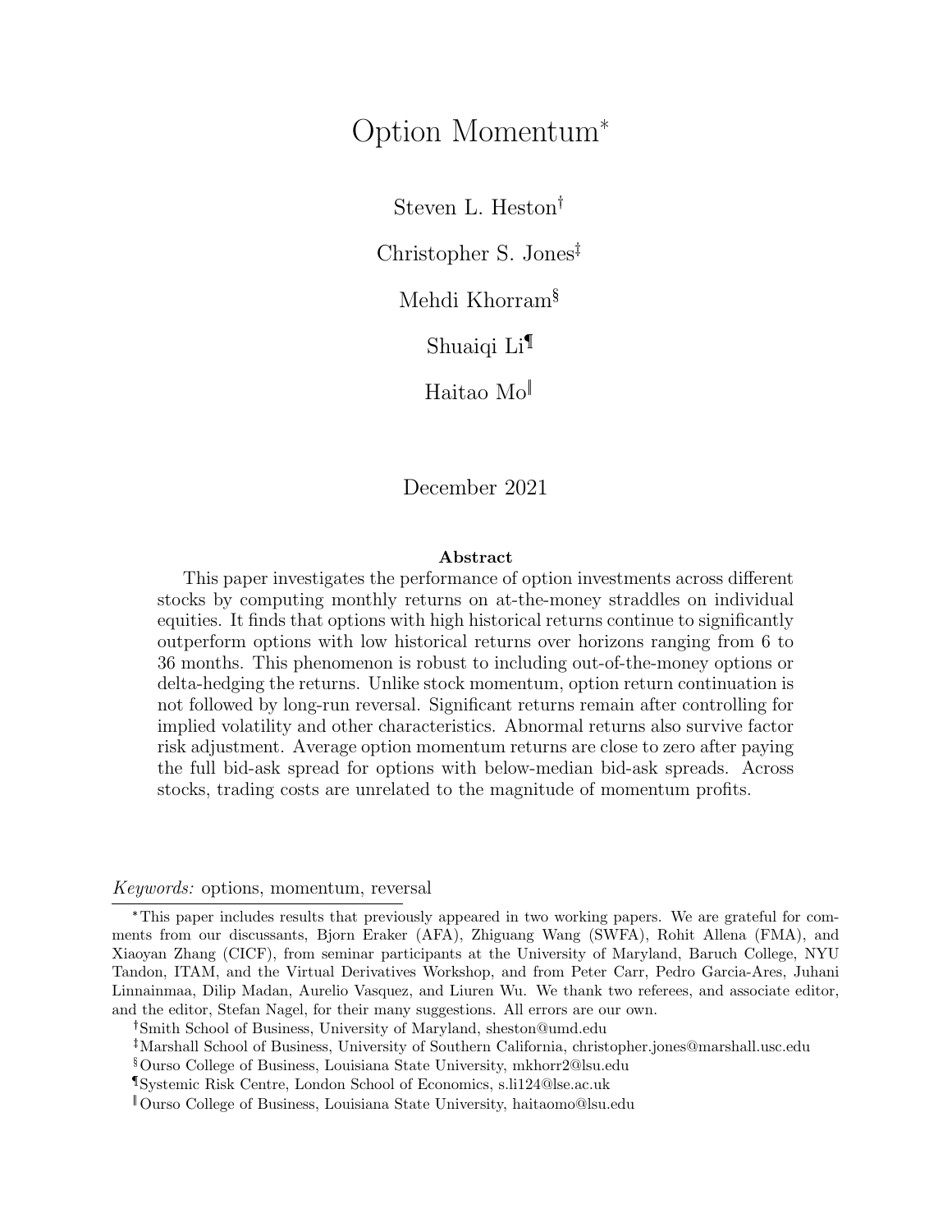# Option Momentum*

Steven L. Heston[†]

Christopher S. Jones[‡]

Mehdi Khorram[§]

Shuaiqi Li[¶]

Haitao Mo[‖]

December 2021

**Abstract**

This paper investigates the performance of option investments across different stocks by computing monthly returns on at-the-money straddles on individual equities. It finds that options with high historical returns continue to significantly outperform options with low historical returns over horizons ranging from 6 to 36 months. This phenomenon is robust to including out-of-the-money options or delta-hedging the returns. Unlike stock momentum, option return continuation is not followed by long-run reversal. Significant returns remain after controlling for implied volatility and other characteristics. Abnormal returns also survive factor risk adjustment. Average option momentum returns are close to zero after paying the full bid-ask spread for options with below-median bid-ask spreads. Across stocks, trading costs are unrelated to the magnitude of momentum profits.

*Keywords:* options, momentum, reversal

---

*This paper includes results that previously appeared in two working papers. We are grateful for comments from our discussants, Bjorn Eraker (AFA), Zhiguang Wang (SWFA), Rohit Allena (FMA), and Xiaoyan Zhang (CICF), from seminar participants at the University of Maryland, Baruch College, NYU Tandon, ITAM, and the Virtual Derivatives Workshop, and from Peter Carr, Pedro Garcia-Ares, Juhani Linnainmaa, Dilip Madan, Aurelio Vasquez, and Liuren Wu. We thank two referees, and associate editor, and the editor, Stefan Nagel, for their many suggestions. All errors are our own.

[†]Smith School of Business, University of Maryland, sheston@umd.edu

[‡]Marshall School of Business, University of Southern California, christopher.jones@marshall.usc.edu

[§]Ourso College of Business, Louisiana State University, mkhorr2@lsu.edu

[¶]Systemic Risk Centre, London School of Economics, s.li124@lse.ac.uk

[‖]Ourso College of Business, Louisiana State University, haitaomo@lsu.edu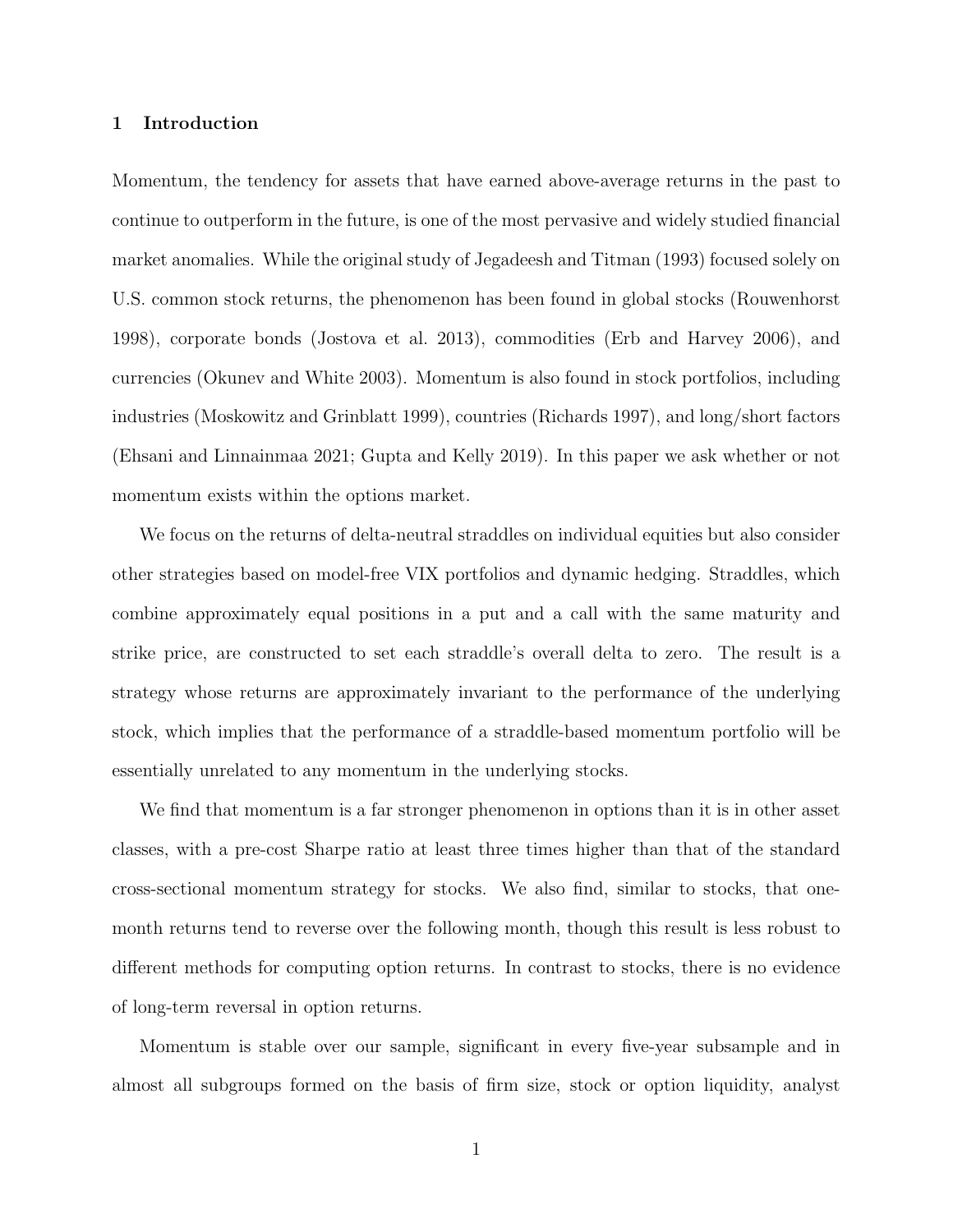# 1 Introduction

Momentum, the tendency for assets that have earned above-average returns in the past to continue to outperform in the future, is one of the most pervasive and widely studied financial market anomalies. While the original study of Jegadeesh and Titman (1993) focused solely on U.S. common stock returns, the phenomenon has been found in global stocks (Rouwenhorst 1998), corporate bonds (Jostova et al. 2013), commodities (Erb and Harvey 2006), and currencies (Okunev and White 2003). Momentum is also found in stock portfolios, including industries (Moskowitz and Grinblatt 1999), countries (Richards 1997), and long/short factors (Ehsani and Linnainmaa 2021; Gupta and Kelly 2019). In this paper we ask whether or not momentum exists within the options market.

We focus on the returns of delta-neutral straddles on individual equities but also consider other strategies based on model-free VIX portfolios and dynamic hedging. Straddles, which combine approximately equal positions in a put and a call with the same maturity and strike price, are constructed to set each straddle's overall delta to zero. The result is a strategy whose returns are approximately invariant to the performance of the underlying stock, which implies that the performance of a straddle-based momentum portfolio will be essentially unrelated to any momentum in the underlying stocks.

We find that momentum is a far stronger phenomenon in options than it is in other asset classes, with a pre-cost Sharpe ratio at least three times higher than that of the standard cross-sectional momentum strategy for stocks. We also find, similar to stocks, that one-month returns tend to reverse over the following month, though this result is less robust to different methods for computing option returns. In contrast to stocks, there is no evidence of long-term reversal in option returns.

Momentum is stable over our sample, significant in every five-year subsample and in almost all subgroups formed on the basis of firm size, stock or option liquidity, analyst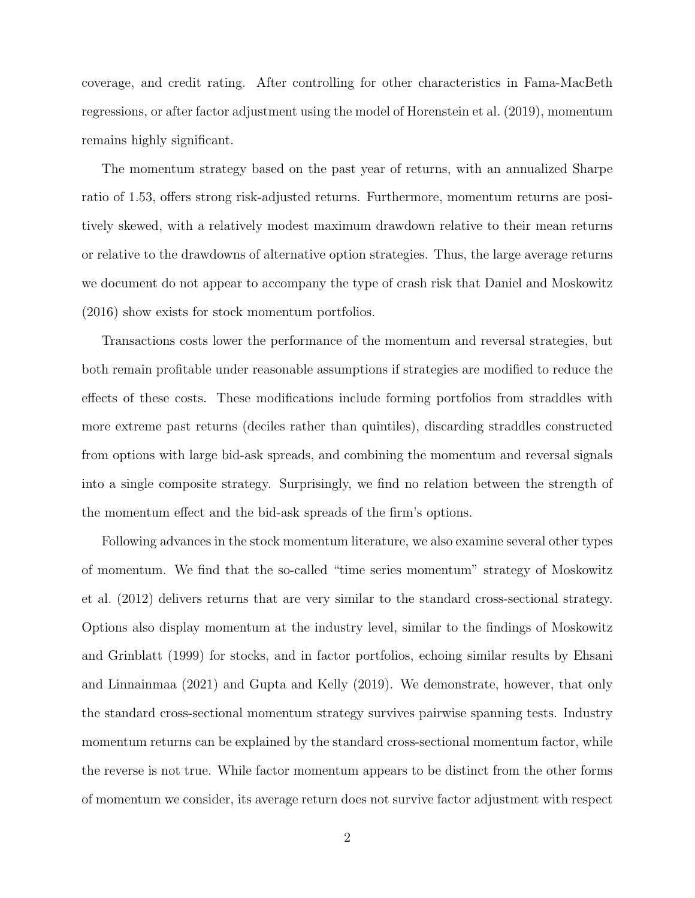coverage, and credit rating. After controlling for other characteristics in Fama-MacBeth regressions, or after factor adjustment using the model of Horenstein et al. (2019), momentum remains highly significant.

The momentum strategy based on the past year of returns, with an annualized Sharpe ratio of 1.53, offers strong risk-adjusted returns. Furthermore, momentum returns are positively skewed, with a relatively modest maximum drawdown relative to their mean returns or relative to the drawdowns of alternative option strategies. Thus, the large average returns we document do not appear to accompany the type of crash risk that Daniel and Moskowitz (2016) show exists for stock momentum portfolios.

Transactions costs lower the performance of the momentum and reversal strategies, but both remain profitable under reasonable assumptions if strategies are modified to reduce the effects of these costs. These modifications include forming portfolios from straddles with more extreme past returns (deciles rather than quintiles), discarding straddles constructed from options with large bid-ask spreads, and combining the momentum and reversal signals into a single composite strategy. Surprisingly, we find no relation between the strength of the momentum effect and the bid-ask spreads of the firm's options.

Following advances in the stock momentum literature, we also examine several other types of momentum. We find that the so-called "time series momentum" strategy of Moskowitz et al. (2012) delivers returns that are very similar to the standard cross-sectional strategy. Options also display momentum at the industry level, similar to the findings of Moskowitz and Grinblatt (1999) for stocks, and in factor portfolios, echoing similar results by Ehsani and Linnainmaa (2021) and Gupta and Kelly (2019). We demonstrate, however, that only the standard cross-sectional momentum strategy survives pairwise spanning tests. Industry momentum returns can be explained by the standard cross-sectional momentum factor, while the reverse is not true. While factor momentum appears to be distinct from the other forms of momentum we consider, its average return does not survive factor adjustment with respect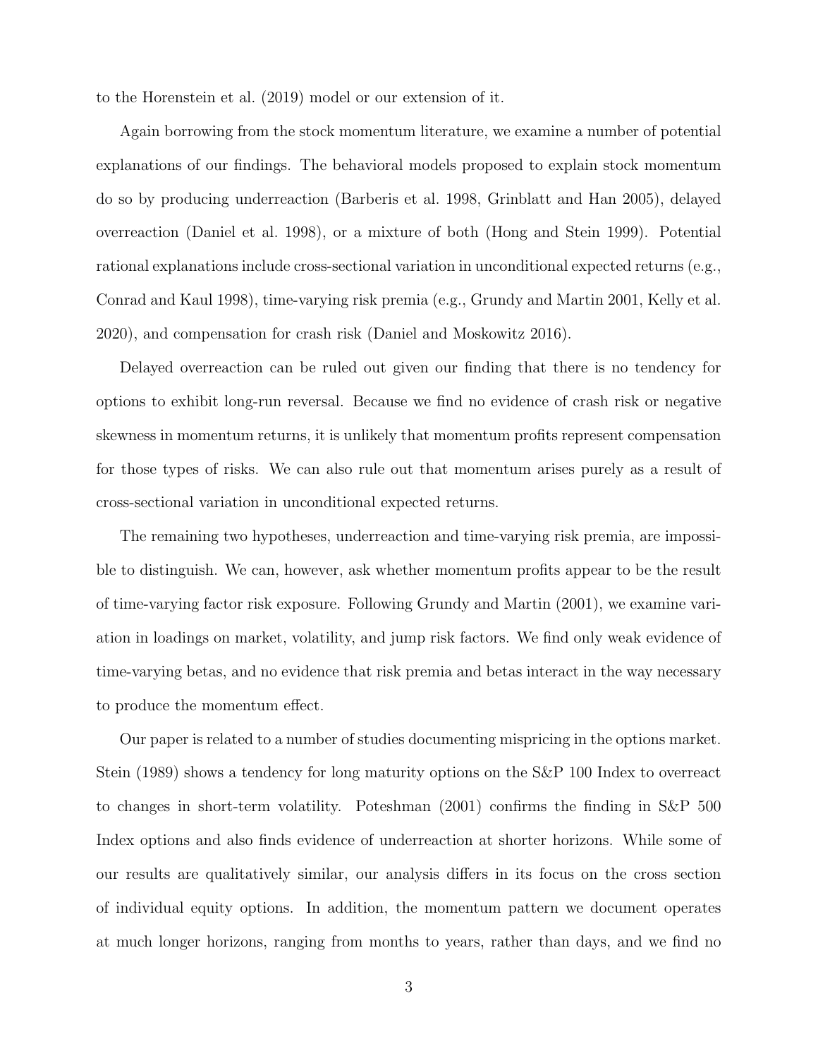to the Horenstein et al. (2019) model or our extension of it.

Again borrowing from the stock momentum literature, we examine a number of potential explanations of our findings. The behavioral models proposed to explain stock momentum do so by producing underreaction (Barberis et al. 1998, Grinblatt and Han 2005), delayed overreaction (Daniel et al. 1998), or a mixture of both (Hong and Stein 1999). Potential rational explanations include cross-sectional variation in unconditional expected returns (e.g., Conrad and Kaul 1998), time-varying risk premia (e.g., Grundy and Martin 2001, Kelly et al. 2020), and compensation for crash risk (Daniel and Moskowitz 2016).

Delayed overreaction can be ruled out given our finding that there is no tendency for options to exhibit long-run reversal. Because we find no evidence of crash risk or negative skewness in momentum returns, it is unlikely that momentum profits represent compensation for those types of risks. We can also rule out that momentum arises purely as a result of cross-sectional variation in unconditional expected returns.

The remaining two hypotheses, underreaction and time-varying risk premia, are impossible to distinguish. We can, however, ask whether momentum profits appear to be the result of time-varying factor risk exposure. Following Grundy and Martin (2001), we examine variation in loadings on market, volatility, and jump risk factors. We find only weak evidence of time-varying betas, and no evidence that risk premia and betas interact in the way necessary to produce the momentum effect.

Our paper is related to a number of studies documenting mispricing in the options market. Stein (1989) shows a tendency for long maturity options on the S&P 100 Index to overreact to changes in short-term volatility. Poteshman (2001) confirms the finding in S&P 500 Index options and also finds evidence of underreaction at shorter horizons. While some of our results are qualitatively similar, our analysis differs in its focus on the cross section of individual equity options. In addition, the momentum pattern we document operates at much longer horizons, ranging from months to years, rather than days, and we find no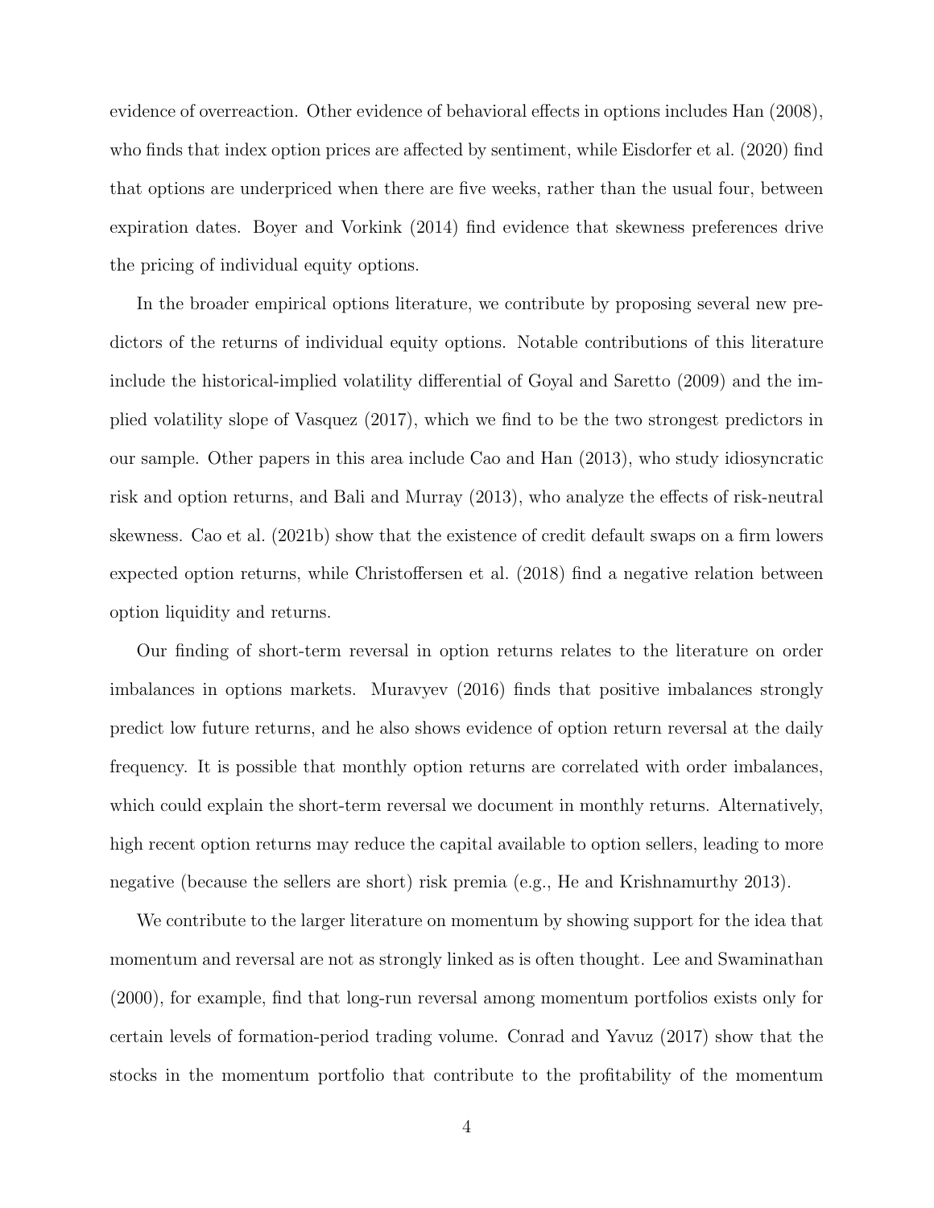evidence of overreaction. Other evidence of behavioral effects in options includes Han (2008), who finds that index option prices are affected by sentiment, while Eisdorfer et al. (2020) find that options are underpriced when there are five weeks, rather than the usual four, between expiration dates. Boyer and Vorkink (2014) find evidence that skewness preferences drive the pricing of individual equity options.

In the broader empirical options literature, we contribute by proposing several new predictors of the returns of individual equity options. Notable contributions of this literature include the historical-implied volatility differential of Goyal and Saretto (2009) and the implied volatility slope of Vasquez (2017), which we find to be the two strongest predictors in our sample. Other papers in this area include Cao and Han (2013), who study idiosyncratic risk and option returns, and Bali and Murray (2013), who analyze the effects of risk-neutral skewness. Cao et al. (2021b) show that the existence of credit default swaps on a firm lowers expected option returns, while Christoffersen et al. (2018) find a negative relation between option liquidity and returns.

Our finding of short-term reversal in option returns relates to the literature on order imbalances in options markets. Muravyev (2016) finds that positive imbalances strongly predict low future returns, and he also shows evidence of option return reversal at the daily frequency. It is possible that monthly option returns are correlated with order imbalances, which could explain the short-term reversal we document in monthly returns. Alternatively, high recent option returns may reduce the capital available to option sellers, leading to more negative (because the sellers are short) risk premia (e.g., He and Krishnamurthy 2013).

We contribute to the larger literature on momentum by showing support for the idea that momentum and reversal are not as strongly linked as is often thought. Lee and Swaminathan (2000), for example, find that long-run reversal among momentum portfolios exists only for certain levels of formation-period trading volume. Conrad and Yavuz (2017) show that the stocks in the momentum portfolio that contribute to the profitability of the momentum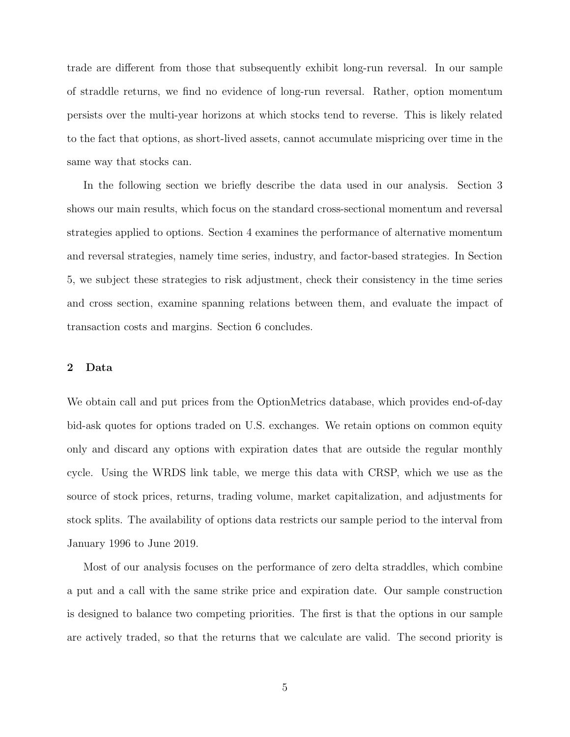trade are different from those that subsequently exhibit long-run reversal. In our sample of straddle returns, we find no evidence of long-run reversal. Rather, option momentum persists over the multi-year horizons at which stocks tend to reverse. This is likely related to the fact that options, as short-lived assets, cannot accumulate mispricing over time in the same way that stocks can.

In the following section we briefly describe the data used in our analysis. Section 3 shows our main results, which focus on the standard cross-sectional momentum and reversal strategies applied to options. Section 4 examines the performance of alternative momentum and reversal strategies, namely time series, industry, and factor-based strategies. In Section 5, we subject these strategies to risk adjustment, check their consistency in the time series and cross section, examine spanning relations between them, and evaluate the impact of transaction costs and margins. Section 6 concludes.

## 2 Data

We obtain call and put prices from the OptionMetrics database, which provides end-of-day bid-ask quotes for options traded on U.S. exchanges. We retain options on common equity only and discard any options with expiration dates that are outside the regular monthly cycle. Using the WRDS link table, we merge this data with CRSP, which we use as the source of stock prices, returns, trading volume, market capitalization, and adjustments for stock splits. The availability of options data restricts our sample period to the interval from January 1996 to June 2019.

Most of our analysis focuses on the performance of zero delta straddles, which combine a put and a call with the same strike price and expiration date. Our sample construction is designed to balance two competing priorities. The first is that the options in our sample are actively traded, so that the returns that we calculate are valid. The second priority is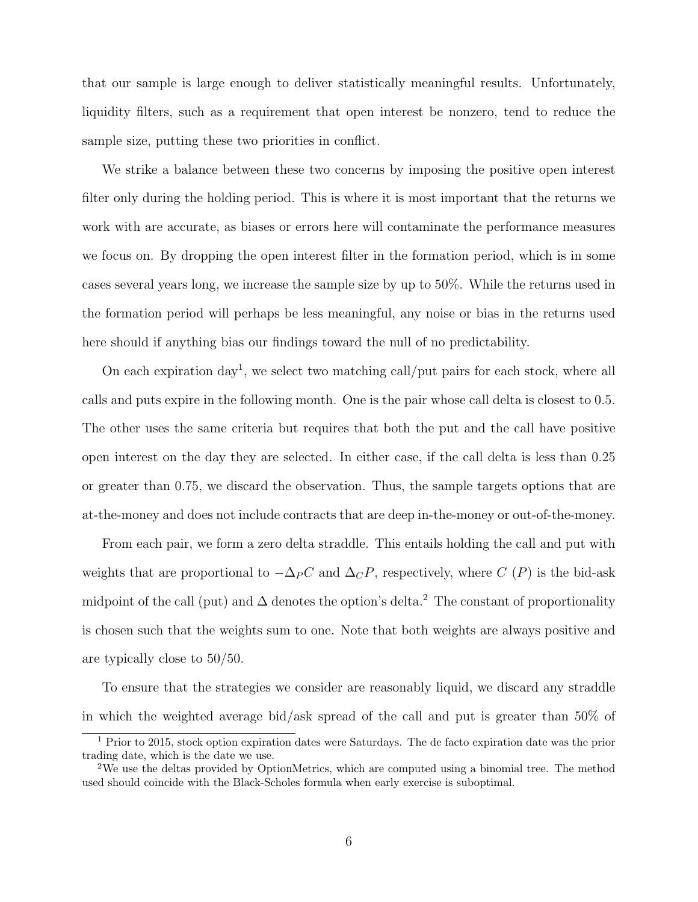that our sample is large enough to deliver statistically meaningful results. Unfortunately, liquidity filters, such as a requirement that open interest be nonzero, tend to reduce the sample size, putting these two priorities in conflict.

We strike a balance between these two concerns by imposing the positive open interest filter only during the holding period. This is where it is most important that the returns we work with are accurate, as biases or errors here will contaminate the performance measures we focus on. By dropping the open interest filter in the formation period, which is in some cases several years long, we increase the sample size by up to 50%. While the returns used in the formation period will perhaps be less meaningful, any noise or bias in the returns used here should if anything bias our findings toward the null of no predictability.

On each expiration day[1], we select two matching call/put pairs for each stock, where all calls and puts expire in the following month. One is the pair whose call delta is closest to 0.5. The other uses the same criteria but requires that both the put and the call have positive open interest on the day they are selected. In either case, if the call delta is less than 0.25 or greater than 0.75, we discard the observation. Thus, the sample targets options that are at-the-money and does not include contracts that are deep in-the-money or out-of-the-money.

From each pair, we form a zero delta straddle. This entails holding the call and put with weights that are proportional to $-\Delta_P C$ and $\Delta_C P$, respectively, where $C$ ($P$) is the bid-ask midpoint of the call (put) and $\Delta$ denotes the option's delta.[2] The constant of proportionality is chosen such that the weights sum to one. Note that both weights are always positive and are typically close to 50/50.

To ensure that the strategies we consider are reasonably liquid, we discard any straddle in which the weighted average bid/ask spread of the call and put is greater than 50% of

[1] Prior to 2015, stock option expiration dates were Saturdays. The de facto expiration date was the prior trading date, which is the date we use.

[2] We use the deltas provided by OptionMetrics, which are computed using a binomial tree. The method used should coincide with the Black-Scholes formula when early exercise is suboptimal.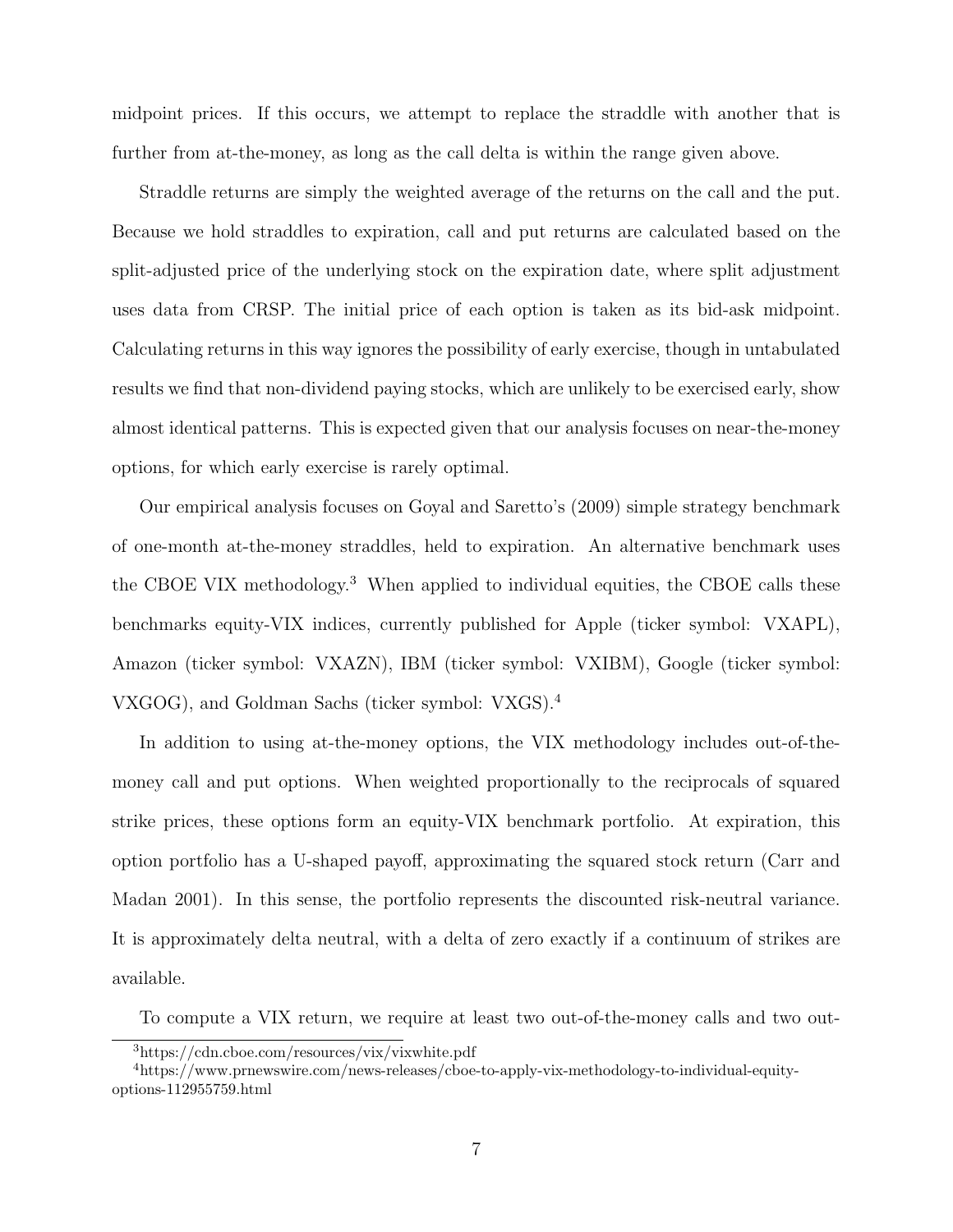midpoint prices. If this occurs, we attempt to replace the straddle with another that is further from at-the-money, as long as the call delta is within the range given above.

Straddle returns are simply the weighted average of the returns on the call and the put. Because we hold straddles to expiration, call and put returns are calculated based on the split-adjusted price of the underlying stock on the expiration date, where split adjustment uses data from CRSP. The initial price of each option is taken as its bid-ask midpoint. Calculating returns in this way ignores the possibility of early exercise, though in untabulated results we find that non-dividend paying stocks, which are unlikely to be exercised early, show almost identical patterns. This is expected given that our analysis focuses on near-the-money options, for which early exercise is rarely optimal.

Our empirical analysis focuses on Goyal and Saretto's (2009) simple strategy benchmark of one-month at-the-money straddles, held to expiration. An alternative benchmark uses the CBOE VIX methodology.[3] When applied to individual equities, the CBOE calls these benchmarks equity-VIX indices, currently published for Apple (ticker symbol: VXAPL), Amazon (ticker symbol: VXAZN), IBM (ticker symbol: VXIBM), Google (ticker symbol: VXGOG), and Goldman Sachs (ticker symbol: VXGS).[4]

In addition to using at-the-money options, the VIX methodology includes out-of-the-money call and put options. When weighted proportionally to the reciprocals of squared strike prices, these options form an equity-VIX benchmark portfolio. At expiration, this option portfolio has a U-shaped payoff, approximating the squared stock return (Carr and Madan 2001). In this sense, the portfolio represents the discounted risk-neutral variance. It is approximately delta neutral, with a delta of zero exactly if a continuum of strikes are available.

To compute a VIX return, we require at least two out-of-the-money calls and two out-

[3] https://cdn.cboe.com/resources/vix/vixwhite.pdf

[4] https://www.prnewswire.com/news-releases/cboe-to-apply-vix-methodology-to-individual-equity-options-112955759.html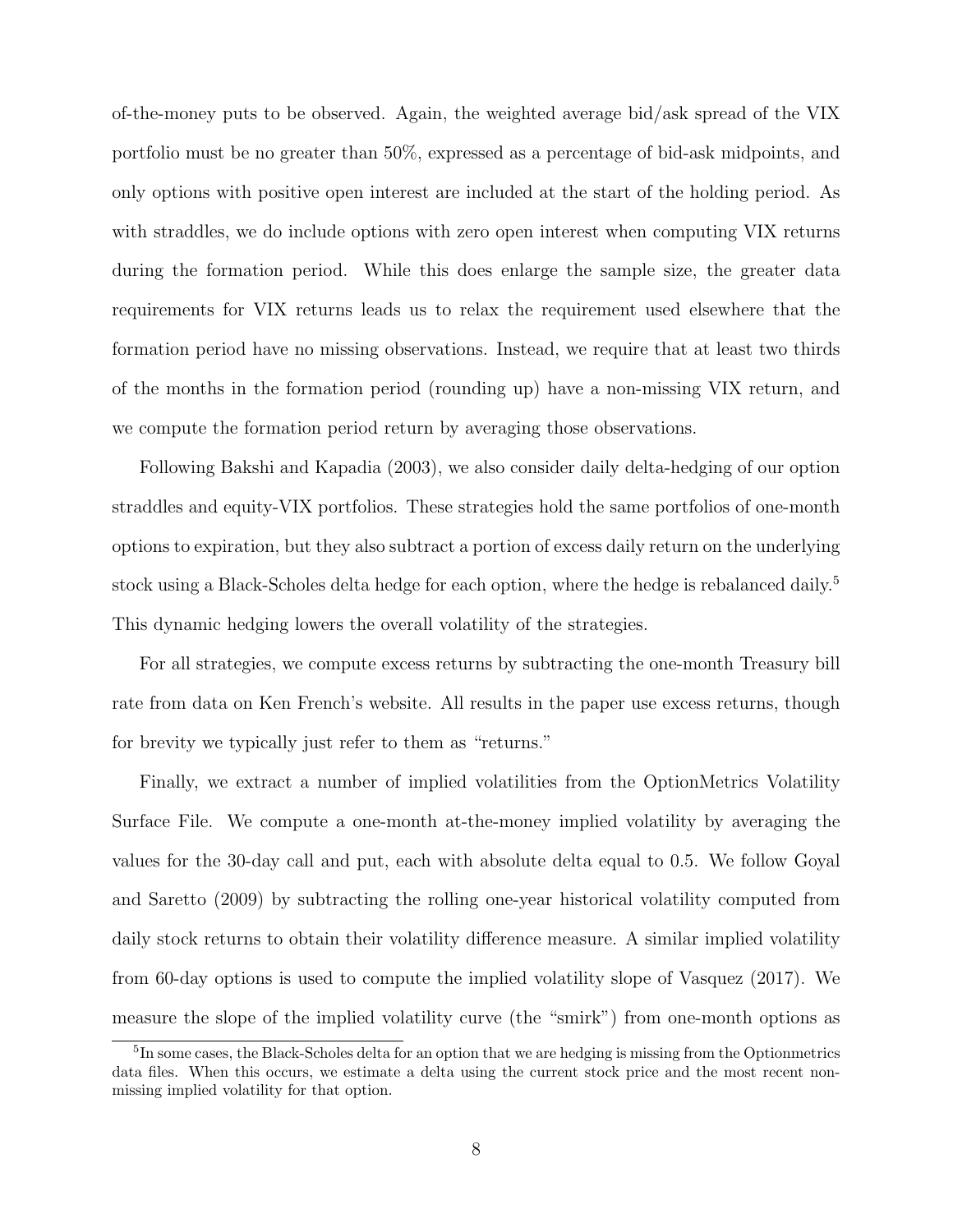of-the-money puts to be observed. Again, the weighted average bid/ask spread of the VIX portfolio must be no greater than 50%, expressed as a percentage of bid-ask midpoints, and only options with positive open interest are included at the start of the holding period. As with straddles, we do include options with zero open interest when computing VIX returns during the formation period. While this does enlarge the sample size, the greater data requirements for VIX returns leads us to relax the requirement used elsewhere that the formation period have no missing observations. Instead, we require that at least two thirds of the months in the formation period (rounding up) have a non-missing VIX return, and we compute the formation period return by averaging those observations.

Following Bakshi and Kapadia (2003), we also consider daily delta-hedging of our option straddles and equity-VIX portfolios. These strategies hold the same portfolios of one-month options to expiration, but they also subtract a portion of excess daily return on the underlying stock using a Black-Scholes delta hedge for each option, where the hedge is rebalanced daily.[5] This dynamic hedging lowers the overall volatility of the strategies.

For all strategies, we compute excess returns by subtracting the one-month Treasury bill rate from data on Ken French's website. All results in the paper use excess returns, though for brevity we typically just refer to them as "returns."

Finally, we extract a number of implied volatilities from the OptionMetrics Volatility Surface File. We compute a one-month at-the-money implied volatility by averaging the values for the 30-day call and put, each with absolute delta equal to 0.5. We follow Goyal and Saretto (2009) by subtracting the rolling one-year historical volatility computed from daily stock returns to obtain their volatility difference measure. A similar implied volatility from 60-day options is used to compute the implied volatility slope of Vasquez (2017). We measure the slope of the implied volatility curve (the "smirk") from one-month options as

[5] In some cases, the Black-Scholes delta for an option that we are hedging is missing from the Optionmetrics data files. When this occurs, we estimate a delta using the current stock price and the most recent non-missing implied volatility for that option.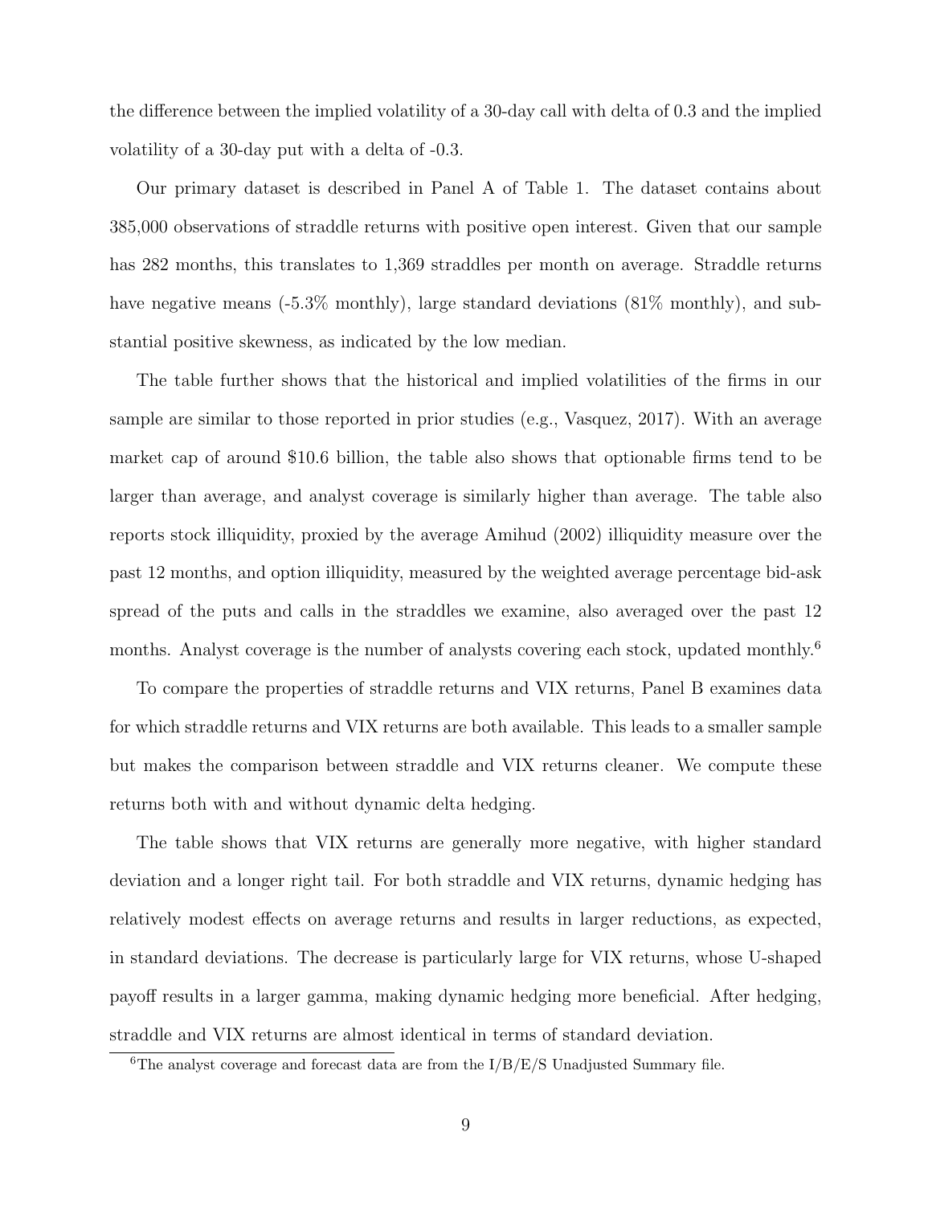the difference between the implied volatility of a 30-day call with delta of 0.3 and the implied volatility of a 30-day put with a delta of -0.3.

Our primary dataset is described in Panel A of Table 1. The dataset contains about 385,000 observations of straddle returns with positive open interest. Given that our sample has 282 months, this translates to 1,369 straddles per month on average. Straddle returns have negative means (-5.3% monthly), large standard deviations (81% monthly), and substantial positive skewness, as indicated by the low median.

The table further shows that the historical and implied volatilities of the firms in our sample are similar to those reported in prior studies (e.g., Vasquez, 2017). With an average market cap of around \$10.6 billion, the table also shows that optionable firms tend to be larger than average, and analyst coverage is similarly higher than average. The table also reports stock illiquidity, proxied by the average Amihud (2002) illiquidity measure over the past 12 months, and option illiquidity, measured by the weighted average percentage bid-ask spread of the puts and calls in the straddles we examine, also averaged over the past 12 months. Analyst coverage is the number of analysts covering each stock, updated monthly.[6]

To compare the properties of straddle returns and VIX returns, Panel B examines data for which straddle returns and VIX returns are both available. This leads to a smaller sample but makes the comparison between straddle and VIX returns cleaner. We compute these returns both with and without dynamic delta hedging.

The table shows that VIX returns are generally more negative, with higher standard deviation and a longer right tail. For both straddle and VIX returns, dynamic hedging has relatively modest effects on average returns and results in larger reductions, as expected, in standard deviations. The decrease is particularly large for VIX returns, whose U-shaped payoff results in a larger gamma, making dynamic hedging more beneficial. After hedging, straddle and VIX returns are almost identical in terms of standard deviation.

[6] The analyst coverage and forecast data are from the I/B/E/S Unadjusted Summary file.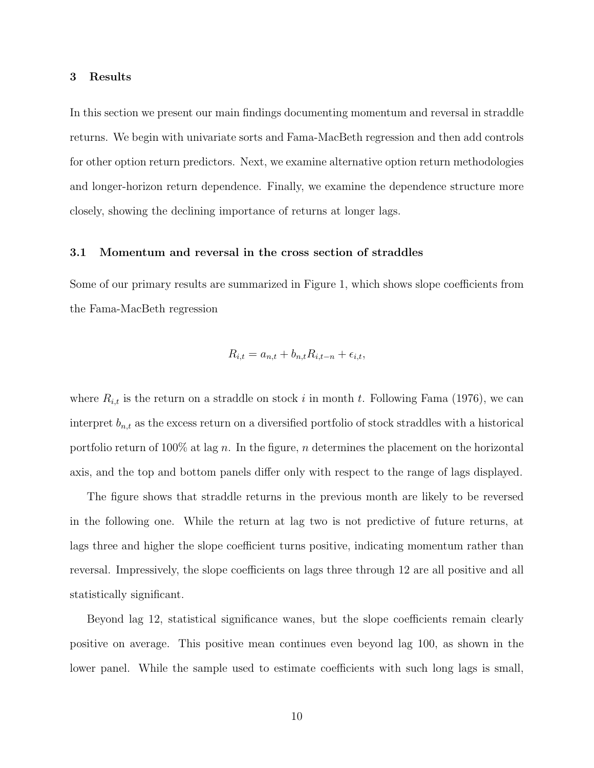## 3 Results

In this section we present our main findings documenting momentum and reversal in straddle returns. We begin with univariate sorts and Fama-MacBeth regression and then add controls for other option return predictors. Next, we examine alternative option return methodologies and longer-horizon return dependence. Finally, we examine the dependence structure more closely, showing the declining importance of returns at longer lags.

### 3.1 Momentum and reversal in the cross section of straddles

Some of our primary results are summarized in Figure 1, which shows slope coefficients from the Fama-MacBeth regression

$$R_{i,t} = a_{n,t} + b_{n,t} R_{i,t-n} + \epsilon_{i,t},$$

where $R_{i,t}$ is the return on a straddle on stock $i$ in month $t$. Following Fama (1976), we can interpret $b_{n,t}$ as the excess return on a diversified portfolio of stock straddles with a historical portfolio return of 100% at lag $n$. In the figure, $n$ determines the placement on the horizontal axis, and the top and bottom panels differ only with respect to the range of lags displayed.

The figure shows that straddle returns in the previous month are likely to be reversed in the following one. While the return at lag two is not predictive of future returns, at lags three and higher the slope coefficient turns positive, indicating momentum rather than reversal. Impressively, the slope coefficients on lags three through 12 are all positive and all statistically significant.

Beyond lag 12, statistical significance wanes, but the slope coefficients remain clearly positive on average. This positive mean continues even beyond lag 100, as shown in the lower panel. While the sample used to estimate coefficients with such long lags is small,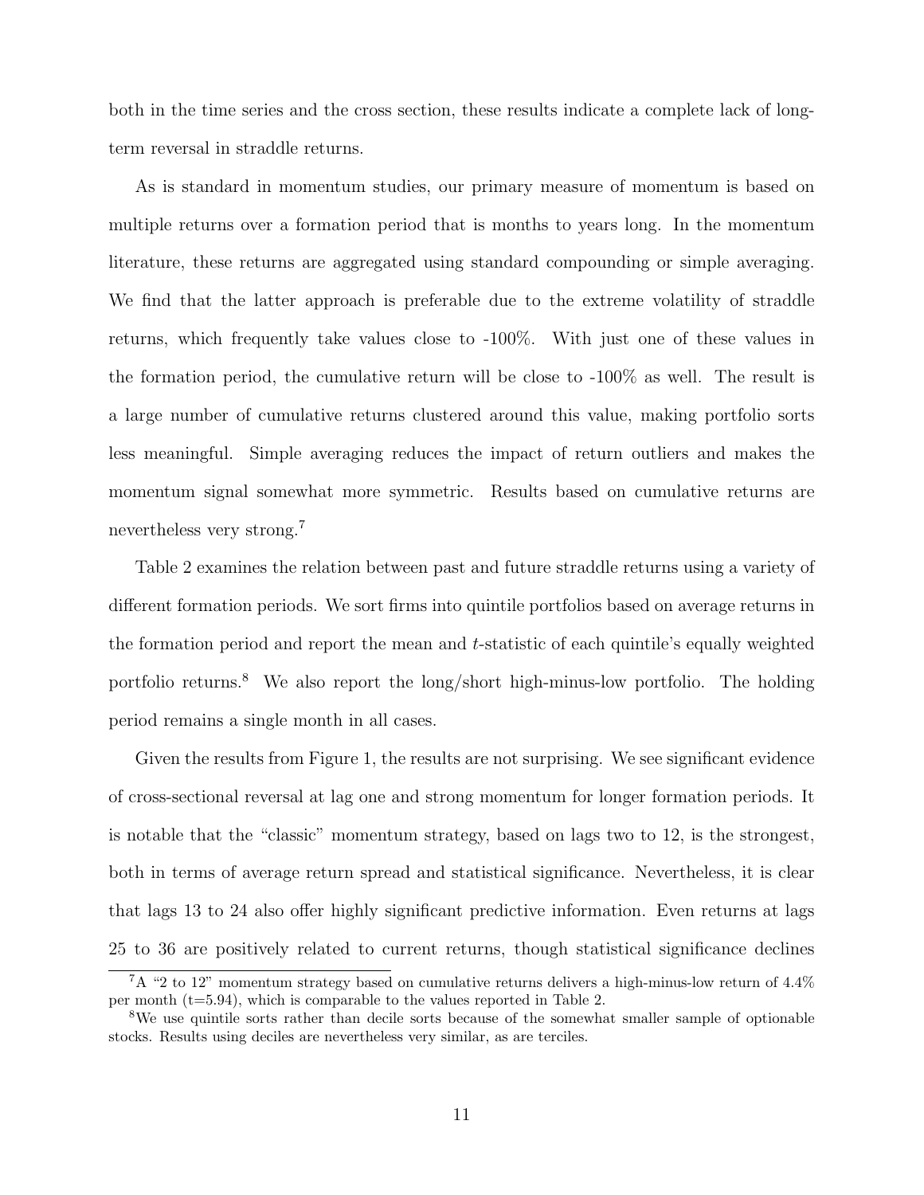both in the time series and the cross section, these results indicate a complete lack of long-term reversal in straddle returns.

As is standard in momentum studies, our primary measure of momentum is based on multiple returns over a formation period that is months to years long. In the momentum literature, these returns are aggregated using standard compounding or simple averaging. We find that the latter approach is preferable due to the extreme volatility of straddle returns, which frequently take values close to -100%. With just one of these values in the formation period, the cumulative return will be close to -100% as well. The result is a large number of cumulative returns clustered around this value, making portfolio sorts less meaningful. Simple averaging reduces the impact of return outliers and makes the momentum signal somewhat more symmetric. Results based on cumulative returns are nevertheless very strong.[7]

Table 2 examines the relation between past and future straddle returns using a variety of different formation periods. We sort firms into quintile portfolios based on average returns in the formation period and report the mean and $t$-statistic of each quintile's equally weighted portfolio returns.[8] We also report the long/short high-minus-low portfolio. The holding period remains a single month in all cases.

Given the results from Figure 1, the results are not surprising. We see significant evidence of cross-sectional reversal at lag one and strong momentum for longer formation periods. It is notable that the "classic" momentum strategy, based on lags two to 12, is the strongest, both in terms of average return spread and statistical significance. Nevertheless, it is clear that lags 13 to 24 also offer highly significant predictive information. Even returns at lags 25 to 36 are positively related to current returns, though statistical significance declines

[7] A "2 to 12" momentum strategy based on cumulative returns delivers a high-minus-low return of 4.4% per month (t=5.94), which is comparable to the values reported in Table 2.

[8] We use quintile sorts rather than decile sorts because of the somewhat smaller sample of optionable stocks. Results using deciles are nevertheless very similar, as are terciles.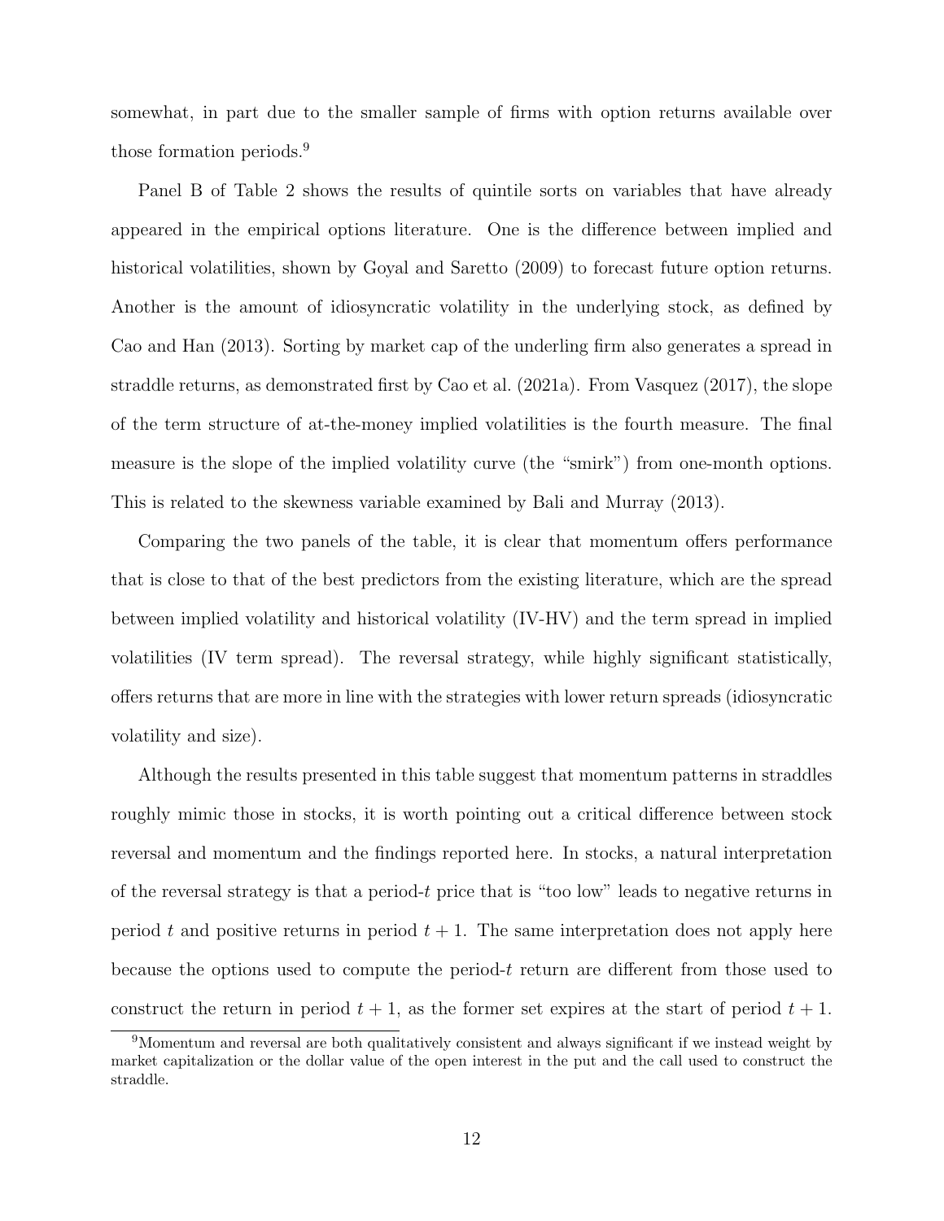somewhat, in part due to the smaller sample of firms with option returns available over those formation periods.[9]

Panel B of Table 2 shows the results of quintile sorts on variables that have already appeared in the empirical options literature. One is the difference between implied and historical volatilities, shown by Goyal and Saretto (2009) to forecast future option returns. Another is the amount of idiosyncratic volatility in the underlying stock, as defined by Cao and Han (2013). Sorting by market cap of the underling firm also generates a spread in straddle returns, as demonstrated first by Cao et al. (2021a). From Vasquez (2017), the slope of the term structure of at-the-money implied volatilities is the fourth measure. The final measure is the slope of the implied volatility curve (the "smirk") from one-month options. This is related to the skewness variable examined by Bali and Murray (2013).

Comparing the two panels of the table, it is clear that momentum offers performance that is close to that of the best predictors from the existing literature, which are the spread between implied volatility and historical volatility (IV-HV) and the term spread in implied volatilities (IV term spread). The reversal strategy, while highly significant statistically, offers returns that are more in line with the strategies with lower return spreads (idiosyncratic volatility and size).

Although the results presented in this table suggest that momentum patterns in straddles roughly mimic those in stocks, it is worth pointing out a critical difference between stock reversal and momentum and the findings reported here. In stocks, a natural interpretation of the reversal strategy is that a period-$t$ price that is "too low" leads to negative returns in period $t$ and positive returns in period $t+1$. The same interpretation does not apply here because the options used to compute the period-$t$ return are different from those used to construct the return in period $t+1$, as the former set expires at the start of period $t+1$.

[9] Momentum and reversal are both qualitatively consistent and always significant if we instead weight by market capitalization or the dollar value of the open interest in the put and the call used to construct the straddle.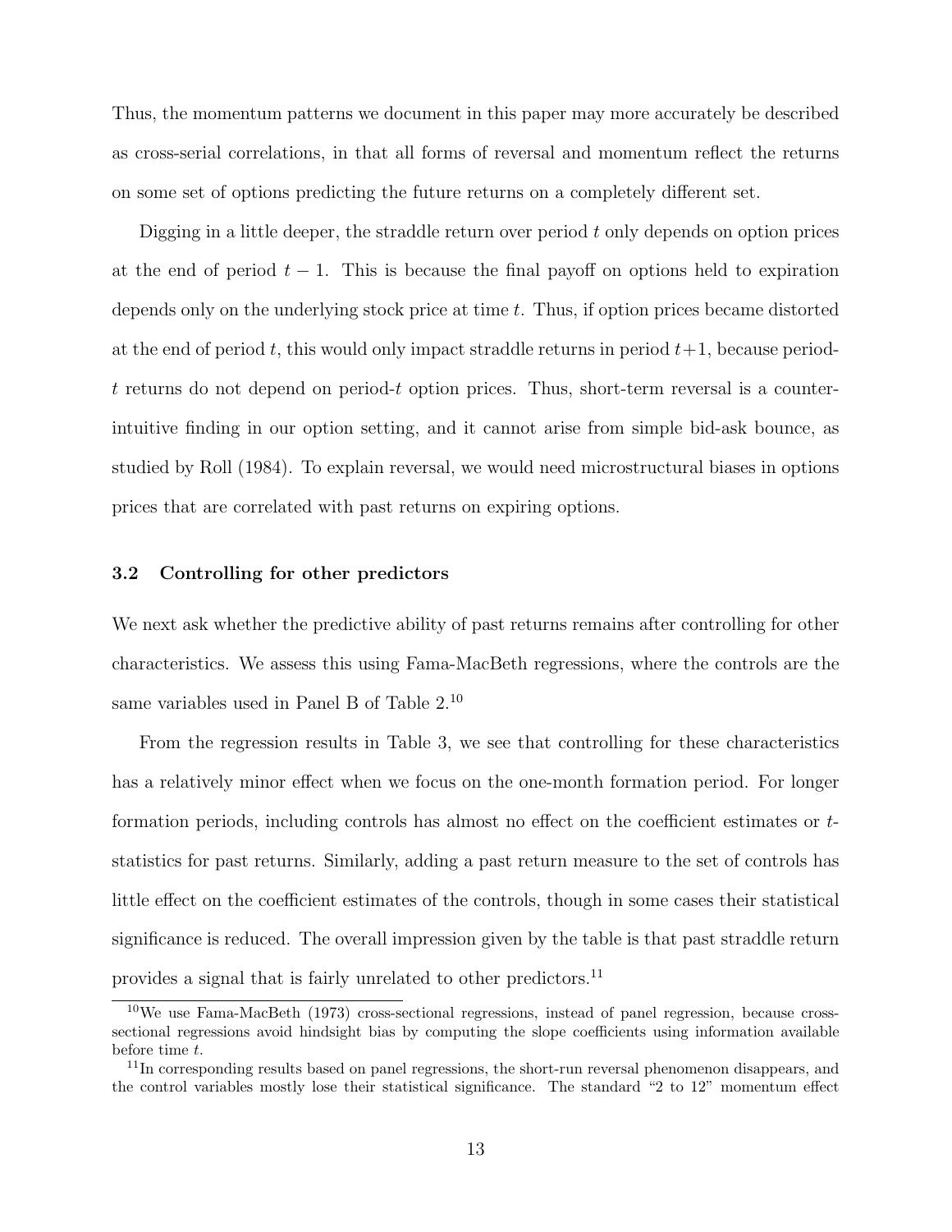Thus, the momentum patterns we document in this paper may more accurately be described as cross-serial correlations, in that all forms of reversal and momentum reflect the returns on some set of options predicting the future returns on a completely different set.

Digging in a little deeper, the straddle return over period $t$ only depends on option prices at the end of period $t-1$. This is because the final payoff on options held to expiration depends only on the underlying stock price at time $t$. Thus, if option prices became distorted at the end of period $t$, this would only impact straddle returns in period $t+1$, because period-$t$ returns do not depend on period-$t$ option prices. Thus, short-term reversal is a counter-intuitive finding in our option setting, and it cannot arise from simple bid-ask bounce, as studied by Roll (1984). To explain reversal, we would need microstructural biases in options prices that are correlated with past returns on expiring options.

### 3.2 Controlling for other predictors

We next ask whether the predictive ability of past returns remains after controlling for other characteristics. We assess this using Fama-MacBeth regressions, where the controls are the same variables used in Panel B of Table 2.[10]

From the regression results in Table 3, we see that controlling for these characteristics has a relatively minor effect when we focus on the one-month formation period. For longer formation periods, including controls has almost no effect on the coefficient estimates or $t$-statistics for past returns. Similarly, adding a past return measure to the set of controls has little effect on the coefficient estimates of the controls, though in some cases their statistical significance is reduced. The overall impression given by the table is that past straddle return provides a signal that is fairly unrelated to other predictors.[11]

[10] We use Fama-MacBeth (1973) cross-sectional regressions, instead of panel regression, because cross-sectional regressions avoid hindsight bias by computing the slope coefficients using information available before time $t$.

[11] In corresponding results based on panel regressions, the short-run reversal phenomenon disappears, and the control variables mostly lose their statistical significance. The standard "2 to 12" momentum effect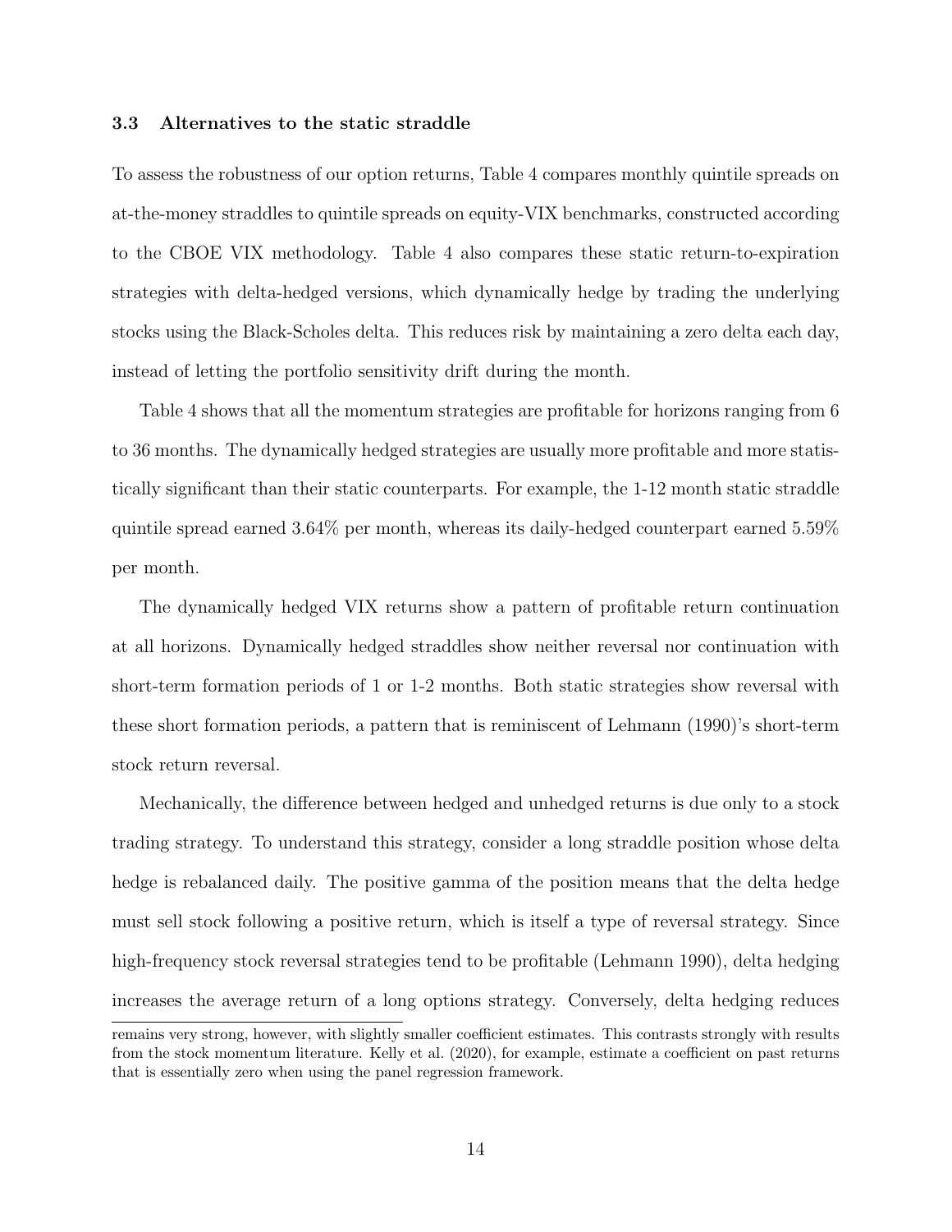### 3.3 Alternatives to the static straddle

To assess the robustness of our option returns, Table 4 compares monthly quintile spreads on at-the-money straddles to quintile spreads on equity-VIX benchmarks, constructed according to the CBOE VIX methodology. Table 4 also compares these static return-to-expiration strategies with delta-hedged versions, which dynamically hedge by trading the underlying stocks using the Black-Scholes delta. This reduces risk by maintaining a zero delta each day, instead of letting the portfolio sensitivity drift during the month.

Table 4 shows that all the momentum strategies are profitable for horizons ranging from 6 to 36 months. The dynamically hedged strategies are usually more profitable and more statistically significant than their static counterparts. For example, the 1-12 month static straddle quintile spread earned 3.64% per month, whereas its daily-hedged counterpart earned 5.59% per month.

The dynamically hedged VIX returns show a pattern of profitable return continuation at all horizons. Dynamically hedged straddles show neither reversal nor continuation with short-term formation periods of 1 or 1-2 months. Both static strategies show reversal with these short formation periods, a pattern that is reminiscent of Lehmann (1990)'s short-term stock return reversal.

Mechanically, the difference between hedged and unhedged returns is due only to a stock trading strategy. To understand this strategy, consider a long straddle position whose delta hedge is rebalanced daily. The positive gamma of the position means that the delta hedge must sell stock following a positive return, which is itself a type of reversal strategy. Since high-frequency stock reversal strategies tend to be profitable (Lehmann 1990), delta hedging increases the average return of a long options strategy. Conversely, delta hedging reduces

remains very strong, however, with slightly smaller coefficient estimates. This contrasts strongly with results from the stock momentum literature. Kelly et al. (2020), for example, estimate a coefficient on past returns that is essentially zero when using the panel regression framework.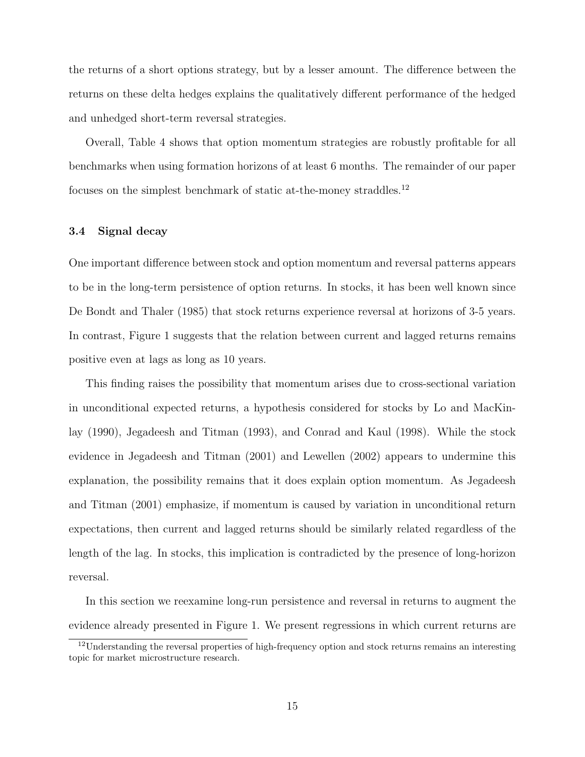the returns of a short options strategy, but by a lesser amount. The difference between the returns on these delta hedges explains the qualitatively different performance of the hedged and unhedged short-term reversal strategies.

Overall, Table 4 shows that option momentum strategies are robustly profitable for all benchmarks when using formation horizons of at least 6 months. The remainder of our paper focuses on the simplest benchmark of static at-the-money straddles.[12]

### 3.4 Signal decay

One important difference between stock and option momentum and reversal patterns appears to be in the long-term persistence of option returns. In stocks, it has been well known since De Bondt and Thaler (1985) that stock returns experience reversal at horizons of 3-5 years. In contrast, Figure 1 suggests that the relation between current and lagged returns remains positive even at lags as long as 10 years.

This finding raises the possibility that momentum arises due to cross-sectional variation in unconditional expected returns, a hypothesis considered for stocks by Lo and MacKinlay (1990), Jegadeesh and Titman (1993), and Conrad and Kaul (1998). While the stock evidence in Jegadeesh and Titman (2001) and Lewellen (2002) appears to undermine this explanation, the possibility remains that it does explain option momentum. As Jegadeesh and Titman (2001) emphasize, if momentum is caused by variation in unconditional return expectations, then current and lagged returns should be similarly related regardless of the length of the lag. In stocks, this implication is contradicted by the presence of long-horizon reversal.

In this section we reexamine long-run persistence and reversal in returns to augment the evidence already presented in Figure 1. We present regressions in which current returns are

[12] Understanding the reversal properties of high-frequency option and stock returns remains an interesting topic for market microstructure research.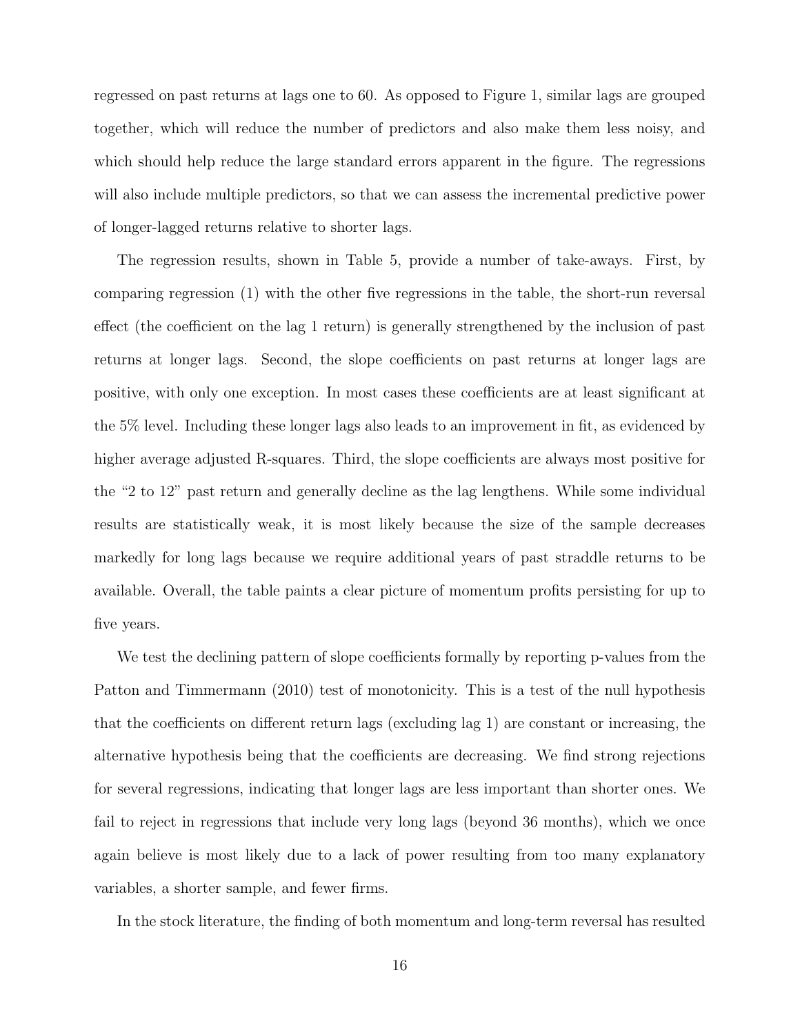regressed on past returns at lags one to 60. As opposed to Figure 1, similar lags are grouped together, which will reduce the number of predictors and also make them less noisy, and which should help reduce the large standard errors apparent in the figure. The regressions will also include multiple predictors, so that we can assess the incremental predictive power of longer-lagged returns relative to shorter lags.

The regression results, shown in Table 5, provide a number of take-aways. First, by comparing regression (1) with the other five regressions in the table, the short-run reversal effect (the coefficient on the lag 1 return) is generally strengthened by the inclusion of past returns at longer lags. Second, the slope coefficients on past returns at longer lags are positive, with only one exception. In most cases these coefficients are at least significant at the 5% level. Including these longer lags also leads to an improvement in fit, as evidenced by higher average adjusted R-squares. Third, the slope coefficients are always most positive for the "2 to 12" past return and generally decline as the lag lengthens. While some individual results are statistically weak, it is most likely because the size of the sample decreases markedly for long lags because we require additional years of past straddle returns to be available. Overall, the table paints a clear picture of momentum profits persisting for up to five years.

We test the declining pattern of slope coefficients formally by reporting p-values from the Patton and Timmermann (2010) test of monotonicity. This is a test of the null hypothesis that the coefficients on different return lags (excluding lag 1) are constant or increasing, the alternative hypothesis being that the coefficients are decreasing. We find strong rejections for several regressions, indicating that longer lags are less important than shorter ones. We fail to reject in regressions that include very long lags (beyond 36 months), which we once again believe is most likely due to a lack of power resulting from too many explanatory variables, a shorter sample, and fewer firms.

In the stock literature, the finding of both momentum and long-term reversal has resulted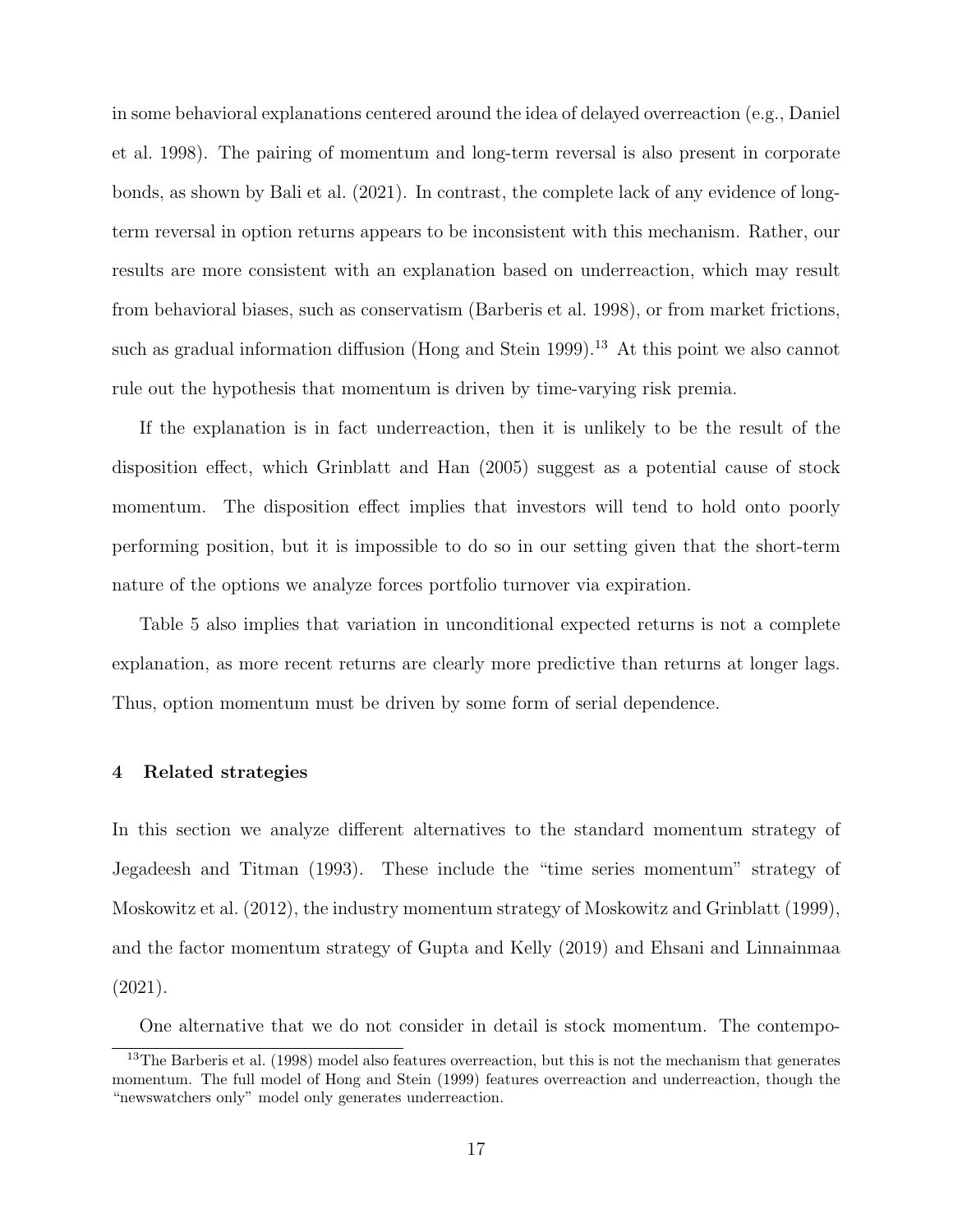in some behavioral explanations centered around the idea of delayed overreaction (e.g., Daniel et al. 1998). The pairing of momentum and long-term reversal is also present in corporate bonds, as shown by Bali et al. (2021). In contrast, the complete lack of any evidence of long-term reversal in option returns appears to be inconsistent with this mechanism. Rather, our results are more consistent with an explanation based on underreaction, which may result from behavioral biases, such as conservatism (Barberis et al. 1998), or from market frictions, such as gradual information diffusion (Hong and Stein 1999).[13] At this point we also cannot rule out the hypothesis that momentum is driven by time-varying risk premia.

If the explanation is in fact underreaction, then it is unlikely to be the result of the disposition effect, which Grinblatt and Han (2005) suggest as a potential cause of stock momentum. The disposition effect implies that investors will tend to hold onto poorly performing position, but it is impossible to do so in our setting given that the short-term nature of the options we analyze forces portfolio turnover via expiration.

Table 5 also implies that variation in unconditional expected returns is not a complete explanation, as more recent returns are clearly more predictive than returns at longer lags. Thus, option momentum must be driven by some form of serial dependence.

## 4 Related strategies

In this section we analyze different alternatives to the standard momentum strategy of Jegadeesh and Titman (1993). These include the "time series momentum" strategy of Moskowitz et al. (2012), the industry momentum strategy of Moskowitz and Grinblatt (1999), and the factor momentum strategy of Gupta and Kelly (2019) and Ehsani and Linnainmaa (2021).

One alternative that we do not consider in detail is stock momentum. The contempo-

[13] The Barberis et al. (1998) model also features overreaction, but this is not the mechanism that generates momentum. The full model of Hong and Stein (1999) features overreaction and underreaction, though the "newswatchers only" model only generates underreaction.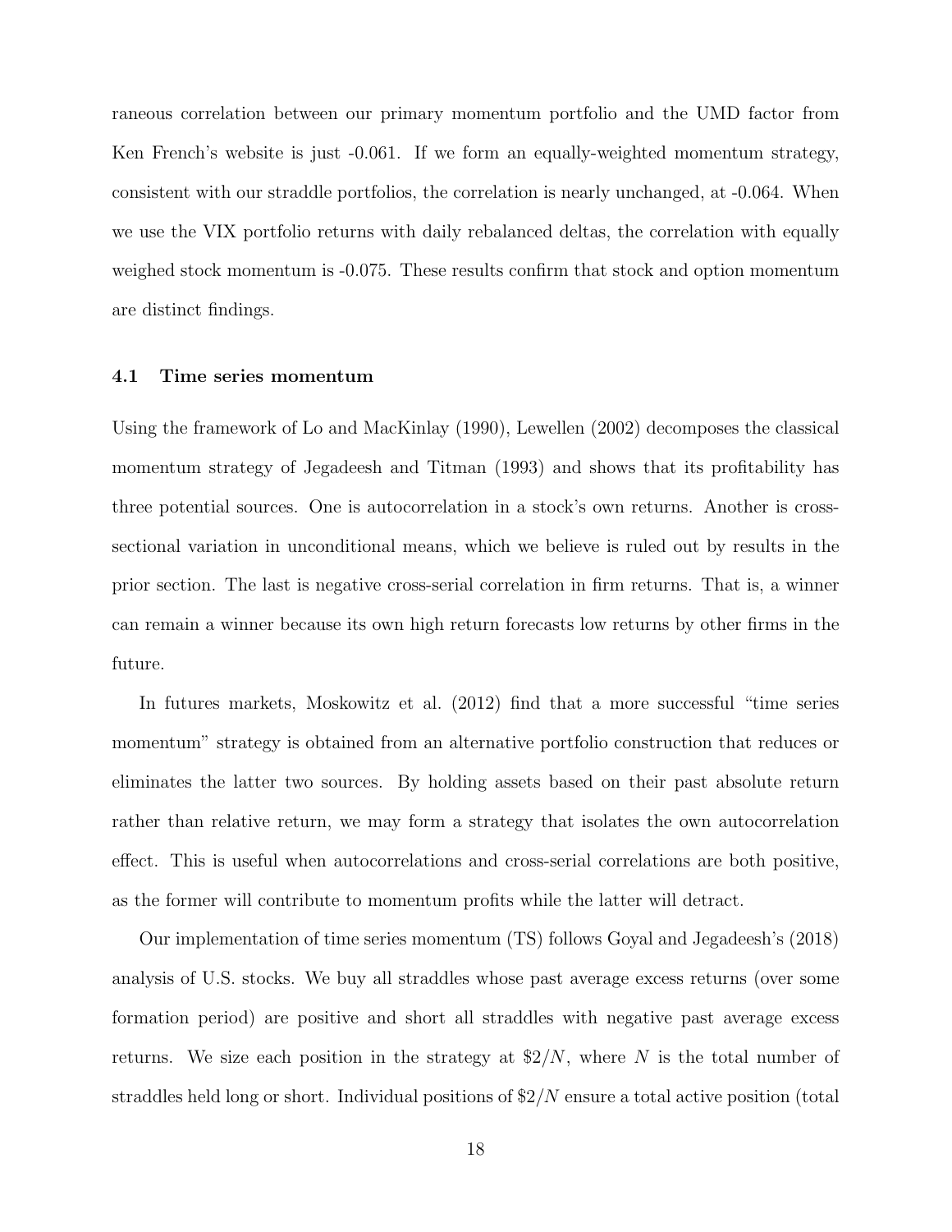raneous correlation between our primary momentum portfolio and the UMD factor from Ken French's website is just -0.061. If we form an equally-weighted momentum strategy, consistent with our straddle portfolios, the correlation is nearly unchanged, at -0.064. When we use the VIX portfolio returns with daily rebalanced deltas, the correlation with equally weighed stock momentum is -0.075. These results confirm that stock and option momentum are distinct findings.

### 4.1 Time series momentum

Using the framework of Lo and MacKinlay (1990), Lewellen (2002) decomposes the classical momentum strategy of Jegadeesh and Titman (1993) and shows that its profitability has three potential sources. One is autocorrelation in a stock's own returns. Another is cross-sectional variation in unconditional means, which we believe is ruled out by results in the prior section. The last is negative cross-serial correlation in firm returns. That is, a winner can remain a winner because its own high return forecasts low returns by other firms in the future.

In futures markets, Moskowitz et al. (2012) find that a more successful "time series momentum" strategy is obtained from an alternative portfolio construction that reduces or eliminates the latter two sources. By holding assets based on their past absolute return rather than relative return, we may form a strategy that isolates the own autocorrelation effect. This is useful when autocorrelations and cross-serial correlations are both positive, as the former will contribute to momentum profits while the latter will detract.

Our implementation of time series momentum (TS) follows Goyal and Jegadeesh's (2018) analysis of U.S. stocks. We buy all straddles whose past average excess returns (over some formation period) are positive and short all straddles with negative past average excess returns. We size each position in the strategy at $\$2/N$, where $N$ is the total number of straddles held long or short. Individual positions of $\$2/N$ ensure a total active position (total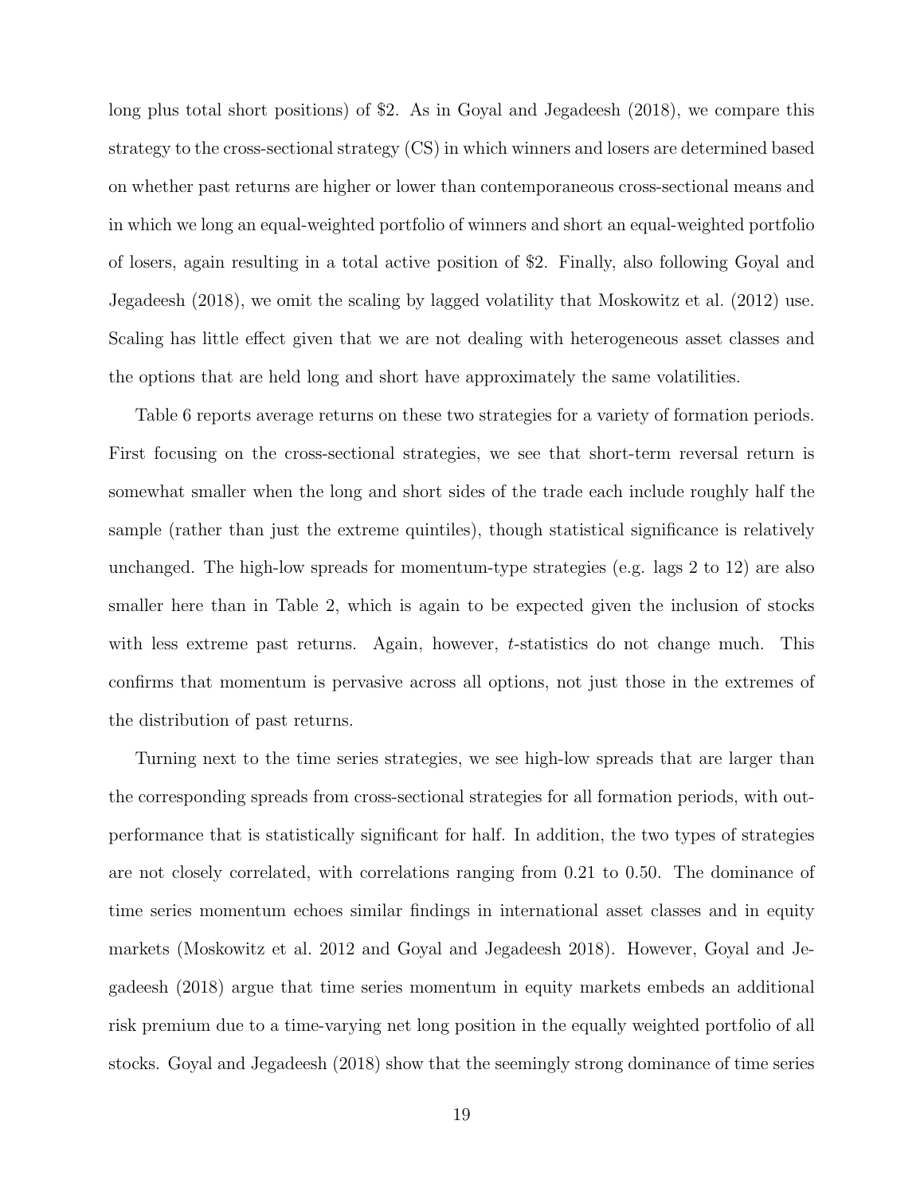long plus total short positions) of \$2. As in Goyal and Jegadeesh (2018), we compare this strategy to the cross-sectional strategy (CS) in which winners and losers are determined based on whether past returns are higher or lower than contemporaneous cross-sectional means and in which we long an equal-weighted portfolio of winners and short an equal-weighted portfolio of losers, again resulting in a total active position of \$2. Finally, also following Goyal and Jegadeesh (2018), we omit the scaling by lagged volatility that Moskowitz et al. (2012) use. Scaling has little effect given that we are not dealing with heterogeneous asset classes and the options that are held long and short have approximately the same volatilities.

Table 6 reports average returns on these two strategies for a variety of formation periods. First focusing on the cross-sectional strategies, we see that short-term reversal return is somewhat smaller when the long and short sides of the trade each include roughly half the sample (rather than just the extreme quintiles), though statistical significance is relatively unchanged. The high-low spreads for momentum-type strategies (e.g. lags 2 to 12) are also smaller here than in Table 2, which is again to be expected given the inclusion of stocks with less extreme past returns. Again, however, $t$-statistics do not change much. This confirms that momentum is pervasive across all options, not just those in the extremes of the distribution of past returns.

Turning next to the time series strategies, we see high-low spreads that are larger than the corresponding spreads from cross-sectional strategies for all formation periods, with out-performance that is statistically significant for half. In addition, the two types of strategies are not closely correlated, with correlations ranging from 0.21 to 0.50. The dominance of time series momentum echoes similar findings in international asset classes and in equity markets (Moskowitz et al. 2012 and Goyal and Jegadeesh 2018). However, Goyal and Jegadeesh (2018) argue that time series momentum in equity markets embeds an additional risk premium due to a time-varying net long position in the equally weighted portfolio of all stocks. Goyal and Jegadeesh (2018) show that the seemingly strong dominance of time series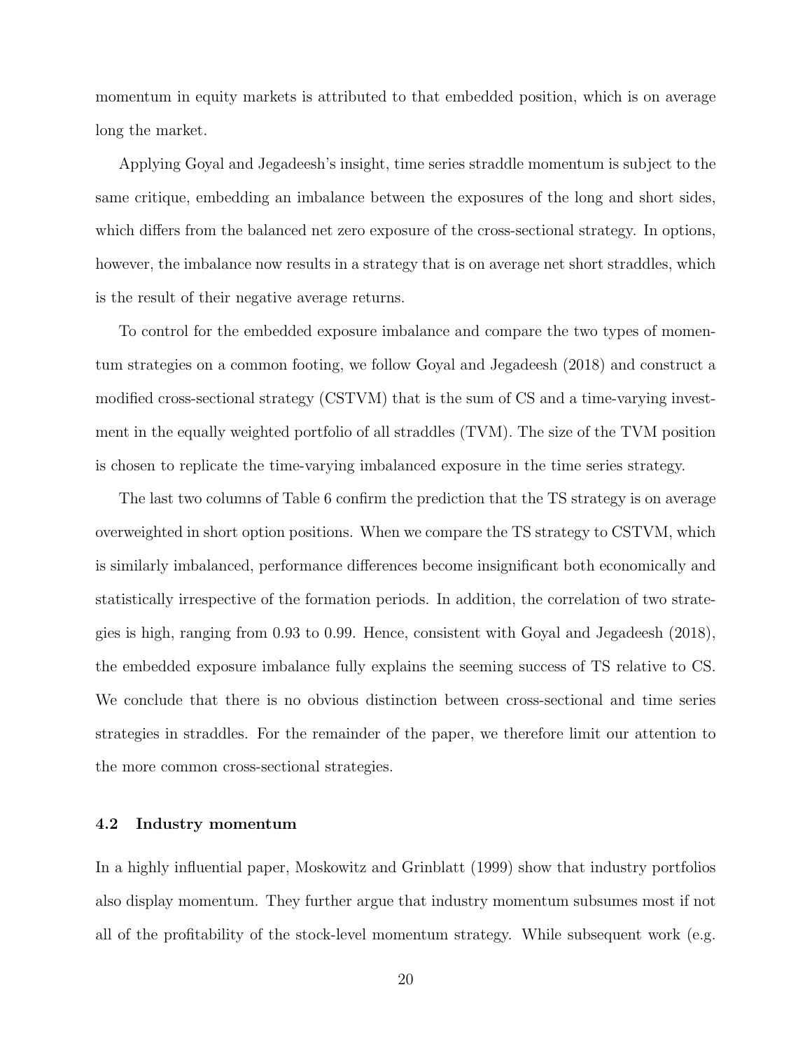momentum in equity markets is attributed to that embedded position, which is on average long the market.

Applying Goyal and Jegadeesh's insight, time series straddle momentum is subject to the same critique, embedding an imbalance between the exposures of the long and short sides, which differs from the balanced net zero exposure of the cross-sectional strategy. In options, however, the imbalance now results in a strategy that is on average net short straddles, which is the result of their negative average returns.

To control for the embedded exposure imbalance and compare the two types of momentum strategies on a common footing, we follow Goyal and Jegadeesh (2018) and construct a modified cross-sectional strategy (CSTVM) that is the sum of CS and a time-varying investment in the equally weighted portfolio of all straddles (TVM). The size of the TVM position is chosen to replicate the time-varying imbalanced exposure in the time series strategy.

The last two columns of Table 6 confirm the prediction that the TS strategy is on average overweighted in short option positions. When we compare the TS strategy to CSTVM, which is similarly imbalanced, performance differences become insignificant both economically and statistically irrespective of the formation periods. In addition, the correlation of two strategies is high, ranging from 0.93 to 0.99. Hence, consistent with Goyal and Jegadeesh (2018), the embedded exposure imbalance fully explains the seeming success of TS relative to CS. We conclude that there is no obvious distinction between cross-sectional and time series strategies in straddles. For the remainder of the paper, we therefore limit our attention to the more common cross-sectional strategies.

### 4.2 Industry momentum

In a highly influential paper, Moskowitz and Grinblatt (1999) show that industry portfolios also display momentum. They further argue that industry momentum subsumes most if not all of the profitability of the stock-level momentum strategy. While subsequent work (e.g.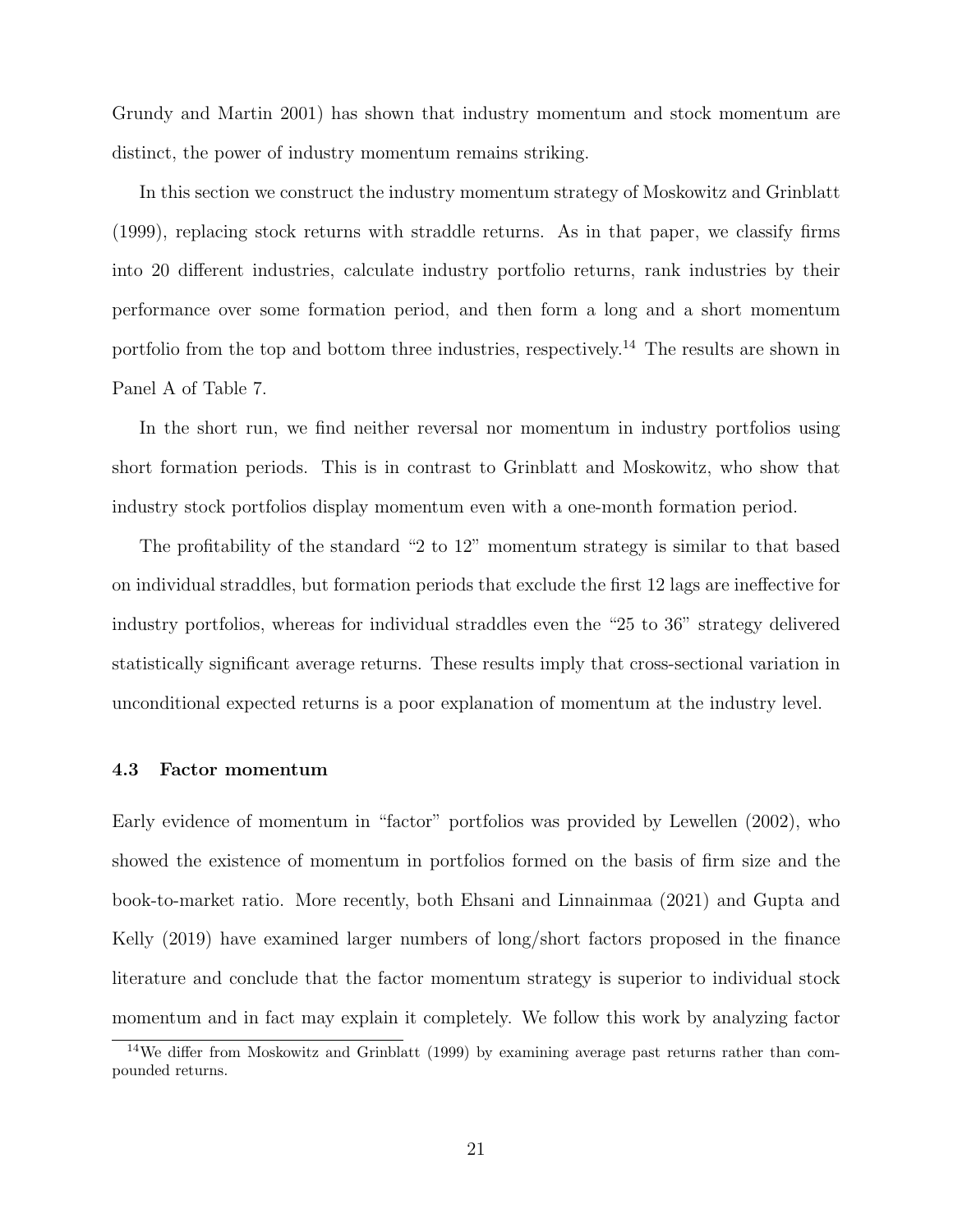Grundy and Martin 2001) has shown that industry momentum and stock momentum are distinct, the power of industry momentum remains striking.

In this section we construct the industry momentum strategy of Moskowitz and Grinblatt (1999), replacing stock returns with straddle returns. As in that paper, we classify firms into 20 different industries, calculate industry portfolio returns, rank industries by their performance over some formation period, and then form a long and a short momentum portfolio from the top and bottom three industries, respectively.[14] The results are shown in Panel A of Table 7.

In the short run, we find neither reversal nor momentum in industry portfolios using short formation periods. This is in contrast to Grinblatt and Moskowitz, who show that industry stock portfolios display momentum even with a one-month formation period.

The profitability of the standard "2 to 12" momentum strategy is similar to that based on individual straddles, but formation periods that exclude the first 12 lags are ineffective for industry portfolios, whereas for individual straddles even the "25 to 36" strategy delivered statistically significant average returns. These results imply that cross-sectional variation in unconditional expected returns is a poor explanation of momentum at the industry level.

### 4.3 Factor momentum

Early evidence of momentum in "factor" portfolios was provided by Lewellen (2002), who showed the existence of momentum in portfolios formed on the basis of firm size and the book-to-market ratio. More recently, both Ehsani and Linnainmaa (2021) and Gupta and Kelly (2019) have examined larger numbers of long/short factors proposed in the finance literature and conclude that the factor momentum strategy is superior to individual stock momentum and in fact may explain it completely. We follow this work by analyzing factor

[14] We differ from Moskowitz and Grinblatt (1999) by examining average past returns rather than compounded returns.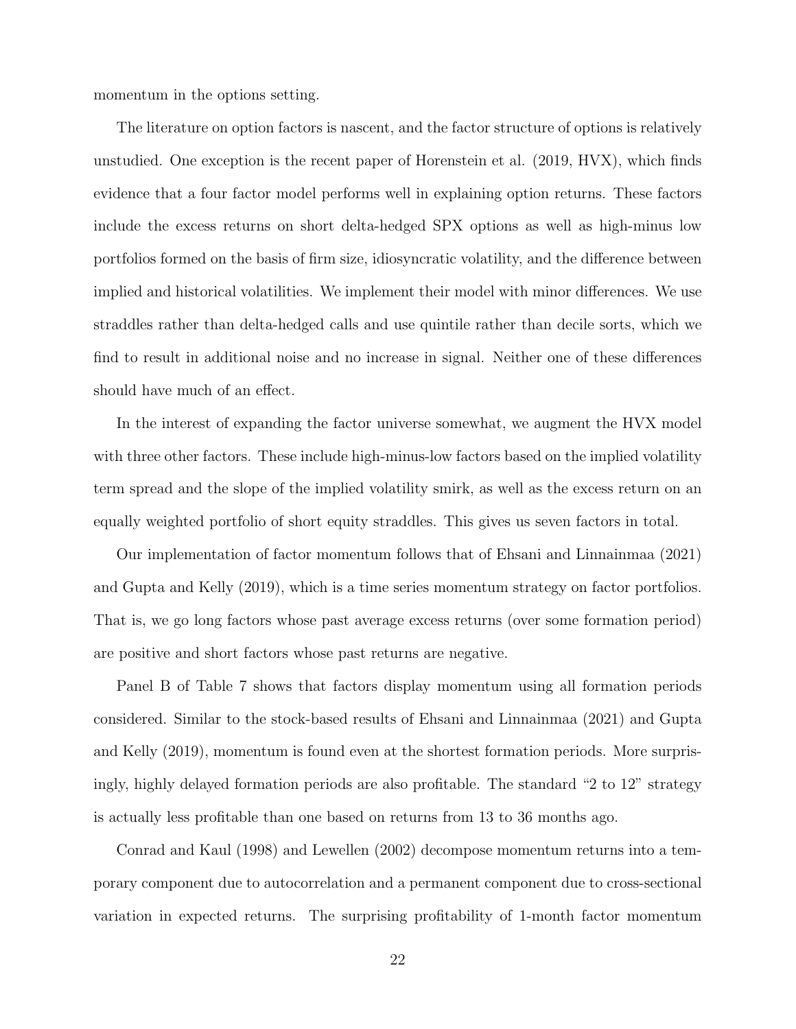momentum in the options setting.

The literature on option factors is nascent, and the factor structure of options is relatively unstudied. One exception is the recent paper of Horenstein et al. (2019, HVX), which finds evidence that a four factor model performs well in explaining option returns. These factors include the excess returns on short delta-hedged SPX options as well as high-minus low portfolios formed on the basis of firm size, idiosyncratic volatility, and the difference between implied and historical volatilities. We implement their model with minor differences. We use straddles rather than delta-hedged calls and use quintile rather than decile sorts, which we find to result in additional noise and no increase in signal. Neither one of these differences should have much of an effect.

In the interest of expanding the factor universe somewhat, we augment the HVX model with three other factors. These include high-minus-low factors based on the implied volatility term spread and the slope of the implied volatility smirk, as well as the excess return on an equally weighted portfolio of short equity straddles. This gives us seven factors in total.

Our implementation of factor momentum follows that of Ehsani and Linnainmaa (2021) and Gupta and Kelly (2019), which is a time series momentum strategy on factor portfolios. That is, we go long factors whose past average excess returns (over some formation period) are positive and short factors whose past returns are negative.

Panel B of Table 7 shows that factors display momentum using all formation periods considered. Similar to the stock-based results of Ehsani and Linnainmaa (2021) and Gupta and Kelly (2019), momentum is found even at the shortest formation periods. More surprisingly, highly delayed formation periods are also profitable. The standard "2 to 12" strategy is actually less profitable than one based on returns from 13 to 36 months ago.

Conrad and Kaul (1998) and Lewellen (2002) decompose momentum returns into a temporary component due to autocorrelation and a permanent component due to cross-sectional variation in expected returns. The surprising profitability of 1-month factor momentum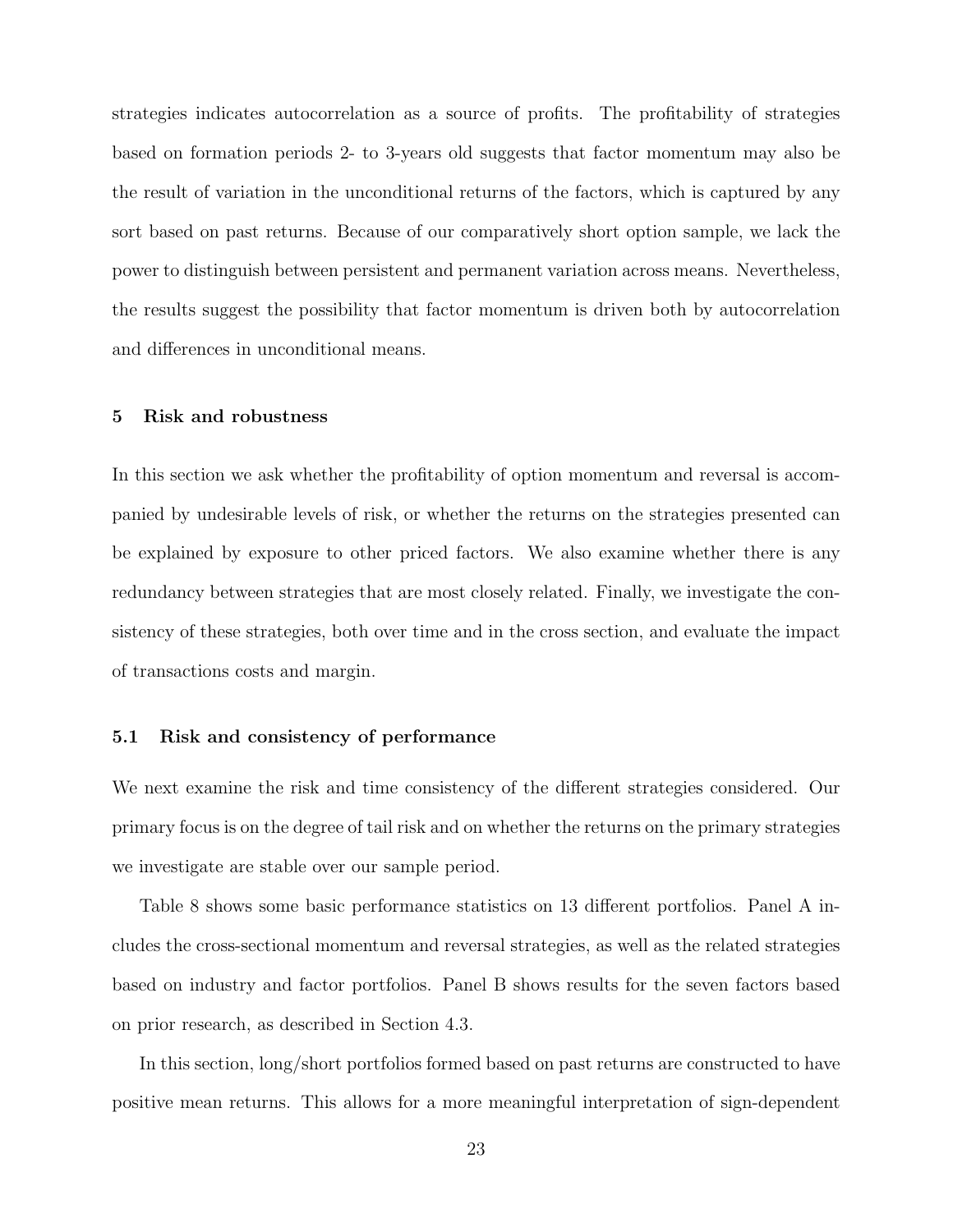strategies indicates autocorrelation as a source of profits. The profitability of strategies based on formation periods 2- to 3-years old suggests that factor momentum may also be the result of variation in the unconditional returns of the factors, which is captured by any sort based on past returns. Because of our comparatively short option sample, we lack the power to distinguish between persistent and permanent variation across means. Nevertheless, the results suggest the possibility that factor momentum is driven both by autocorrelation and differences in unconditional means.

## 5 Risk and robustness

In this section we ask whether the profitability of option momentum and reversal is accompanied by undesirable levels of risk, or whether the returns on the strategies presented can be explained by exposure to other priced factors. We also examine whether there is any redundancy between strategies that are most closely related. Finally, we investigate the consistency of these strategies, both over time and in the cross section, and evaluate the impact of transactions costs and margin.

### 5.1 Risk and consistency of performance

We next examine the risk and time consistency of the different strategies considered. Our primary focus is on the degree of tail risk and on whether the returns on the primary strategies we investigate are stable over our sample period.

Table 8 shows some basic performance statistics on 13 different portfolios. Panel A includes the cross-sectional momentum and reversal strategies, as well as the related strategies based on industry and factor portfolios. Panel B shows results for the seven factors based on prior research, as described in Section 4.3.

In this section, long/short portfolios formed based on past returns are constructed to have positive mean returns. This allows for a more meaningful interpretation of sign-dependent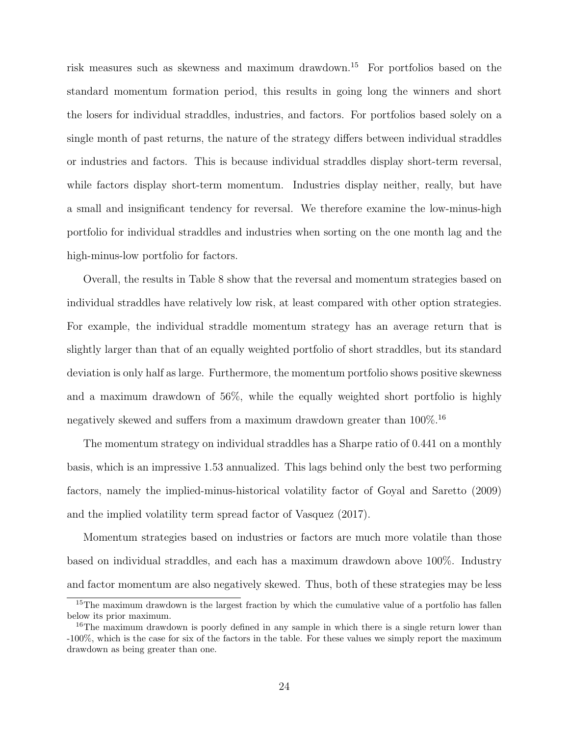risk measures such as skewness and maximum drawdown.[15] For portfolios based on the standard momentum formation period, this results in going long the winners and short the losers for individual straddles, industries, and factors. For portfolios based solely on a single month of past returns, the nature of the strategy differs between individual straddles or industries and factors. This is because individual straddles display short-term reversal, while factors display short-term momentum. Industries display neither, really, but have a small and insignificant tendency for reversal. We therefore examine the low-minus-high portfolio for individual straddles and industries when sorting on the one month lag and the high-minus-low portfolio for factors.

Overall, the results in Table 8 show that the reversal and momentum strategies based on individual straddles have relatively low risk, at least compared with other option strategies. For example, the individual straddle momentum strategy has an average return that is slightly larger than that of an equally weighted portfolio of short straddles, but its standard deviation is only half as large. Furthermore, the momentum portfolio shows positive skewness and a maximum drawdown of 56%, while the equally weighted short portfolio is highly negatively skewed and suffers from a maximum drawdown greater than 100%.[16]

The momentum strategy on individual straddles has a Sharpe ratio of 0.441 on a monthly basis, which is an impressive 1.53 annualized. This lags behind only the best two performing factors, namely the implied-minus-historical volatility factor of Goyal and Saretto (2009) and the implied volatility term spread factor of Vasquez (2017).

Momentum strategies based on industries or factors are much more volatile than those based on individual straddles, and each has a maximum drawdown above 100%. Industry and factor momentum are also negatively skewed. Thus, both of these strategies may be less

[15] The maximum drawdown is the largest fraction by which the cumulative value of a portfolio has fallen below its prior maximum.

[16] The maximum drawdown is poorly defined in any sample in which there is a single return lower than -100%, which is the case for six of the factors in the table. For these values we simply report the maximum drawdown as being greater than one.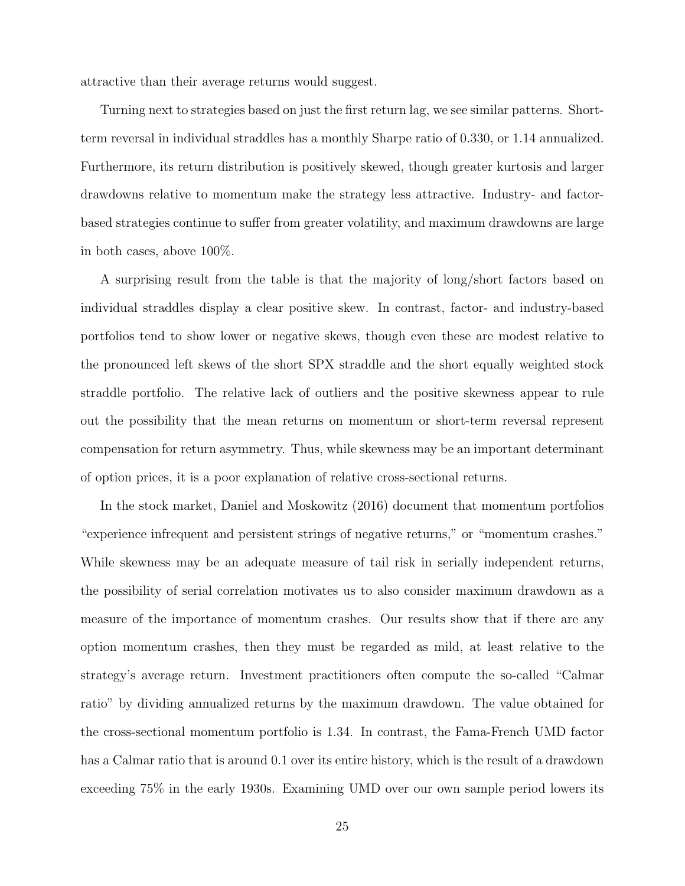attractive than their average returns would suggest.

Turning next to strategies based on just the first return lag, we see similar patterns. Short-term reversal in individual straddles has a monthly Sharpe ratio of 0.330, or 1.14 annualized. Furthermore, its return distribution is positively skewed, though greater kurtosis and larger drawdowns relative to momentum make the strategy less attractive. Industry- and factor-based strategies continue to suffer from greater volatility, and maximum drawdowns are large in both cases, above 100%.

A surprising result from the table is that the majority of long/short factors based on individual straddles display a clear positive skew. In contrast, factor- and industry-based portfolios tend to show lower or negative skews, though even these are modest relative to the pronounced left skews of the short SPX straddle and the short equally weighted stock straddle portfolio. The relative lack of outliers and the positive skewness appear to rule out the possibility that the mean returns on momentum or short-term reversal represent compensation for return asymmetry. Thus, while skewness may be an important determinant of option prices, it is a poor explanation of relative cross-sectional returns.

In the stock market, Daniel and Moskowitz (2016) document that momentum portfolios "experience infrequent and persistent strings of negative returns," or "momentum crashes." While skewness may be an adequate measure of tail risk in serially independent returns, the possibility of serial correlation motivates us to also consider maximum drawdown as a measure of the importance of momentum crashes. Our results show that if there are any option momentum crashes, then they must be regarded as mild, at least relative to the strategy's average return. Investment practitioners often compute the so-called "Calmar ratio" by dividing annualized returns by the maximum drawdown. The value obtained for the cross-sectional momentum portfolio is 1.34. In contrast, the Fama-French UMD factor has a Calmar ratio that is around 0.1 over its entire history, which is the result of a drawdown exceeding 75% in the early 1930s. Examining UMD over our own sample period lowers its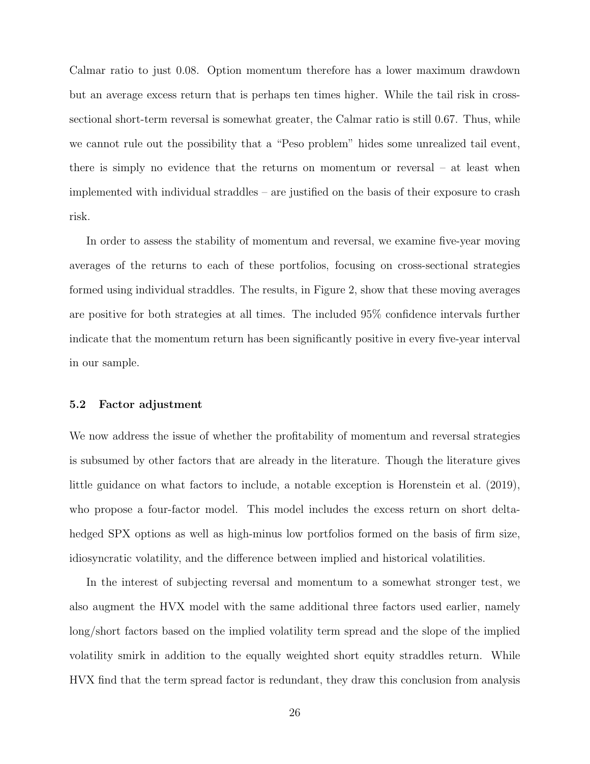Calmar ratio to just 0.08. Option momentum therefore has a lower maximum drawdown but an average excess return that is perhaps ten times higher. While the tail risk in cross-sectional short-term reversal is somewhat greater, the Calmar ratio is still 0.67. Thus, while we cannot rule out the possibility that a "Peso problem" hides some unrealized tail event, there is simply no evidence that the returns on momentum or reversal – at least when implemented with individual straddles – are justified on the basis of their exposure to crash risk.

In order to assess the stability of momentum and reversal, we examine five-year moving averages of the returns to each of these portfolios, focusing on cross-sectional strategies formed using individual straddles. The results, in Figure 2, show that these moving averages are positive for both strategies at all times. The included 95% confidence intervals further indicate that the momentum return has been significantly positive in every five-year interval in our sample.

### 5.2 Factor adjustment

We now address the issue of whether the profitability of momentum and reversal strategies is subsumed by other factors that are already in the literature. Though the literature gives little guidance on what factors to include, a notable exception is Horenstein et al. (2019), who propose a four-factor model. This model includes the excess return on short delta-hedged SPX options as well as high-minus low portfolios formed on the basis of firm size, idiosyncratic volatility, and the difference between implied and historical volatilities.

In the interest of subjecting reversal and momentum to a somewhat stronger test, we also augment the HVX model with the same additional three factors used earlier, namely long/short factors based on the implied volatility term spread and the slope of the implied volatility smirk in addition to the equally weighted short equity straddles return. While HVX find that the term spread factor is redundant, they draw this conclusion from analysis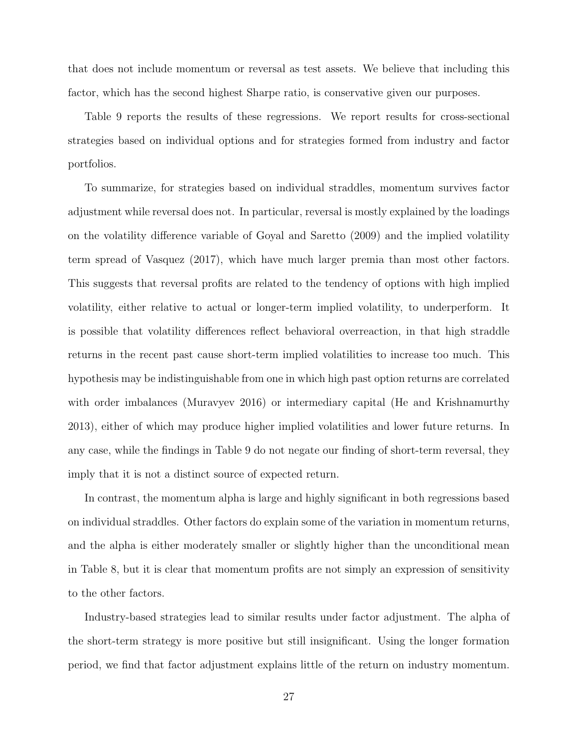that does not include momentum or reversal as test assets. We believe that including this factor, which has the second highest Sharpe ratio, is conservative given our purposes.

Table 9 reports the results of these regressions. We report results for cross-sectional strategies based on individual options and for strategies formed from industry and factor portfolios.

To summarize, for strategies based on individual straddles, momentum survives factor adjustment while reversal does not. In particular, reversal is mostly explained by the loadings on the volatility difference variable of Goyal and Saretto (2009) and the implied volatility term spread of Vasquez (2017), which have much larger premia than most other factors. This suggests that reversal profits are related to the tendency of options with high implied volatility, either relative to actual or longer-term implied volatility, to underperform. It is possible that volatility differences reflect behavioral overreaction, in that high straddle returns in the recent past cause short-term implied volatilities to increase too much. This hypothesis may be indistinguishable from one in which high past option returns are correlated with order imbalances (Muravyev 2016) or intermediary capital (He and Krishnamurthy 2013), either of which may produce higher implied volatilities and lower future returns. In any case, while the findings in Table 9 do not negate our finding of short-term reversal, they imply that it is not a distinct source of expected return.

In contrast, the momentum alpha is large and highly significant in both regressions based on individual straddles. Other factors do explain some of the variation in momentum returns, and the alpha is either moderately smaller or slightly higher than the unconditional mean in Table 8, but it is clear that momentum profits are not simply an expression of sensitivity to the other factors.

Industry-based strategies lead to similar results under factor adjustment. The alpha of the short-term strategy is more positive but still insignificant. Using the longer formation period, we find that factor adjustment explains little of the return on industry momentum.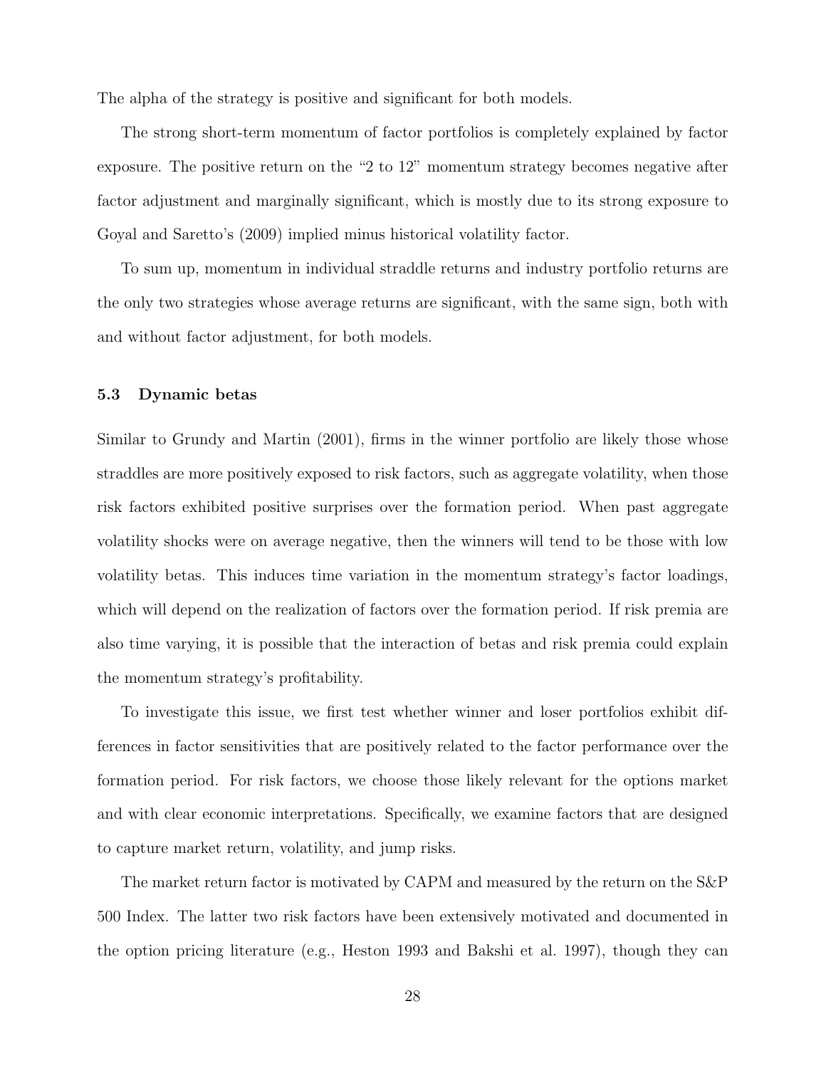The alpha of the strategy is positive and significant for both models.

The strong short-term momentum of factor portfolios is completely explained by factor exposure. The positive return on the "2 to 12" momentum strategy becomes negative after factor adjustment and marginally significant, which is mostly due to its strong exposure to Goyal and Saretto's (2009) implied minus historical volatility factor.

To sum up, momentum in individual straddle returns and industry portfolio returns are the only two strategies whose average returns are significant, with the same sign, both with and without factor adjustment, for both models.

### 5.3 Dynamic betas

Similar to Grundy and Martin (2001), firms in the winner portfolio are likely those whose straddles are more positively exposed to risk factors, such as aggregate volatility, when those risk factors exhibited positive surprises over the formation period. When past aggregate volatility shocks were on average negative, then the winners will tend to be those with low volatility betas. This induces time variation in the momentum strategy's factor loadings, which will depend on the realization of factors over the formation period. If risk premia are also time varying, it is possible that the interaction of betas and risk premia could explain the momentum strategy's profitability.

To investigate this issue, we first test whether winner and loser portfolios exhibit differences in factor sensitivities that are positively related to the factor performance over the formation period. For risk factors, we choose those likely relevant for the options market and with clear economic interpretations. Specifically, we examine factors that are designed to capture market return, volatility, and jump risks.

The market return factor is motivated by CAPM and measured by the return on the S&P 500 Index. The latter two risk factors have been extensively motivated and documented in the option pricing literature (e.g., Heston 1993 and Bakshi et al. 1997), though they can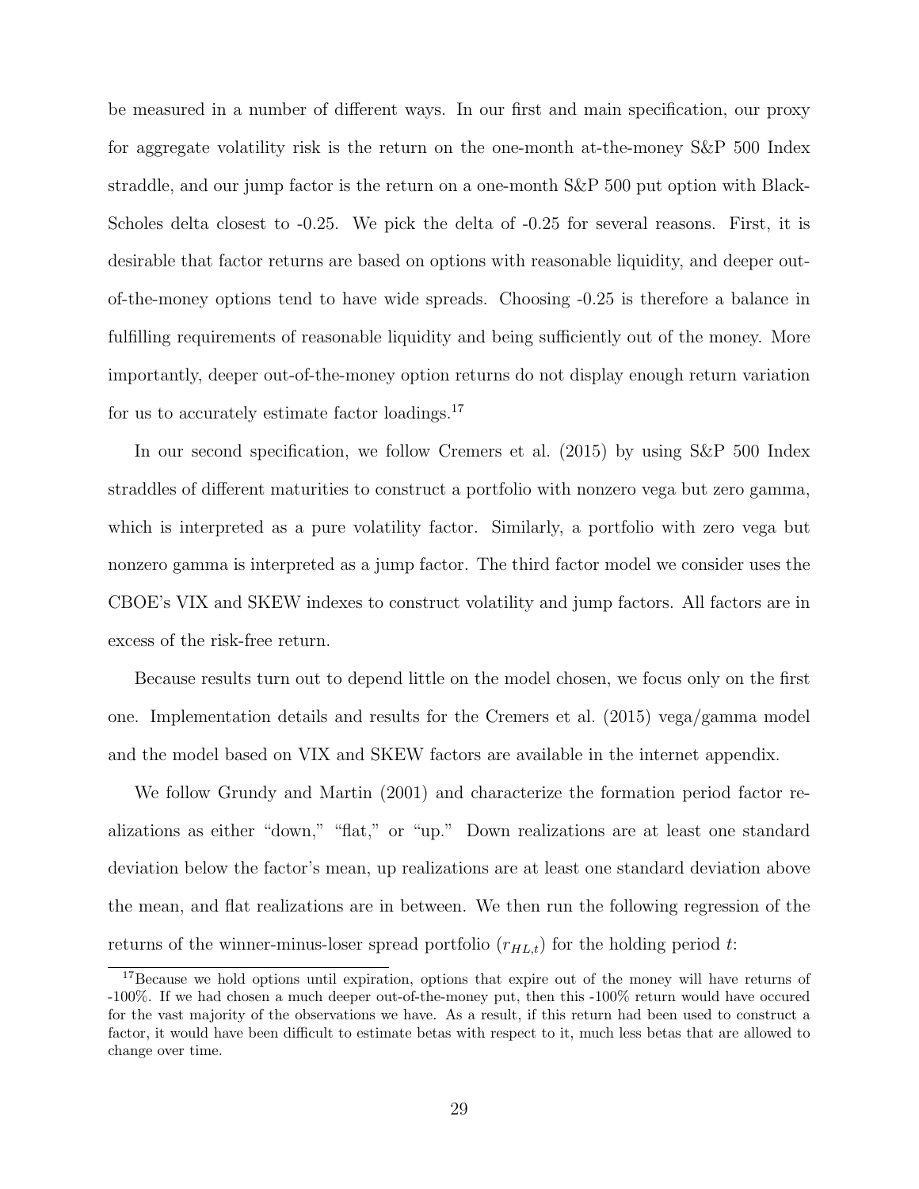be measured in a number of different ways. In our first and main specification, our proxy for aggregate volatility risk is the return on the one-month at-the-money S&P 500 Index straddle, and our jump factor is the return on a one-month S&P 500 put option with Black-Scholes delta closest to -0.25. We pick the delta of -0.25 for several reasons. First, it is desirable that factor returns are based on options with reasonable liquidity, and deeper out-of-the-money options tend to have wide spreads. Choosing -0.25 is therefore a balance in fulfilling requirements of reasonable liquidity and being sufficiently out of the money. More importantly, deeper out-of-the-money option returns do not display enough return variation for us to accurately estimate factor loadings.[17]

In our second specification, we follow Cremers et al. (2015) by using S&P 500 Index straddles of different maturities to construct a portfolio with nonzero vega but zero gamma, which is interpreted as a pure volatility factor. Similarly, a portfolio with zero vega but nonzero gamma is interpreted as a jump factor. The third factor model we consider uses the CBOE's VIX and SKEW indexes to construct volatility and jump factors. All factors are in excess of the risk-free return.

Because results turn out to depend little on the model chosen, we focus only on the first one. Implementation details and results for the Cremers et al. (2015) vega/gamma model and the model based on VIX and SKEW factors are available in the internet appendix.

We follow Grundy and Martin (2001) and characterize the formation period factor realizations as either "down," "flat," or "up." Down realizations are at least one standard deviation below the factor's mean, up realizations are at least one standard deviation above the mean, and flat realizations are in between. We then run the following regression of the returns of the winner-minus-loser spread portfolio ($r_{HL,t}$) for the holding period $t$:

[17] Because we hold options until expiration, options that expire out of the money will have returns of -100%. If we had chosen a much deeper out-of-the-money put, then this -100% return would have occured for the vast majority of the observations we have. As a result, if this return had been used to construct a factor, it would have been difficult to estimate betas with respect to it, much less betas that are allowed to change over time.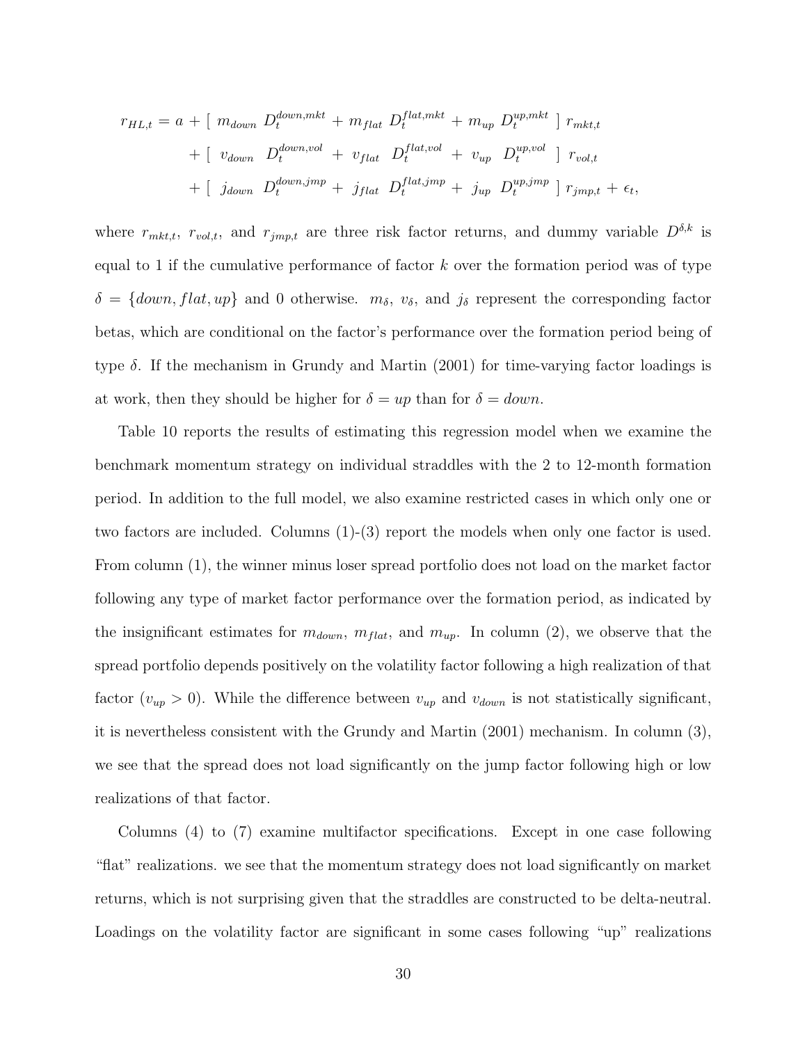$$
\begin{aligned}
r_{HL,t} = a &+ [\ m_{down}\ D_t^{down,mkt} + m_{flat}\ D_t^{flat,mkt} + m_{up}\ D_t^{up,mkt}\ ]\ r_{mkt,t} \\
&+ [\ v_{down}\ D_t^{down,vol} + v_{flat}\ D_t^{flat,vol} + v_{up}\ D_t^{up,vol}\ ]\ r_{vol,t} \\
&+ [\ j_{down}\ D_t^{down,jmp} + j_{flat}\ D_t^{flat,jmp} + j_{up}\ D_t^{up,jmp}\ ]\ r_{jmp,t} + \epsilon_t,
\end{aligned}
$$

where $r_{mkt,t}$, $r_{vol,t}$, and $r_{jmp,t}$ are three risk factor returns, and dummy variable $D^{\delta,k}$ is equal to 1 if the cumulative performance of factor $k$ over the formation period was of type $\delta = \{down, flat, up\}$ and 0 otherwise. $m_\delta$, $v_\delta$, and $j_\delta$ represent the corresponding factor betas, which are conditional on the factor's performance over the formation period being of type $\delta$. If the mechanism in Grundy and Martin (2001) for time-varying factor loadings is at work, then they should be higher for $\delta = up$ than for $\delta = down$.

Table 10 reports the results of estimating this regression model when we examine the benchmark momentum strategy on individual straddles with the 2 to 12-month formation period. In addition to the full model, we also examine restricted cases in which only one or two factors are included. Columns (1)-(3) report the models when only one factor is used. From column (1), the winner minus loser spread portfolio does not load on the market factor following any type of market factor performance over the formation period, as indicated by the insignificant estimates for $m_{down}$, $m_{flat}$, and $m_{up}$. In column (2), we observe that the spread portfolio depends positively on the volatility factor following a high realization of that factor ($v_{up} > 0$). While the difference between $v_{up}$ and $v_{down}$ is not statistically significant, it is nevertheless consistent with the Grundy and Martin (2001) mechanism. In column (3), we see that the spread does not load significantly on the jump factor following high or low realizations of that factor.

Columns (4) to (7) examine multifactor specifications. Except in one case following "flat" realizations. we see that the momentum strategy does not load significantly on market returns, which is not surprising given that the straddles are constructed to be delta-neutral. Loadings on the volatility factor are significant in some cases following "up" realizations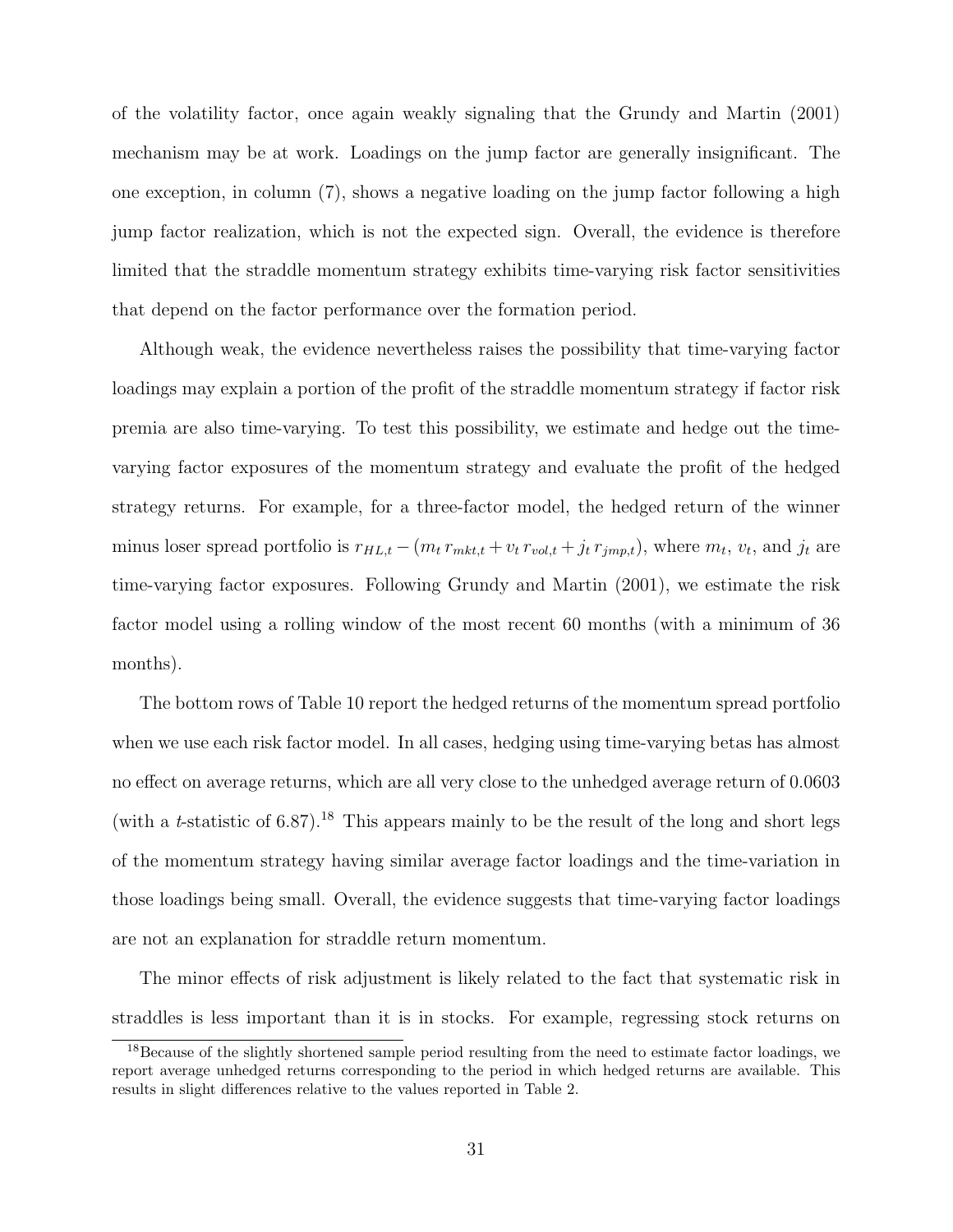of the volatility factor, once again weakly signaling that the Grundy and Martin (2001) mechanism may be at work. Loadings on the jump factor are generally insignificant. The one exception, in column (7), shows a negative loading on the jump factor following a high jump factor realization, which is not the expected sign. Overall, the evidence is therefore limited that the straddle momentum strategy exhibits time-varying risk factor sensitivities that depend on the factor performance over the formation period.

Although weak, the evidence nevertheless raises the possibility that time-varying factor loadings may explain a portion of the profit of the straddle momentum strategy if factor risk premia are also time-varying. To test this possibility, we estimate and hedge out the time-varying factor exposures of the momentum strategy and evaluate the profit of the hedged strategy returns. For example, for a three-factor model, the hedged return of the winner minus loser spread portfolio is $r_{HL,t} - (m_t\, r_{mkt,t} + v_t\, r_{vol,t} + j_t\, r_{jmp,t})$, where $m_t$, $v_t$, and $j_t$ are time-varying factor exposures. Following Grundy and Martin (2001), we estimate the risk factor model using a rolling window of the most recent 60 months (with a minimum of 36 months).

The bottom rows of Table 10 report the hedged returns of the momentum spread portfolio when we use each risk factor model. In all cases, hedging using time-varying betas has almost no effect on average returns, which are all very close to the unhedged average return of 0.0603 (with a *t*-statistic of 6.87).[18] This appears mainly to be the result of the long and short legs of the momentum strategy having similar average factor loadings and the time-variation in those loadings being small. Overall, the evidence suggests that time-varying factor loadings are not an explanation for straddle return momentum.

The minor effects of risk adjustment is likely related to the fact that systematic risk in straddles is less important than it is in stocks. For example, regressing stock returns on

[18]Because of the slightly shortened sample period resulting from the need to estimate factor loadings, we report average unhedged returns corresponding to the period in which hedged returns are available. This results in slight differences relative to the values reported in Table 2.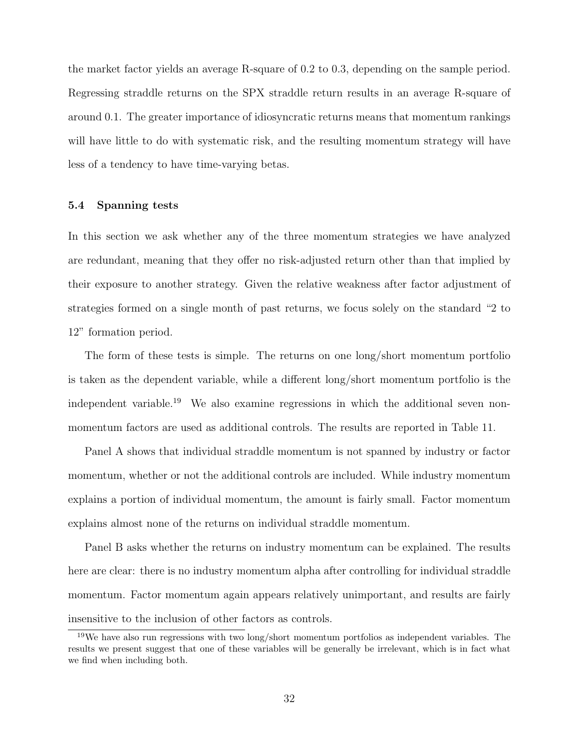the market factor yields an average R-square of 0.2 to 0.3, depending on the sample period. Regressing straddle returns on the SPX straddle return results in an average R-square of around 0.1. The greater importance of idiosyncratic returns means that momentum rankings will have little to do with systematic risk, and the resulting momentum strategy will have less of a tendency to have time-varying betas.

### 5.4 Spanning tests

In this section we ask whether any of the three momentum strategies we have analyzed are redundant, meaning that they offer no risk-adjusted return other than that implied by their exposure to another strategy. Given the relative weakness after factor adjustment of strategies formed on a single month of past returns, we focus solely on the standard "2 to 12" formation period.

The form of these tests is simple. The returns on one long/short momentum portfolio is taken as the dependent variable, while a different long/short momentum portfolio is the independent variable.[19] We also examine regressions in which the additional seven non-momentum factors are used as additional controls. The results are reported in Table 11.

Panel A shows that individual straddle momentum is not spanned by industry or factor momentum, whether or not the additional controls are included. While industry momentum explains a portion of individual momentum, the amount is fairly small. Factor momentum explains almost none of the returns on individual straddle momentum.

Panel B asks whether the returns on industry momentum can be explained. The results here are clear: there is no industry momentum alpha after controlling for individual straddle momentum. Factor momentum again appears relatively unimportant, and results are fairly insensitive to the inclusion of other factors as controls.

[19] We have also run regressions with two long/short momentum portfolios as independent variables. The results we present suggest that one of these variables will be generally be irrelevant, which is in fact what we find when including both.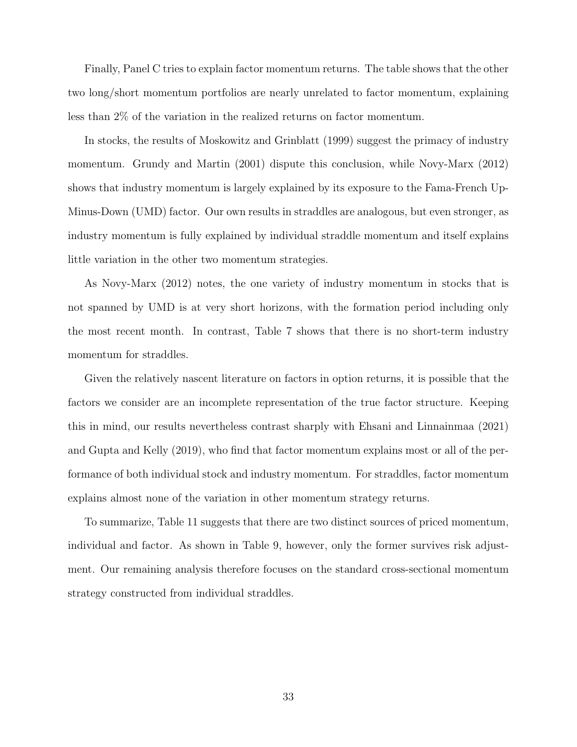Finally, Panel C tries to explain factor momentum returns. The table shows that the other two long/short momentum portfolios are nearly unrelated to factor momentum, explaining less than 2% of the variation in the realized returns on factor momentum.

In stocks, the results of Moskowitz and Grinblatt (1999) suggest the primacy of industry momentum. Grundy and Martin (2001) dispute this conclusion, while Novy-Marx (2012) shows that industry momentum is largely explained by its exposure to the Fama-French Up-Minus-Down (UMD) factor. Our own results in straddles are analogous, but even stronger, as industry momentum is fully explained by individual straddle momentum and itself explains little variation in the other two momentum strategies.

As Novy-Marx (2012) notes, the one variety of industry momentum in stocks that is not spanned by UMD is at very short horizons, with the formation period including only the most recent month. In contrast, Table 7 shows that there is no short-term industry momentum for straddles.

Given the relatively nascent literature on factors in option returns, it is possible that the factors we consider are an incomplete representation of the true factor structure. Keeping this in mind, our results nevertheless contrast sharply with Ehsani and Linnainmaa (2021) and Gupta and Kelly (2019), who find that factor momentum explains most or all of the performance of both individual stock and industry momentum. For straddles, factor momentum explains almost none of the variation in other momentum strategy returns.

To summarize, Table 11 suggests that there are two distinct sources of priced momentum, individual and factor. As shown in Table 9, however, only the former survives risk adjustment. Our remaining analysis therefore focuses on the standard cross-sectional momentum strategy constructed from individual straddles.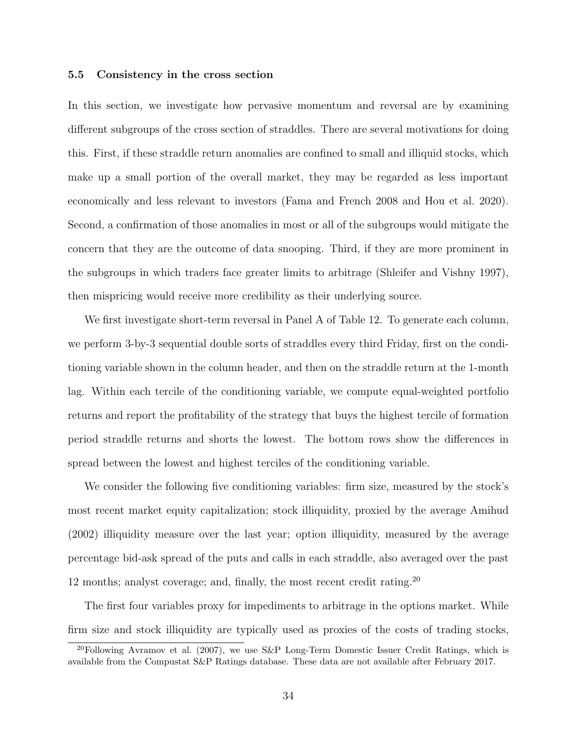### 5.5 Consistency in the cross section

In this section, we investigate how pervasive momentum and reversal are by examining different subgroups of the cross section of straddles. There are several motivations for doing this. First, if these straddle return anomalies are confined to small and illiquid stocks, which make up a small portion of the overall market, they may be regarded as less important economically and less relevant to investors (Fama and French 2008 and Hou et al. 2020). Second, a confirmation of those anomalies in most or all of the subgroups would mitigate the concern that they are the outcome of data snooping. Third, if they are more prominent in the subgroups in which traders face greater limits to arbitrage (Shleifer and Vishny 1997), then mispricing would receive more credibility as their underlying source.

We first investigate short-term reversal in Panel A of Table 12. To generate each column, we perform 3-by-3 sequential double sorts of straddles every third Friday, first on the conditioning variable shown in the column header, and then on the straddle return at the 1-month lag. Within each tercile of the conditioning variable, we compute equal-weighted portfolio returns and report the profitability of the strategy that buys the highest tercile of formation period straddle returns and shorts the lowest. The bottom rows show the differences in spread between the lowest and highest terciles of the conditioning variable.

We consider the following five conditioning variables: firm size, measured by the stock's most recent market equity capitalization; stock illiquidity, proxied by the average Amihud (2002) illiquidity measure over the last year; option illiquidity, measured by the average percentage bid-ask spread of the puts and calls in each straddle, also averaged over the past 12 months; analyst coverage; and, finally, the most recent credit rating.[20]

The first four variables proxy for impediments to arbitrage in the options market. While firm size and stock illiquidity are typically used as proxies of the costs of trading stocks,

[20] Following Avramov et al. (2007), we use S&P Long-Term Domestic Issuer Credit Ratings, which is available from the Compustat S&P Ratings database. These data are not available after February 2017.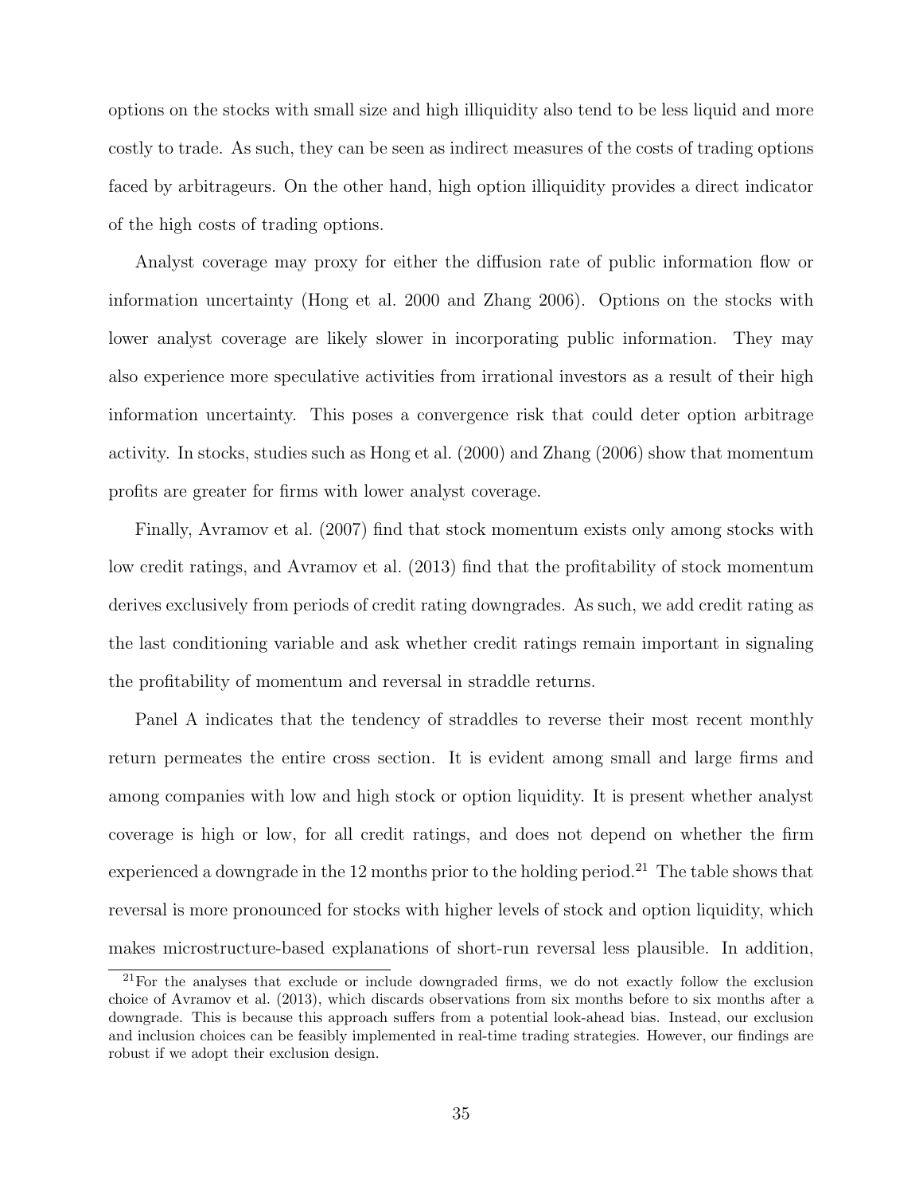options on the stocks with small size and high illiquidity also tend to be less liquid and more costly to trade. As such, they can be seen as indirect measures of the costs of trading options faced by arbitrageurs. On the other hand, high option illiquidity provides a direct indicator of the high costs of trading options.

Analyst coverage may proxy for either the diffusion rate of public information flow or information uncertainty (Hong et al. 2000 and Zhang 2006). Options on the stocks with lower analyst coverage are likely slower in incorporating public information. They may also experience more speculative activities from irrational investors as a result of their high information uncertainty. This poses a convergence risk that could deter option arbitrage activity. In stocks, studies such as Hong et al. (2000) and Zhang (2006) show that momentum profits are greater for firms with lower analyst coverage.

Finally, Avramov et al. (2007) find that stock momentum exists only among stocks with low credit ratings, and Avramov et al. (2013) find that the profitability of stock momentum derives exclusively from periods of credit rating downgrades. As such, we add credit rating as the last conditioning variable and ask whether credit ratings remain important in signaling the profitability of momentum and reversal in straddle returns.

Panel A indicates that the tendency of straddles to reverse their most recent monthly return permeates the entire cross section. It is evident among small and large firms and among companies with low and high stock or option liquidity. It is present whether analyst coverage is high or low, for all credit ratings, and does not depend on whether the firm experienced a downgrade in the 12 months prior to the holding period.[21] The table shows that reversal is more pronounced for stocks with higher levels of stock and option liquidity, which makes microstructure-based explanations of short-run reversal less plausible. In addition,

[21] For the analyses that exclude or include downgraded firms, we do not exactly follow the exclusion choice of Avramov et al. (2013), which discards observations from six months before to six months after a downgrade. This is because this approach suffers from a potential look-ahead bias. Instead, our exclusion and inclusion choices can be feasibly implemented in real-time trading strategies. However, our findings are robust if we adopt their exclusion design.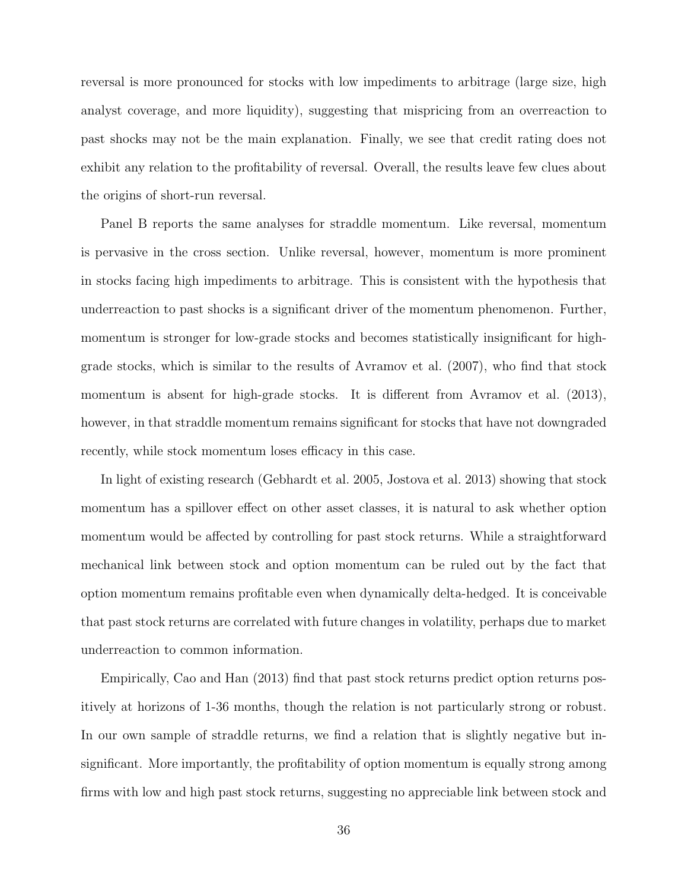reversal is more pronounced for stocks with low impediments to arbitrage (large size, high analyst coverage, and more liquidity), suggesting that mispricing from an overreaction to past shocks may not be the main explanation. Finally, we see that credit rating does not exhibit any relation to the profitability of reversal. Overall, the results leave few clues about the origins of short-run reversal.

Panel B reports the same analyses for straddle momentum. Like reversal, momentum is pervasive in the cross section. Unlike reversal, however, momentum is more prominent in stocks facing high impediments to arbitrage. This is consistent with the hypothesis that underreaction to past shocks is a significant driver of the momentum phenomenon. Further, momentum is stronger for low-grade stocks and becomes statistically insignificant for high-grade stocks, which is similar to the results of Avramov et al. (2007), who find that stock momentum is absent for high-grade stocks. It is different from Avramov et al. (2013), however, in that straddle momentum remains significant for stocks that have not downgraded recently, while stock momentum loses efficacy in this case.

In light of existing research (Gebhardt et al. 2005, Jostova et al. 2013) showing that stock momentum has a spillover effect on other asset classes, it is natural to ask whether option momentum would be affected by controlling for past stock returns. While a straightforward mechanical link between stock and option momentum can be ruled out by the fact that option momentum remains profitable even when dynamically delta-hedged. It is conceivable that past stock returns are correlated with future changes in volatility, perhaps due to market underreaction to common information.

Empirically, Cao and Han (2013) find that past stock returns predict option returns positively at horizons of 1-36 months, though the relation is not particularly strong or robust. In our own sample of straddle returns, we find a relation that is slightly negative but insignificant. More importantly, the profitability of option momentum is equally strong among firms with low and high past stock returns, suggesting no appreciable link between stock and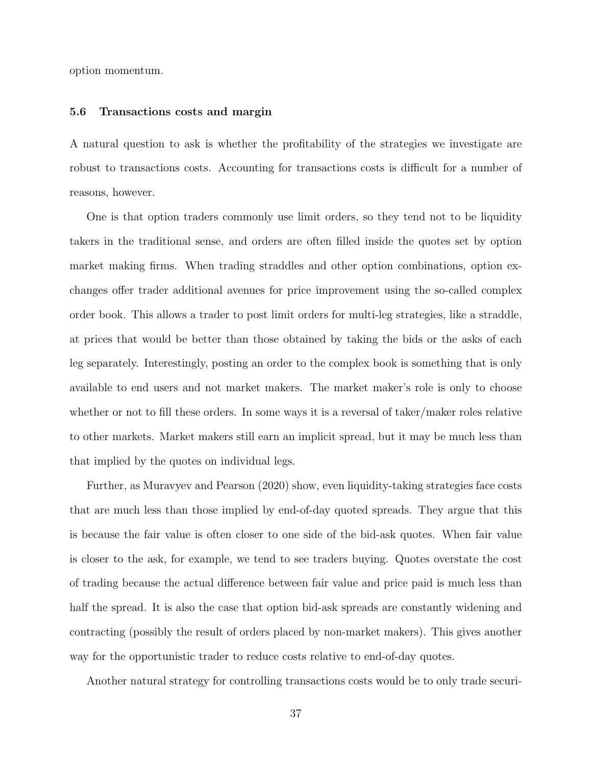option momentum.

### 5.6 Transactions costs and margin

A natural question to ask is whether the profitability of the strategies we investigate are robust to transactions costs. Accounting for transactions costs is difficult for a number of reasons, however.

One is that option traders commonly use limit orders, so they tend not to be liquidity takers in the traditional sense, and orders are often filled inside the quotes set by option market making firms. When trading straddles and other option combinations, option exchanges offer trader additional avenues for price improvement using the so-called complex order book. This allows a trader to post limit orders for multi-leg strategies, like a straddle, at prices that would be better than those obtained by taking the bids or the asks of each leg separately. Interestingly, posting an order to the complex book is something that is only available to end users and not market makers. The market maker's role is only to choose whether or not to fill these orders. In some ways it is a reversal of taker/maker roles relative to other markets. Market makers still earn an implicit spread, but it may be much less than that implied by the quotes on individual legs.

Further, as Muravyev and Pearson (2020) show, even liquidity-taking strategies face costs that are much less than those implied by end-of-day quoted spreads. They argue that this is because the fair value is often closer to one side of the bid-ask quotes. When fair value is closer to the ask, for example, we tend to see traders buying. Quotes overstate the cost of trading because the actual difference between fair value and price paid is much less than half the spread. It is also the case that option bid-ask spreads are constantly widening and contracting (possibly the result of orders placed by non-market makers). This gives another way for the opportunistic trader to reduce costs relative to end-of-day quotes.

Another natural strategy for controlling transactions costs would be to only trade securi-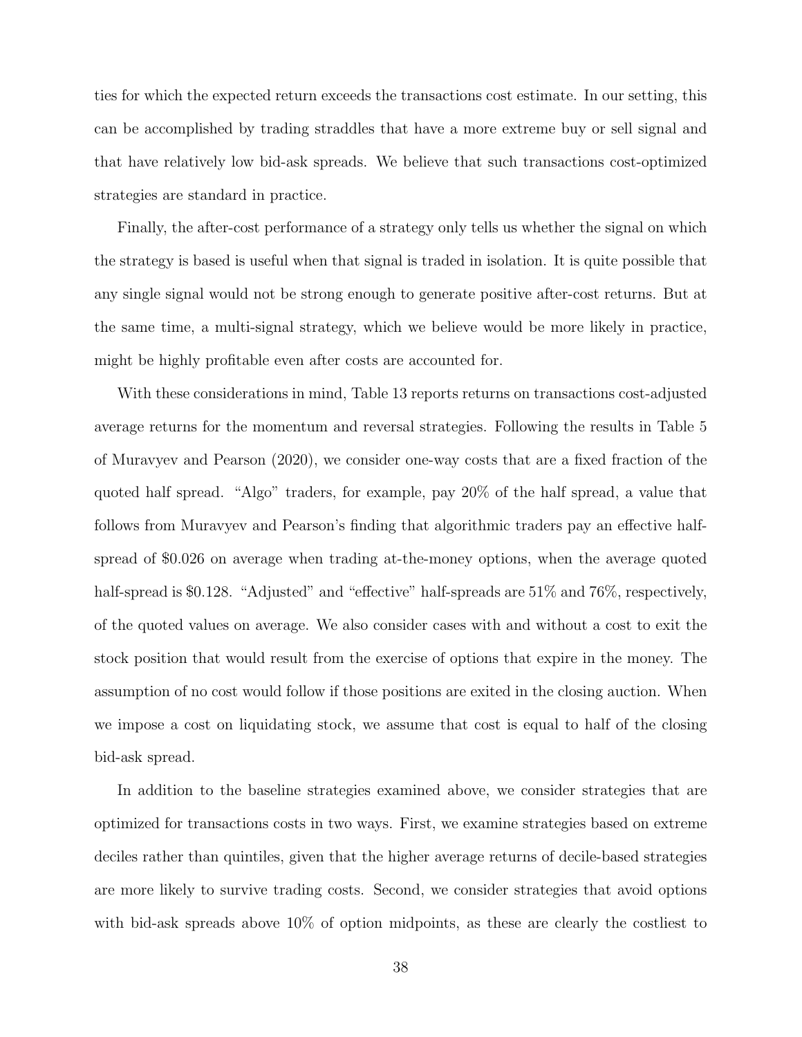ties for which the expected return exceeds the transactions cost estimate. In our setting, this can be accomplished by trading straddles that have a more extreme buy or sell signal and that have relatively low bid-ask spreads. We believe that such transactions cost-optimized strategies are standard in practice.

Finally, the after-cost performance of a strategy only tells us whether the signal on which the strategy is based is useful when that signal is traded in isolation. It is quite possible that any single signal would not be strong enough to generate positive after-cost returns. But at the same time, a multi-signal strategy, which we believe would be more likely in practice, might be highly profitable even after costs are accounted for.

With these considerations in mind, Table 13 reports returns on transactions cost-adjusted average returns for the momentum and reversal strategies. Following the results in Table 5 of Muravyev and Pearson (2020), we consider one-way costs that are a fixed fraction of the quoted half spread. "Algo" traders, for example, pay 20% of the half spread, a value that follows from Muravyev and Pearson's finding that algorithmic traders pay an effective half-spread of \$0.026 on average when trading at-the-money options, when the average quoted half-spread is \$0.128. "Adjusted" and "effective" half-spreads are 51% and 76%, respectively, of the quoted values on average. We also consider cases with and without a cost to exit the stock position that would result from the exercise of options that expire in the money. The assumption of no cost would follow if those positions are exited in the closing auction. When we impose a cost on liquidating stock, we assume that cost is equal to half of the closing bid-ask spread.

In addition to the baseline strategies examined above, we consider strategies that are optimized for transactions costs in two ways. First, we examine strategies based on extreme deciles rather than quintiles, given that the higher average returns of decile-based strategies are more likely to survive trading costs. Second, we consider strategies that avoid options with bid-ask spreads above 10% of option midpoints, as these are clearly the costliest to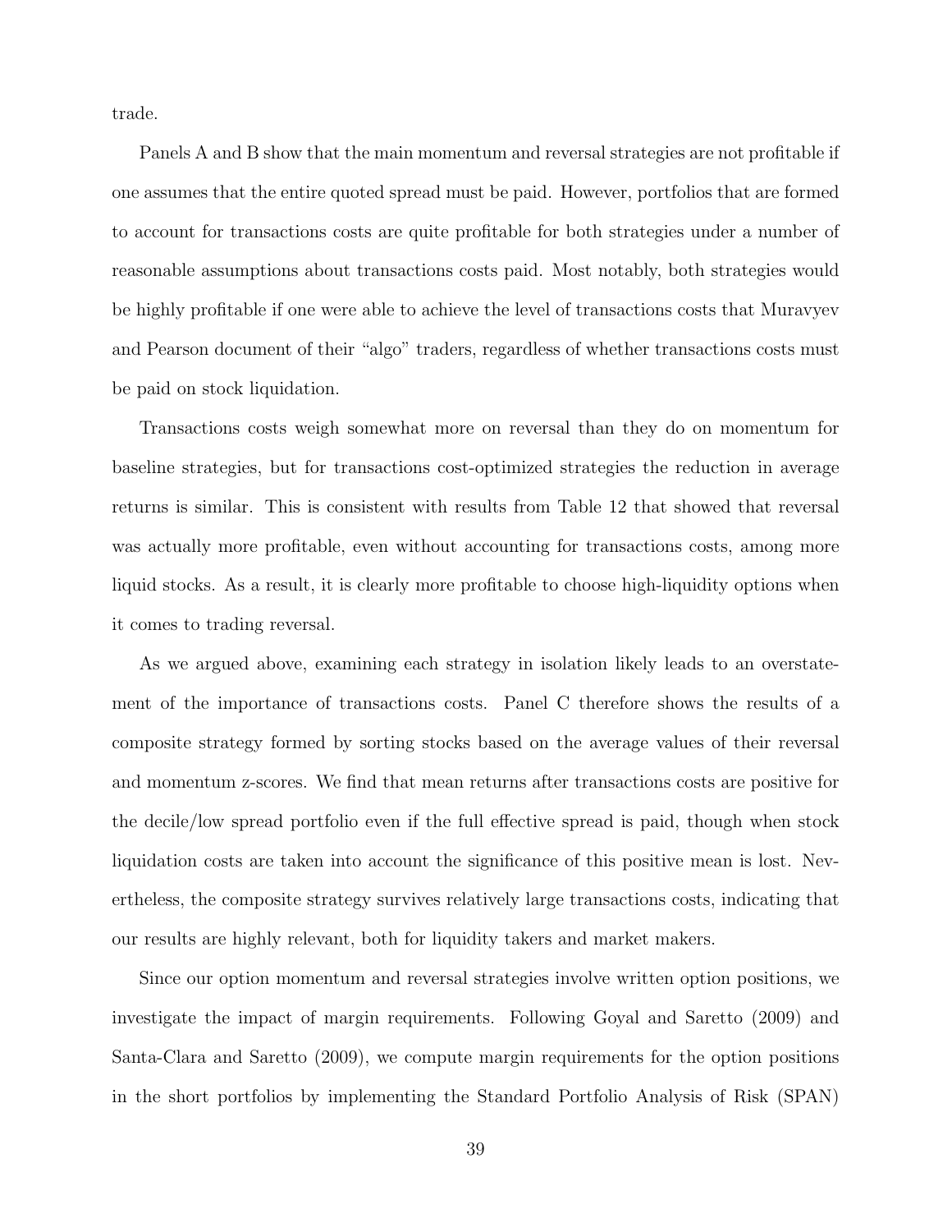trade.

Panels A and B show that the main momentum and reversal strategies are not profitable if one assumes that the entire quoted spread must be paid. However, portfolios that are formed to account for transactions costs are quite profitable for both strategies under a number of reasonable assumptions about transactions costs paid. Most notably, both strategies would be highly profitable if one were able to achieve the level of transactions costs that Muravyev and Pearson document of their "algo" traders, regardless of whether transactions costs must be paid on stock liquidation.

Transactions costs weigh somewhat more on reversal than they do on momentum for baseline strategies, but for transactions cost-optimized strategies the reduction in average returns is similar. This is consistent with results from Table 12 that showed that reversal was actually more profitable, even without accounting for transactions costs, among more liquid stocks. As a result, it is clearly more profitable to choose high-liquidity options when it comes to trading reversal.

As we argued above, examining each strategy in isolation likely leads to an overstatement of the importance of transactions costs. Panel C therefore shows the results of a composite strategy formed by sorting stocks based on the average values of their reversal and momentum z-scores. We find that mean returns after transactions costs are positive for the decile/low spread portfolio even if the full effective spread is paid, though when stock liquidation costs are taken into account the significance of this positive mean is lost. Nevertheless, the composite strategy survives relatively large transactions costs, indicating that our results are highly relevant, both for liquidity takers and market makers.

Since our option momentum and reversal strategies involve written option positions, we investigate the impact of margin requirements. Following Goyal and Saretto (2009) and Santa-Clara and Saretto (2009), we compute margin requirements for the option positions in the short portfolios by implementing the Standard Portfolio Analysis of Risk (SPAN)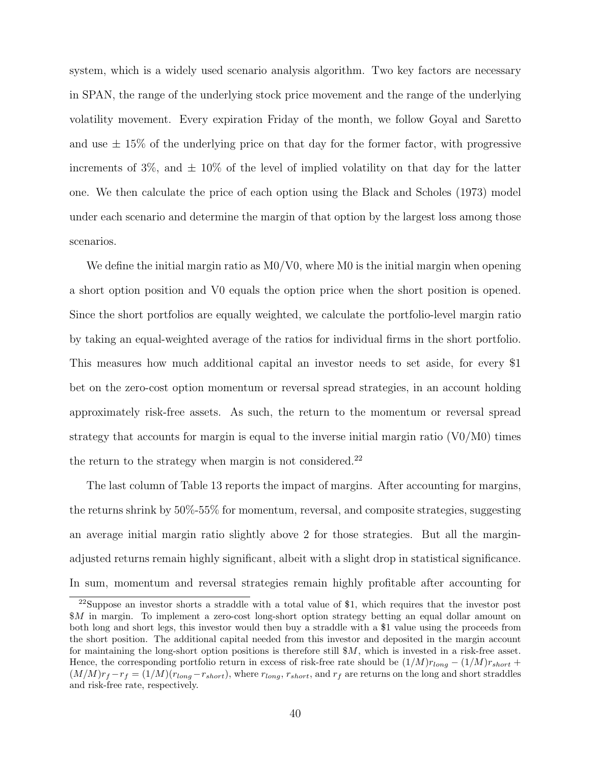system, which is a widely used scenario analysis algorithm. Two key factors are necessary in SPAN, the range of the underlying stock price movement and the range of the underlying volatility movement. Every expiration Friday of the month, we follow Goyal and Saretto and use ± 15% of the underlying price on that day for the former factor, with progressive increments of 3%, and ± 10% of the level of implied volatility on that day for the latter one. We then calculate the price of each option using the Black and Scholes (1973) model under each scenario and determine the margin of that option by the largest loss among those scenarios.

We define the initial margin ratio as M0/V0, where M0 is the initial margin when opening a short option position and V0 equals the option price when the short position is opened. Since the short portfolios are equally weighted, we calculate the portfolio-level margin ratio by taking an equal-weighted average of the ratios for individual firms in the short portfolio. This measures how much additional capital an investor needs to set aside, for every $1 bet on the zero-cost option momentum or reversal spread strategies, in an account holding approximately risk-free assets. As such, the return to the momentum or reversal spread strategy that accounts for margin is equal to the inverse initial margin ratio (V0/M0) times the return to the strategy when margin is not considered.[22]

The last column of Table 13 reports the impact of margins. After accounting for margins, the returns shrink by 50%-55% for momentum, reversal, and composite strategies, suggesting an average initial margin ratio slightly above 2 for those strategies. But all the margin-adjusted returns remain highly significant, albeit with a slight drop in statistical significance. In sum, momentum and reversal strategies remain highly profitable after accounting for

[22]Suppose an investor shorts a straddle with a total value of $1, which requires that the investor post $\$M$ in margin. To implement a zero-cost long-short option strategy betting an equal dollar amount on both long and short legs, this investor would then buy a straddle with a $1 value using the proceeds from the short position. The additional capital needed from this investor and deposited in the margin account for maintaining the long-short option positions is therefore still $\$M$, which is invested in a risk-free asset. Hence, the corresponding portfolio return in excess of risk-free rate should be $(1/M)r_{long} - (1/M)r_{short} + (M/M)r_f - r_f = (1/M)(r_{long} - r_{short})$, where $r_{long}$, $r_{short}$, and $r_f$ are returns on the long and short straddles and risk-free rate, respectively.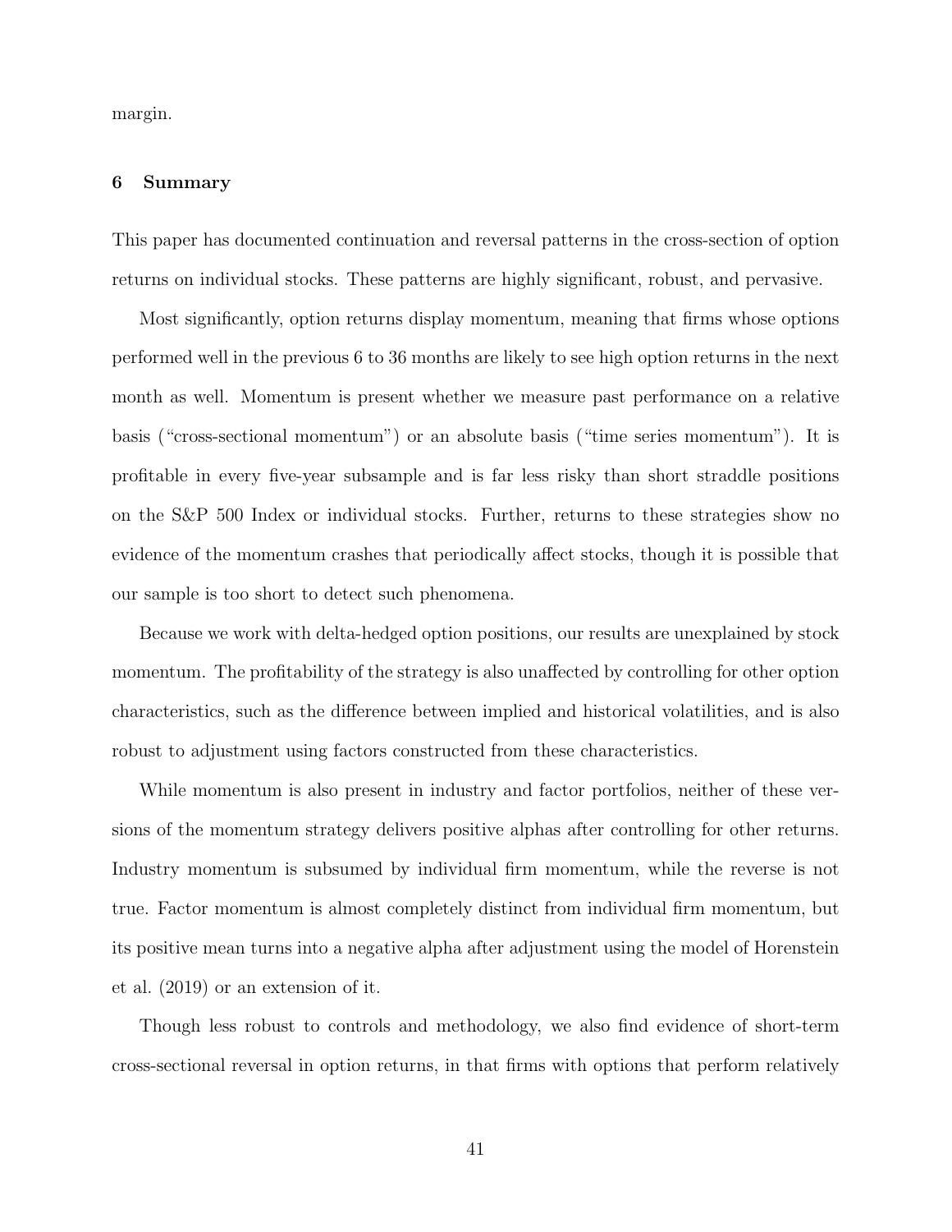margin.

## 6 Summary

This paper has documented continuation and reversal patterns in the cross-section of option returns on individual stocks. These patterns are highly significant, robust, and pervasive.

Most significantly, option returns display momentum, meaning that firms whose options performed well in the previous 6 to 36 months are likely to see high option returns in the next month as well. Momentum is present whether we measure past performance on a relative basis ("cross-sectional momentum") or an absolute basis ("time series momentum"). It is profitable in every five-year subsample and is far less risky than short straddle positions on the S&P 500 Index or individual stocks. Further, returns to these strategies show no evidence of the momentum crashes that periodically affect stocks, though it is possible that our sample is too short to detect such phenomena.

Because we work with delta-hedged option positions, our results are unexplained by stock momentum. The profitability of the strategy is also unaffected by controlling for other option characteristics, such as the difference between implied and historical volatilities, and is also robust to adjustment using factors constructed from these characteristics.

While momentum is also present in industry and factor portfolios, neither of these versions of the momentum strategy delivers positive alphas after controlling for other returns. Industry momentum is subsumed by individual firm momentum, while the reverse is not true. Factor momentum is almost completely distinct from individual firm momentum, but its positive mean turns into a negative alpha after adjustment using the model of Horenstein et al. (2019) or an extension of it.

Though less robust to controls and methodology, we also find evidence of short-term cross-sectional reversal in option returns, in that firms with options that perform relatively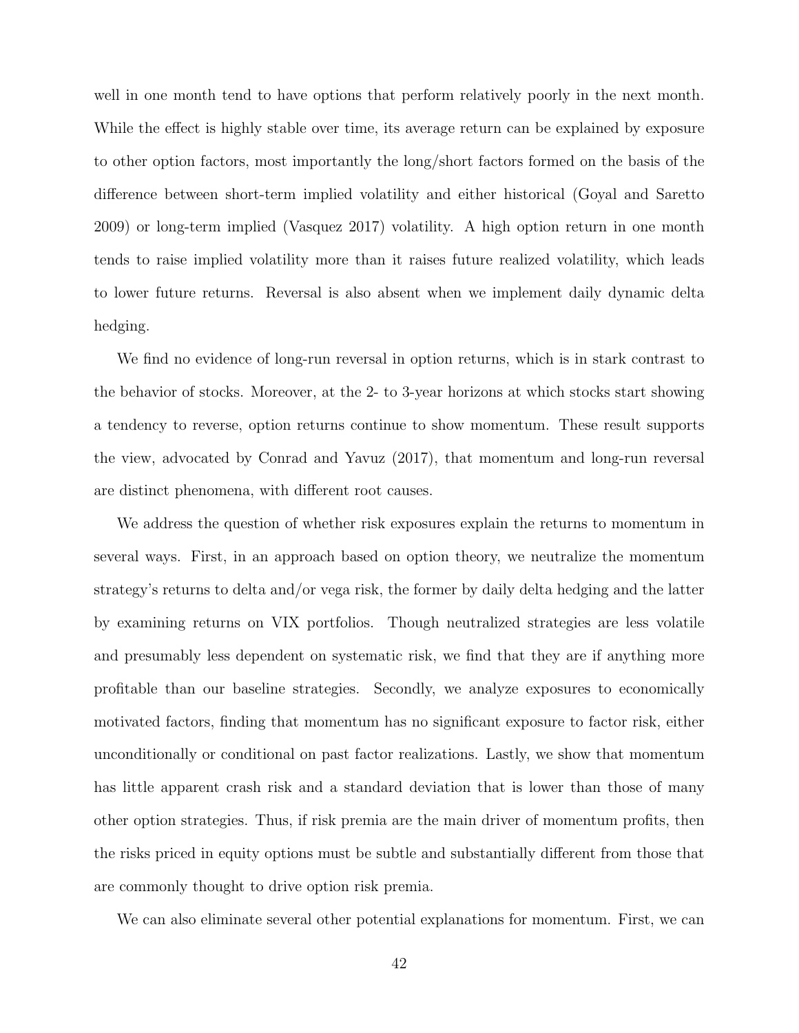well in one month tend to have options that perform relatively poorly in the next month. While the effect is highly stable over time, its average return can be explained by exposure to other option factors, most importantly the long/short factors formed on the basis of the difference between short-term implied volatility and either historical (Goyal and Saretto 2009) or long-term implied (Vasquez 2017) volatility. A high option return in one month tends to raise implied volatility more than it raises future realized volatility, which leads to lower future returns. Reversal is also absent when we implement daily dynamic delta hedging.

We find no evidence of long-run reversal in option returns, which is in stark contrast to the behavior of stocks. Moreover, at the 2- to 3-year horizons at which stocks start showing a tendency to reverse, option returns continue to show momentum. These result supports the view, advocated by Conrad and Yavuz (2017), that momentum and long-run reversal are distinct phenomena, with different root causes.

We address the question of whether risk exposures explain the returns to momentum in several ways. First, in an approach based on option theory, we neutralize the momentum strategy's returns to delta and/or vega risk, the former by daily delta hedging and the latter by examining returns on VIX portfolios. Though neutralized strategies are less volatile and presumably less dependent on systematic risk, we find that they are if anything more profitable than our baseline strategies. Secondly, we analyze exposures to economically motivated factors, finding that momentum has no significant exposure to factor risk, either unconditionally or conditional on past factor realizations. Lastly, we show that momentum has little apparent crash risk and a standard deviation that is lower than those of many other option strategies. Thus, if risk premia are the main driver of momentum profits, then the risks priced in equity options must be subtle and substantially different from those that are commonly thought to drive option risk premia.

We can also eliminate several other potential explanations for momentum. First, we can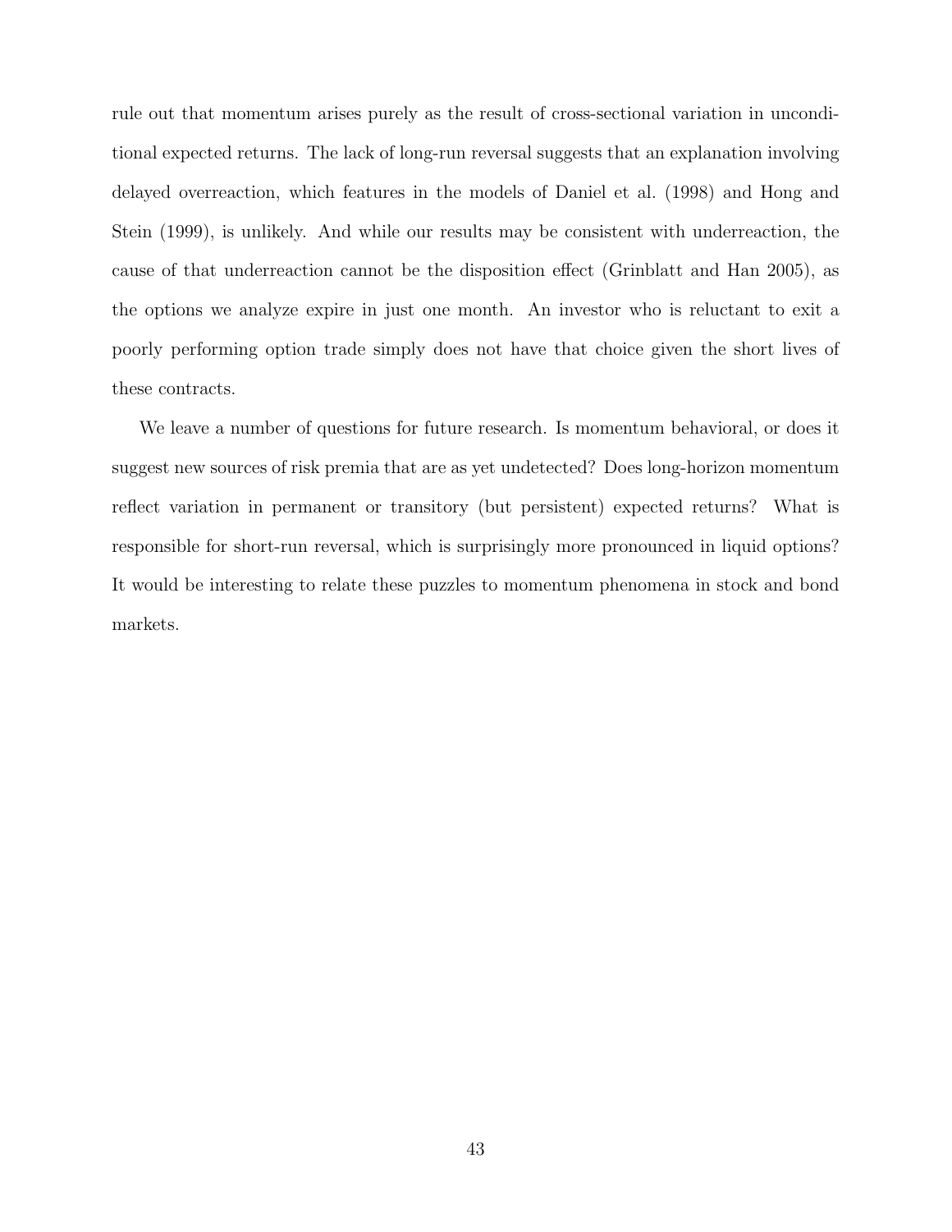rule out that momentum arises purely as the result of cross-sectional variation in unconditional expected returns. The lack of long-run reversal suggests that an explanation involving delayed overreaction, which features in the models of Daniel et al. (1998) and Hong and Stein (1999), is unlikely. And while our results may be consistent with underreaction, the cause of that underreaction cannot be the disposition effect (Grinblatt and Han 2005), as the options we analyze expire in just one month. An investor who is reluctant to exit a poorly performing option trade simply does not have that choice given the short lives of these contracts.

We leave a number of questions for future research. Is momentum behavioral, or does it suggest new sources of risk premia that are as yet undetected? Does long-horizon momentum reflect variation in permanent or transitory (but persistent) expected returns? What is responsible for short-run reversal, which is surprisingly more pronounced in liquid options? It would be interesting to relate these puzzles to momentum phenomena in stock and bond markets.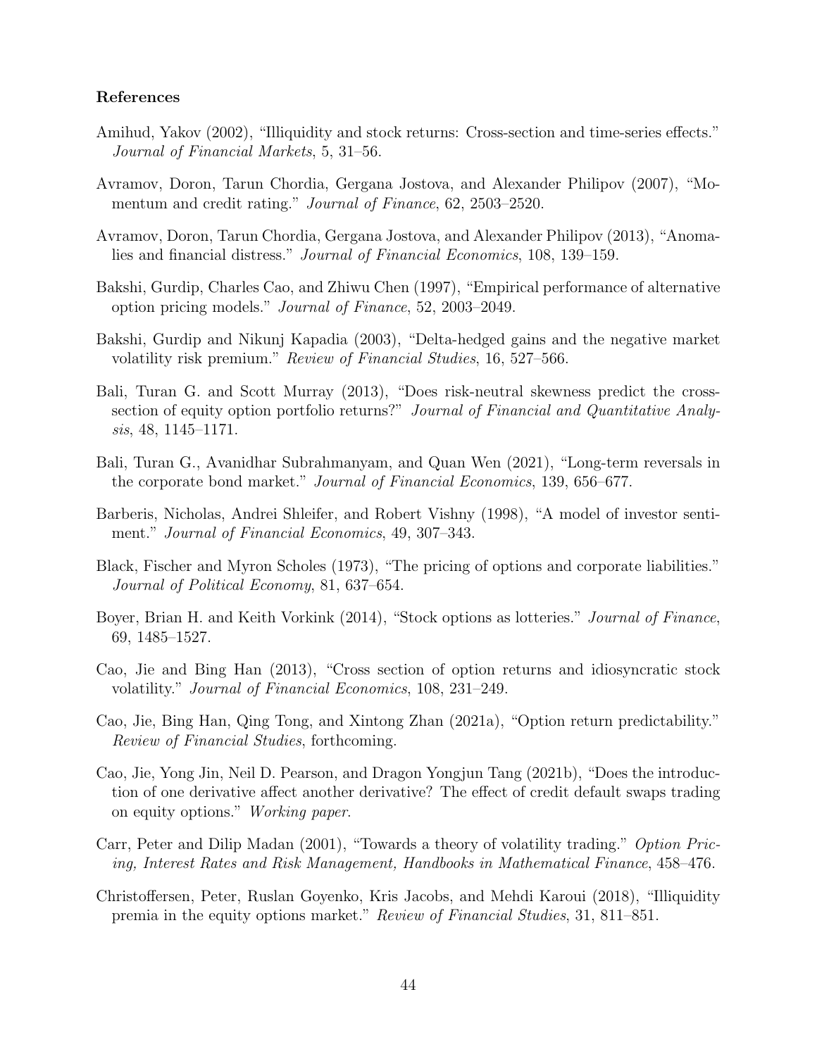### References

Amihud, Yakov (2002), "Illiquidity and stock returns: Cross-section and time-series effects." *Journal of Financial Markets*, 5, 31–56.

Avramov, Doron, Tarun Chordia, Gergana Jostova, and Alexander Philipov (2007), "Momentum and credit rating." *Journal of Finance*, 62, 2503–2520.

Avramov, Doron, Tarun Chordia, Gergana Jostova, and Alexander Philipov (2013), "Anomalies and financial distress." *Journal of Financial Economics*, 108, 139–159.

Bakshi, Gurdip, Charles Cao, and Zhiwu Chen (1997), "Empirical performance of alternative option pricing models." *Journal of Finance*, 52, 2003–2049.

Bakshi, Gurdip and Nikunj Kapadia (2003), "Delta-hedged gains and the negative market volatility risk premium." *Review of Financial Studies*, 16, 527–566.

Bali, Turan G. and Scott Murray (2013), "Does risk-neutral skewness predict the cross-section of equity option portfolio returns?" *Journal of Financial and Quantitative Analysis*, 48, 1145–1171.

Bali, Turan G., Avanidhar Subrahmanyam, and Quan Wen (2021), "Long-term reversals in the corporate bond market." *Journal of Financial Economics*, 139, 656–677.

Barberis, Nicholas, Andrei Shleifer, and Robert Vishny (1998), "A model of investor sentiment." *Journal of Financial Economics*, 49, 307–343.

Black, Fischer and Myron Scholes (1973), "The pricing of options and corporate liabilities." *Journal of Political Economy*, 81, 637–654.

Boyer, Brian H. and Keith Vorkink (2014), "Stock options as lotteries." *Journal of Finance*, 69, 1485–1527.

Cao, Jie and Bing Han (2013), "Cross section of option returns and idiosyncratic stock volatility." *Journal of Financial Economics*, 108, 231–249.

Cao, Jie, Bing Han, Qing Tong, and Xintong Zhan (2021a), "Option return predictability." *Review of Financial Studies*, forthcoming.

Cao, Jie, Yong Jin, Neil D. Pearson, and Dragon Yongjun Tang (2021b), "Does the introduction of one derivative affect another derivative? The effect of credit default swaps trading on equity options." *Working paper*.

Carr, Peter and Dilip Madan (2001), "Towards a theory of volatility trading." *Option Pricing, Interest Rates and Risk Management, Handbooks in Mathematical Finance*, 458–476.

Christoffersen, Peter, Ruslan Goyenko, Kris Jacobs, and Mehdi Karoui (2018), "Illiquidity premia in the equity options market." *Review of Financial Studies*, 31, 811–851.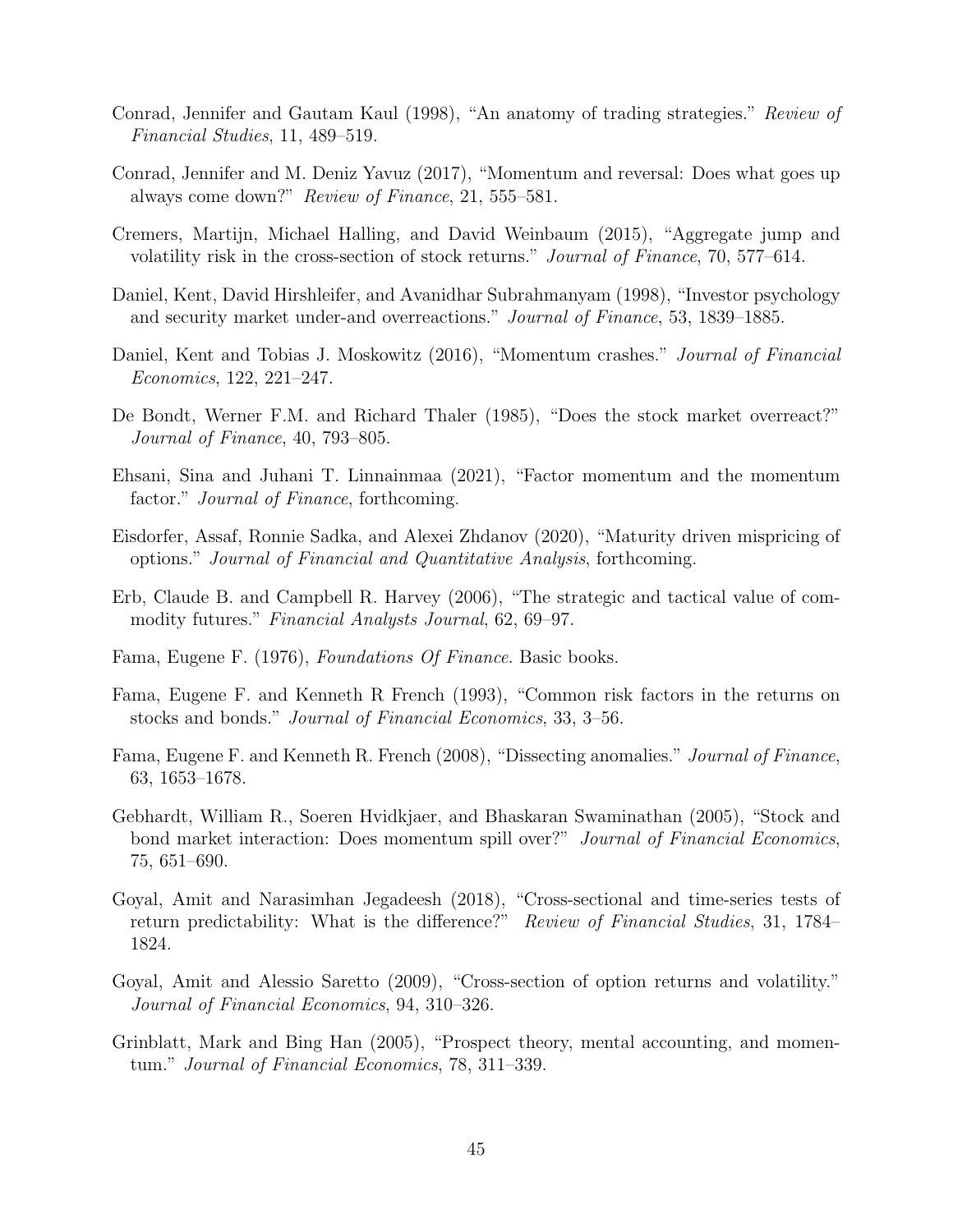Conrad, Jennifer and Gautam Kaul (1998), "An anatomy of trading strategies." *Review of Financial Studies*, 11, 489–519.

Conrad, Jennifer and M. Deniz Yavuz (2017), "Momentum and reversal: Does what goes up always come down?" *Review of Finance*, 21, 555–581.

Cremers, Martijn, Michael Halling, and David Weinbaum (2015), "Aggregate jump and volatility risk in the cross-section of stock returns." *Journal of Finance*, 70, 577–614.

Daniel, Kent, David Hirshleifer, and Avanidhar Subrahmanyam (1998), "Investor psychology and security market under-and overreactions." *Journal of Finance*, 53, 1839–1885.

Daniel, Kent and Tobias J. Moskowitz (2016), "Momentum crashes." *Journal of Financial Economics*, 122, 221–247.

De Bondt, Werner F.M. and Richard Thaler (1985), "Does the stock market overreact?" *Journal of Finance*, 40, 793–805.

Ehsani, Sina and Juhani T. Linnainmaa (2021), "Factor momentum and the momentum factor." *Journal of Finance*, forthcoming.

Eisdorfer, Assaf, Ronnie Sadka, and Alexei Zhdanov (2020), "Maturity driven mispricing of options." *Journal of Financial and Quantitative Analysis*, forthcoming.

Erb, Claude B. and Campbell R. Harvey (2006), "The strategic and tactical value of commodity futures." *Financial Analysts Journal*, 62, 69–97.

Fama, Eugene F. (1976), *Foundations Of Finance*. Basic books.

Fama, Eugene F. and Kenneth R French (1993), "Common risk factors in the returns on stocks and bonds." *Journal of Financial Economics*, 33, 3–56.

Fama, Eugene F. and Kenneth R. French (2008), "Dissecting anomalies." *Journal of Finance*, 63, 1653–1678.

Gebhardt, William R., Soeren Hvidkjaer, and Bhaskaran Swaminathan (2005), "Stock and bond market interaction: Does momentum spill over?" *Journal of Financial Economics*, 75, 651–690.

Goyal, Amit and Narasimhan Jegadeesh (2018), "Cross-sectional and time-series tests of return predictability: What is the difference?" *Review of Financial Studies*, 31, 1784–1824.

Goyal, Amit and Alessio Saretto (2009), "Cross-section of option returns and volatility." *Journal of Financial Economics*, 94, 310–326.

Grinblatt, Mark and Bing Han (2005), "Prospect theory, mental accounting, and momentum." *Journal of Financial Economics*, 78, 311–339.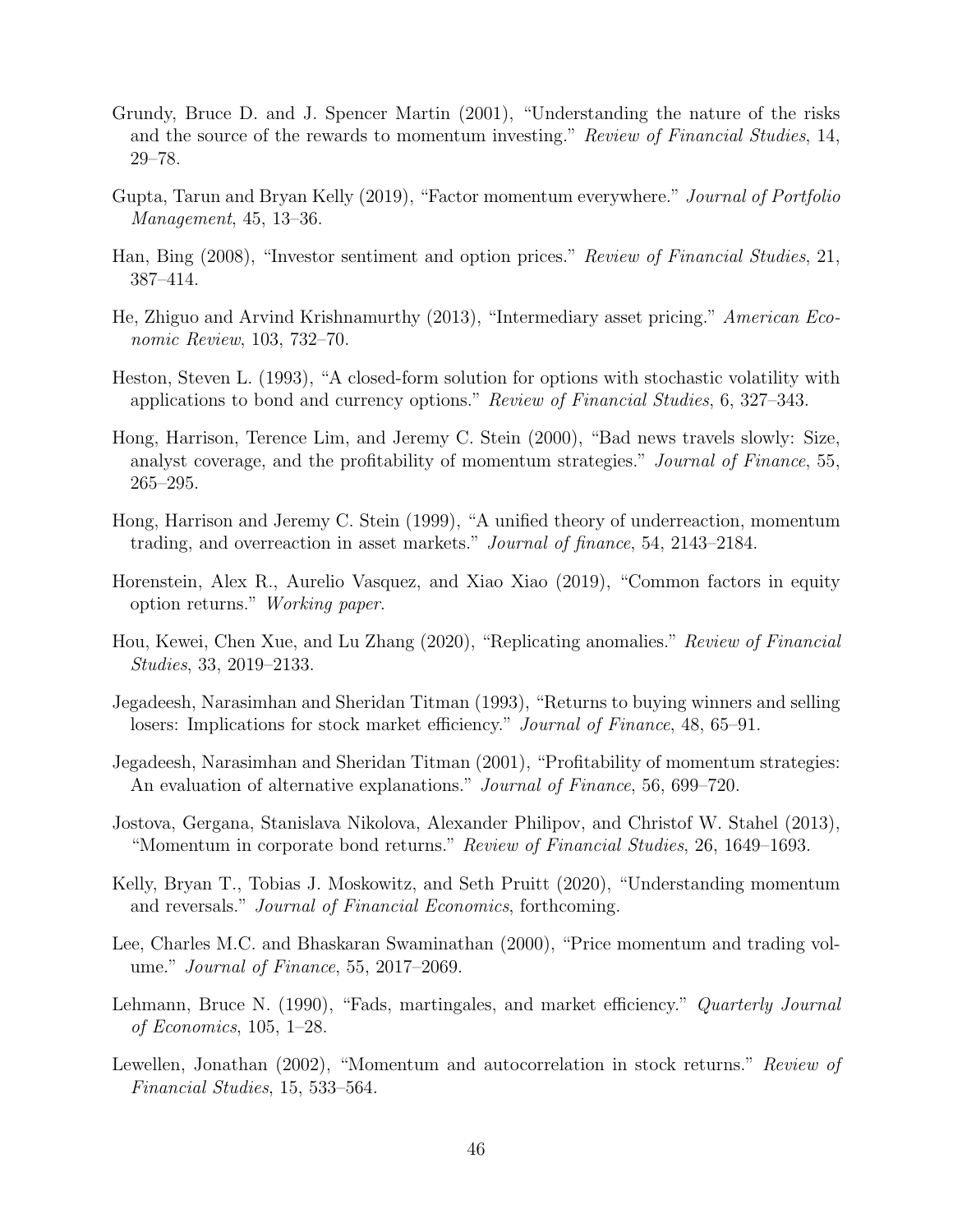Grundy, Bruce D. and J. Spencer Martin (2001), "Understanding the nature of the risks and the source of the rewards to momentum investing." *Review of Financial Studies*, 14, 29–78.

Gupta, Tarun and Bryan Kelly (2019), "Factor momentum everywhere." *Journal of Portfolio Management*, 45, 13–36.

Han, Bing (2008), "Investor sentiment and option prices." *Review of Financial Studies*, 21, 387–414.

He, Zhiguo and Arvind Krishnamurthy (2013), "Intermediary asset pricing." *American Economic Review*, 103, 732–70.

Heston, Steven L. (1993), "A closed-form solution for options with stochastic volatility with applications to bond and currency options." *Review of Financial Studies*, 6, 327–343.

Hong, Harrison, Terence Lim, and Jeremy C. Stein (2000), "Bad news travels slowly: Size, analyst coverage, and the profitability of momentum strategies." *Journal of Finance*, 55, 265–295.

Hong, Harrison and Jeremy C. Stein (1999), "A unified theory of underreaction, momentum trading, and overreaction in asset markets." *Journal of finance*, 54, 2143–2184.

Horenstein, Alex R., Aurelio Vasquez, and Xiao Xiao (2019), "Common factors in equity option returns." *Working paper*.

Hou, Kewei, Chen Xue, and Lu Zhang (2020), "Replicating anomalies." *Review of Financial Studies*, 33, 2019–2133.

Jegadeesh, Narasimhan and Sheridan Titman (1993), "Returns to buying winners and selling losers: Implications for stock market efficiency." *Journal of Finance*, 48, 65–91.

Jegadeesh, Narasimhan and Sheridan Titman (2001), "Profitability of momentum strategies: An evaluation of alternative explanations." *Journal of Finance*, 56, 699–720.

Jostova, Gergana, Stanislava Nikolova, Alexander Philipov, and Christof W. Stahel (2013), "Momentum in corporate bond returns." *Review of Financial Studies*, 26, 1649–1693.

Kelly, Bryan T., Tobias J. Moskowitz, and Seth Pruitt (2020), "Understanding momentum and reversals." *Journal of Financial Economics*, forthcoming.

Lee, Charles M.C. and Bhaskaran Swaminathan (2000), "Price momentum and trading volume." *Journal of Finance*, 55, 2017–2069.

Lehmann, Bruce N. (1990), "Fads, martingales, and market efficiency." *Quarterly Journal of Economics*, 105, 1–28.

Lewellen, Jonathan (2002), "Momentum and autocorrelation in stock returns." *Review of Financial Studies*, 15, 533–564.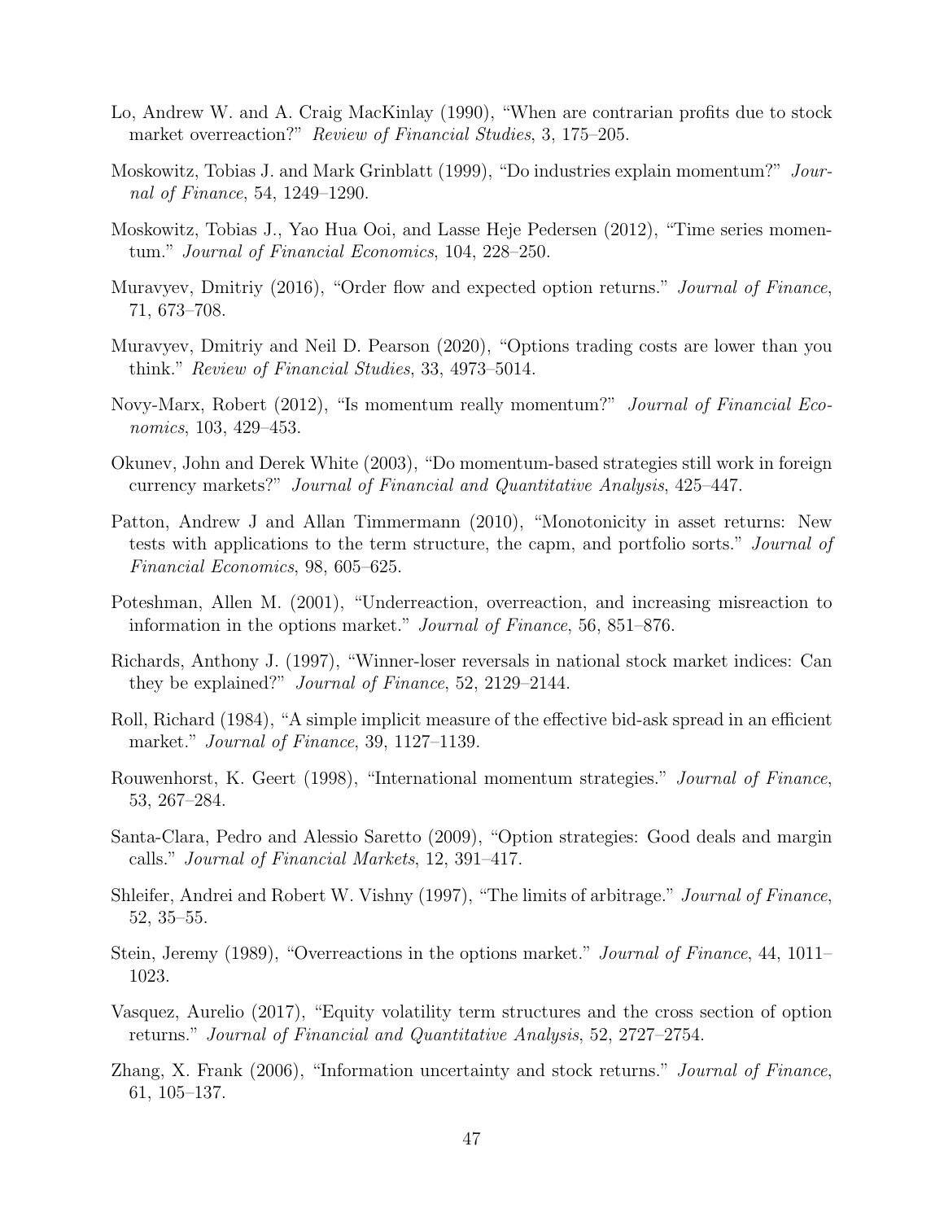Lo, Andrew W. and A. Craig MacKinlay (1990), "When are contrarian profits due to stock market overreaction?" *Review of Financial Studies*, 3, 175–205.

Moskowitz, Tobias J. and Mark Grinblatt (1999), "Do industries explain momentum?" *Journal of Finance*, 54, 1249–1290.

Moskowitz, Tobias J., Yao Hua Ooi, and Lasse Heje Pedersen (2012), "Time series momentum." *Journal of Financial Economics*, 104, 228–250.

Muravyev, Dmitriy (2016), "Order flow and expected option returns." *Journal of Finance*, 71, 673–708.

Muravyev, Dmitriy and Neil D. Pearson (2020), "Options trading costs are lower than you think." *Review of Financial Studies*, 33, 4973–5014.

Novy-Marx, Robert (2012), "Is momentum really momentum?" *Journal of Financial Economics*, 103, 429–453.

Okunev, John and Derek White (2003), "Do momentum-based strategies still work in foreign currency markets?" *Journal of Financial and Quantitative Analysis*, 425–447.

Patton, Andrew J and Allan Timmermann (2010), "Monotonicity in asset returns: New tests with applications to the term structure, the capm, and portfolio sorts." *Journal of Financial Economics*, 98, 605–625.

Poteshman, Allen M. (2001), "Underreaction, overreaction, and increasing misreaction to information in the options market." *Journal of Finance*, 56, 851–876.

Richards, Anthony J. (1997), "Winner-loser reversals in national stock market indices: Can they be explained?" *Journal of Finance*, 52, 2129–2144.

Roll, Richard (1984), "A simple implicit measure of the effective bid-ask spread in an efficient market." *Journal of Finance*, 39, 1127–1139.

Rouwenhorst, K. Geert (1998), "International momentum strategies." *Journal of Finance*, 53, 267–284.

Santa-Clara, Pedro and Alessio Saretto (2009), "Option strategies: Good deals and margin calls." *Journal of Financial Markets*, 12, 391–417.

Shleifer, Andrei and Robert W. Vishny (1997), "The limits of arbitrage." *Journal of Finance*, 52, 35–55.

Stein, Jeremy (1989), "Overreactions in the options market." *Journal of Finance*, 44, 1011–1023.

Vasquez, Aurelio (2017), "Equity volatility term structures and the cross section of option returns." *Journal of Financial and Quantitative Analysis*, 52, 2727–2754.

Zhang, X. Frank (2006), "Information uncertainty and stock returns." *Journal of Finance*, 61, 105–137.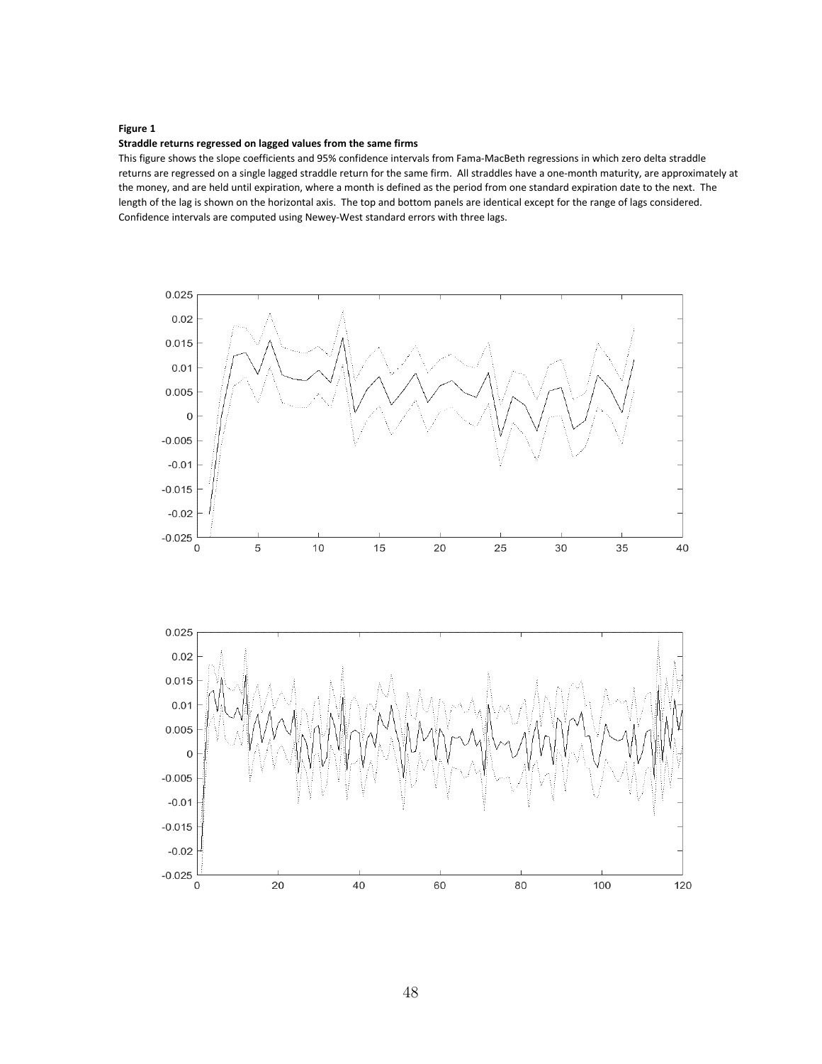**Figure 1**

**Straddle returns regressed on lagged values from the same firms**

This figure shows the slope coefficients and 95% confidence intervals from Fama-MacBeth regressions in which zero delta straddle returns are regressed on a single lagged straddle return for the same firm. All straddles have a one-month maturity, are approximately at the money, and are held until expiration, where a month is defined as the period from one standard expiration date to the next. The length of the lag is shown on the horizontal axis. The top and bottom panels are identical except for the range of lags considered. Confidence intervals are computed using Newey-West standard errors with three lags.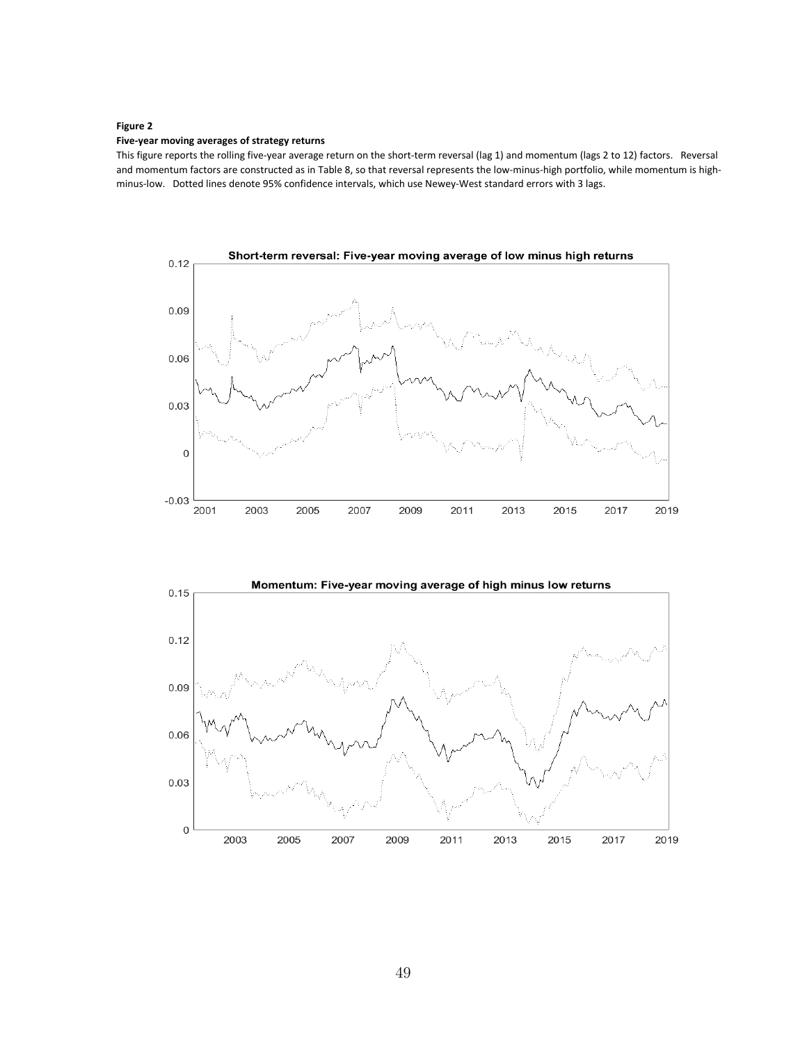**Figure 2**

**Five-year moving averages of strategy returns**

This figure reports the rolling five-year average return on the short-term reversal (lag 1) and momentum (lags 2 to 12) factors. Reversal and momentum factors are constructed as in Table 8, so that reversal represents the low-minus-high portfolio, while momentum is high-minus-low. Dotted lines denote 95% confidence intervals, which use Newey-West standard errors with 3 lags.

**Short-term reversal: Five-year moving average of low minus high returns**

**Momentum: Five-year moving average of high minus low returns**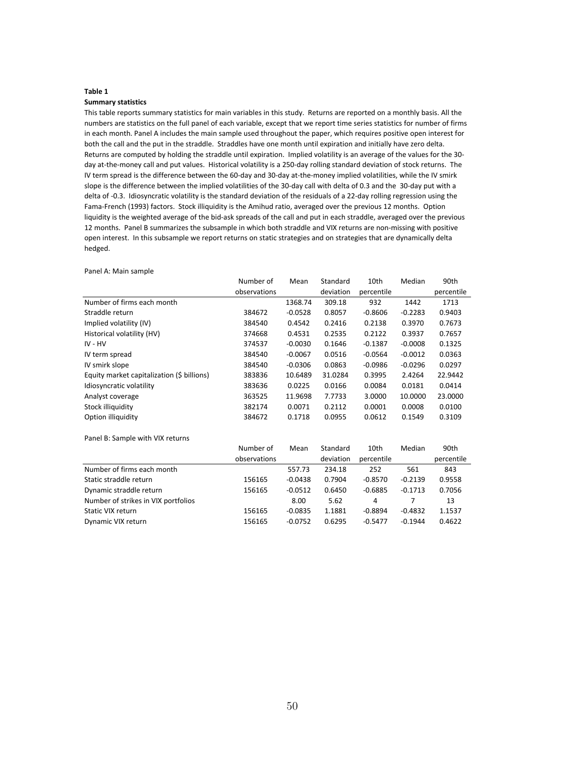**Table 1**

**Summary statistics**

This table reports summary statistics for main variables in this study. Returns are reported on a monthly basis. All the numbers are statistics on the full panel of each variable, except that we report time series statistics for number of firms in each month. Panel A includes the main sample used throughout the paper, which requires positive open interest for both the call and the put in the straddle. Straddles have one month until expiration and initially have zero delta. Returns are computed by holding the straddle until expiration. Implied volatility is an average of the values for the 30-day at-the-money call and put values. Historical volatility is a 250-day rolling standard deviation of stock returns. The IV term spread is the difference between the 60-day and 30-day at-the-money implied volatilities, while the IV smirk slope is the difference between the implied volatilities of the 30-day call with delta of 0.3 and the 30-day put with a delta of -0.3. Idiosyncratic volatility is the standard deviation of the residuals of a 22-day rolling regression using the Fama-French (1993) factors. Stock illiquidity is the Amihud ratio, averaged over the previous 12 months. Option liquidity is the weighted average of the bid-ask spreads of the call and put in each straddle, averaged over the previous 12 months. Panel B summarizes the subsample in which both straddle and VIX returns are non-missing with positive open interest. In this subsample we report returns on static strategies and on strategies that are dynamically delta hedged.

Panel A: Main sample

| | Number of observations | Mean | Standard deviation | 10th percentile | Median | 90th percentile |
|---|---|---|---|---|---|---|
| Number of firms each month | | 1368.74 | 309.18 | 932 | 1442 | 1713 |
| Straddle return | 384672 | -0.0528 | 0.8057 | -0.8606 | -0.2283 | 0.9403 |
| Implied volatility (IV) | 384540 | 0.4542 | 0.2416 | 0.2138 | 0.3970 | 0.7673 |
| Historical volatility (HV) | 374668 | 0.4531 | 0.2535 | 0.2122 | 0.3937 | 0.7657 |
| IV - HV | 374537 | -0.0030 | 0.1646 | -0.1387 | -0.0008 | 0.1325 |
| IV term spread | 384540 | -0.0067 | 0.0516 | -0.0564 | -0.0012 | 0.0363 |
| IV smirk slope | 384540 | -0.0306 | 0.0863 | -0.0986 | -0.0296 | 0.0297 |
| Equity market capitalization ($ billions) | 383836 | 10.6489 | 31.0284 | 0.3995 | 2.4264 | 22.9442 |
| Idiosyncratic volatility | 383636 | 0.0225 | 0.0166 | 0.0084 | 0.0181 | 0.0414 |
| Analyst coverage | 363525 | 11.9698 | 7.7733 | 3.0000 | 10.0000 | 23.0000 |
| Stock illiquidity | 382174 | 0.0071 | 0.2112 | 0.0001 | 0.0008 | 0.0100 |
| Option illiquidity | 384672 | 0.1718 | 0.0955 | 0.0612 | 0.1549 | 0.3109 |

Panel B: Sample with VIX returns

| | Number of observations | Mean | Standard deviation | 10th percentile | Median | 90th percentile |
|---|---|---|---|---|---|---|
| Number of firms each month | | 557.73 | 234.18 | 252 | 561 | 843 |
| Static straddle return | 156165 | -0.0438 | 0.7904 | -0.8570 | -0.2139 | 0.9558 |
| Dynamic straddle return | 156165 | -0.0512 | 0.6450 | -0.6885 | -0.1713 | 0.7056 |
| Number of strikes in VIX portfolios | | 8.00 | 5.62 | 4 | 7 | 13 |
| Static VIX return | 156165 | -0.0835 | 1.1881 | -0.8894 | -0.4832 | 1.1537 |
| Dynamic VIX return | 156165 | -0.0752 | 0.6295 | -0.5477 | -0.1944 | 0.4622 |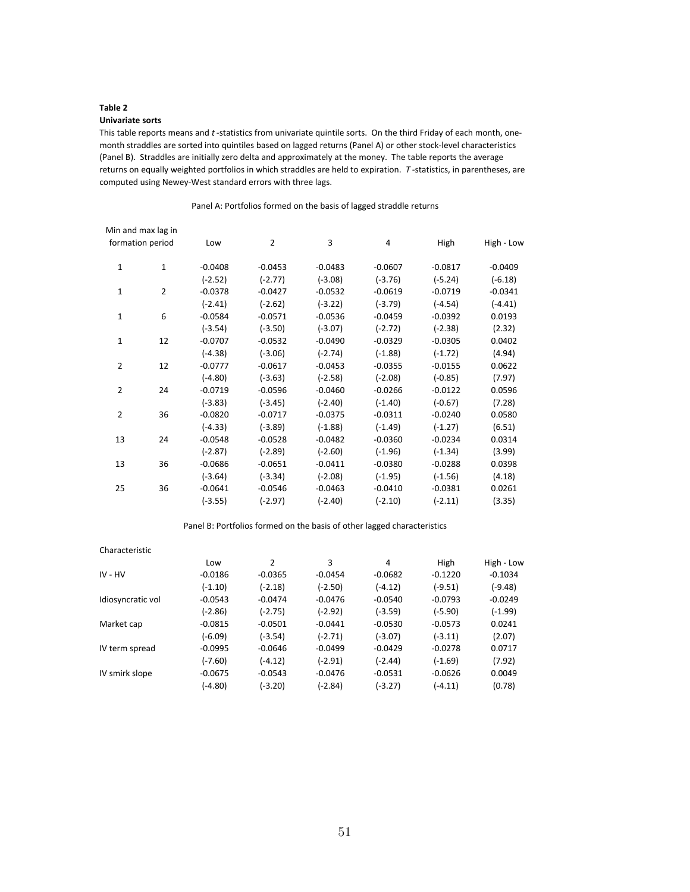**Table 2**

**Univariate sorts**

This table reports means and *t*-statistics from univariate quintile sorts. On the third Friday of each month, one-month straddles are sorted into quintiles based on lagged returns (Panel A) or other stock-level characteristics (Panel B). Straddles are initially zero delta and approximately at the money. The table reports the average returns on equally weighted portfolios in which straddles are held to expiration. *T*-statistics, in parentheses, are computed using Newey-West standard errors with three lags.

Panel A: Portfolios formed on the basis of lagged straddle returns

| Min and max lag in formation period | | Low | 2 | 3 | 4 | High | High - Low |
|---|---|---|---|---|---|---|---|
| 1 | 1 | -0.0408 | -0.0453 | -0.0483 | -0.0607 | -0.0817 | -0.0409 |
| | | (-2.52) | (-2.77) | (-3.08) | (-3.76) | (-5.24) | (-6.18) |
| 1 | 2 | -0.0378 | -0.0427 | -0.0532 | -0.0619 | -0.0719 | -0.0341 |
| | | (-2.41) | (-2.62) | (-3.22) | (-3.79) | (-4.54) | (-4.41) |
| 1 | 6 | -0.0584 | -0.0571 | -0.0536 | -0.0459 | -0.0392 | 0.0193 |
| | | (-3.54) | (-3.50) | (-3.07) | (-2.72) | (-2.38) | (2.32) |
| 1 | 12 | -0.0707 | -0.0532 | -0.0490 | -0.0329 | -0.0305 | 0.0402 |
| | | (-4.38) | (-3.06) | (-2.74) | (-1.88) | (-1.72) | (4.94) |
| 2 | 12 | -0.0777 | -0.0617 | -0.0453 | -0.0355 | -0.0155 | 0.0622 |
| | | (-4.80) | (-3.63) | (-2.58) | (-2.08) | (-0.85) | (7.97) |
| 2 | 24 | -0.0719 | -0.0596 | -0.0460 | -0.0266 | -0.0122 | 0.0596 |
| | | (-3.83) | (-3.45) | (-2.40) | (-1.40) | (-0.67) | (7.28) |
| 2 | 36 | -0.0820 | -0.0717 | -0.0375 | -0.0311 | -0.0240 | 0.0580 |
| | | (-4.33) | (-3.89) | (-1.88) | (-1.49) | (-1.27) | (6.51) |
| 13 | 24 | -0.0548 | -0.0528 | -0.0482 | -0.0360 | -0.0234 | 0.0314 |
| | | (-2.87) | (-2.89) | (-2.60) | (-1.96) | (-1.34) | (3.99) |
| 13 | 36 | -0.0686 | -0.0651 | -0.0411 | -0.0380 | -0.0288 | 0.0398 |
| | | (-3.64) | (-3.34) | (-2.08) | (-1.95) | (-1.56) | (4.18) |
| 25 | 36 | -0.0641 | -0.0546 | -0.0463 | -0.0410 | -0.0381 | 0.0261 |
| | | (-3.55) | (-2.97) | (-2.40) | (-2.10) | (-2.11) | (3.35) |

Panel B: Portfolios formed on the basis of other lagged characteristics

| Characteristic | Low | 2 | 3 | 4 | High | High - Low |
|---|---|---|---|---|---|---|
| IV - HV | -0.0186 | -0.0365 | -0.0454 | -0.0682 | -0.1220 | -0.1034 |
| | (-1.10) | (-2.18) | (-2.50) | (-4.12) | (-9.51) | (-9.48) |
| Idiosyncratic vol | -0.0543 | -0.0474 | -0.0476 | -0.0540 | -0.0793 | -0.0249 |
| | (-2.86) | (-2.75) | (-2.92) | (-3.59) | (-5.90) | (-1.99) |
| Market cap | -0.0815 | -0.0501 | -0.0441 | -0.0530 | -0.0573 | 0.0241 |
| | (-6.09) | (-3.54) | (-2.71) | (-3.07) | (-3.11) | (2.07) |
| IV term spread | -0.0995 | -0.0646 | -0.0499 | -0.0429 | -0.0278 | 0.0717 |
| | (-7.60) | (-4.12) | (-2.91) | (-2.44) | (-1.69) | (7.92) |
| IV smirk slope | -0.0675 | -0.0543 | -0.0476 | -0.0531 | -0.0626 | 0.0049 |
| | (-4.80) | (-3.20) | (-2.84) | (-3.27) | (-4.11) | (0.78) |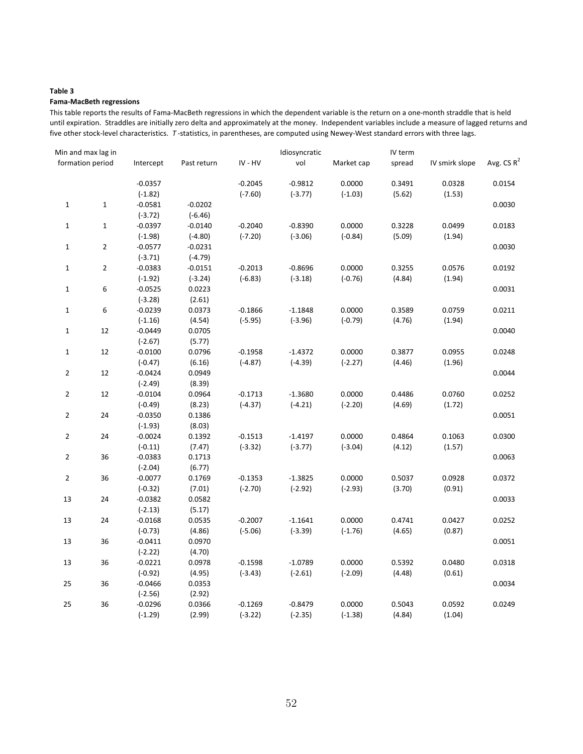**Table 3**

**Fama-MacBeth regressions**

This table reports the results of Fama-MacBeth regressions in which the dependent variable is the return on a one-month straddle that is held until expiration. Straddles are initially zero delta and approximately at the money. Independent variables include a measure of lagged returns and five other stock-level characteristics. *T*-statistics, in parentheses, are computed using Newey-West standard errors with three lags.

| Min and max lag in formation period | | Intercept | Past return | IV - HV | Idiosyncratic vol | Market cap | IV term spread | IV smirk slope | Avg. CS $R^2$ |
|---|---|---|---|---|---|---|---|---|---|
| | | -0.0357 | | -0.2045 | -0.9812 | 0.0000 | 0.3491 | 0.0328 | 0.0154 |
| | | (-1.82) | | (-7.60) | (-3.77) | (-1.03) | (5.62) | (1.53) | |
| 1 | 1 | -0.0581 | -0.0202 | | | | | | 0.0030 |
| | | (-3.72) | (-6.46) | | | | | | |
| 1 | 1 | -0.0397 | -0.0140 | -0.2040 | -0.8390 | 0.0000 | 0.3228 | 0.0499 | 0.0183 |
| | | (-1.98) | (-4.80) | (-7.20) | (-3.06) | (-0.84) | (5.09) | (1.94) | |
| 1 | 2 | -0.0577 | -0.0231 | | | | | | 0.0030 |
| | | (-3.71) | (-4.79) | | | | | | |
| 1 | 2 | -0.0383 | -0.0151 | -0.2013 | -0.8696 | 0.0000 | 0.3255 | 0.0576 | 0.0192 |
| | | (-1.92) | (-3.24) | (-6.83) | (-3.18) | (-0.76) | (4.84) | (1.94) | |
| 1 | 6 | -0.0525 | 0.0223 | | | | | | 0.0031 |
| | | (-3.28) | (2.61) | | | | | | |
| 1 | 6 | -0.0239 | 0.0373 | -0.1866 | -1.1848 | 0.0000 | 0.3589 | 0.0759 | 0.0211 |
| | | (-1.16) | (4.54) | (-5.95) | (-3.96) | (-0.79) | (4.76) | (1.94) | |
| 1 | 12 | -0.0449 | 0.0705 | | | | | | 0.0040 |
| | | (-2.67) | (5.77) | | | | | | |
| 1 | 12 | -0.0100 | 0.0796 | -0.1958 | -1.4372 | 0.0000 | 0.3877 | 0.0955 | 0.0248 |
| | | (-0.47) | (6.16) | (-4.87) | (-4.39) | (-2.27) | (4.46) | (1.96) | |
| 2 | 12 | -0.0424 | 0.0949 | | | | | | 0.0044 |
| | | (-2.49) | (8.39) | | | | | | |
| 2 | 12 | -0.0104 | 0.0964 | -0.1713 | -1.3680 | 0.0000 | 0.4486 | 0.0760 | 0.0252 |
| | | (-0.49) | (8.23) | (-4.37) | (-4.21) | (-2.20) | (4.69) | (1.72) | |
| 2 | 24 | -0.0350 | 0.1386 | | | | | | 0.0051 |
| | | (-1.93) | (8.03) | | | | | | |
| 2 | 24 | -0.0024 | 0.1392 | -0.1513 | -1.4197 | 0.0000 | 0.4864 | 0.1063 | 0.0300 |
| | | (-0.11) | (7.47) | (-3.32) | (-3.77) | (-3.04) | (4.12) | (1.57) | |
| 2 | 36 | -0.0383 | 0.1713 | | | | | | 0.0063 |
| | | (-2.04) | (6.77) | | | | | | |
| 2 | 36 | -0.0077 | 0.1769 | -0.1353 | -1.3825 | 0.0000 | 0.5037 | 0.0928 | 0.0372 |
| | | (-0.32) | (7.01) | (-2.70) | (-2.92) | (-2.93) | (3.70) | (0.91) | |
| 13 | 24 | -0.0382 | 0.0582 | | | | | | 0.0033 |
| | | (-2.13) | (5.17) | | | | | | |
| 13 | 24 | -0.0168 | 0.0535 | -0.2007 | -1.1641 | 0.0000 | 0.4741 | 0.0427 | 0.0252 |
| | | (-0.73) | (4.86) | (-5.06) | (-3.39) | (-1.76) | (4.65) | (0.87) | |
| 13 | 36 | -0.0411 | 0.0970 | | | | | | 0.0051 |
| | | (-2.22) | (4.70) | | | | | | |
| 13 | 36 | -0.0221 | 0.0978 | -0.1598 | -1.0789 | 0.0000 | 0.5392 | 0.0480 | 0.0318 |
| | | (-0.92) | (4.95) | (-3.43) | (-2.61) | (-2.09) | (4.48) | (0.61) | |
| 25 | 36 | -0.0466 | 0.0353 | | | | | | 0.0034 |
| | | (-2.56) | (2.92) | | | | | | |
| 25 | 36 | -0.0296 | 0.0366 | -0.1269 | -0.8479 | 0.0000 | 0.5043 | 0.0592 | 0.0249 |
| | | (-1.29) | (2.99) | (-3.22) | (-2.35) | (-1.38) | (4.84) | (1.04) | |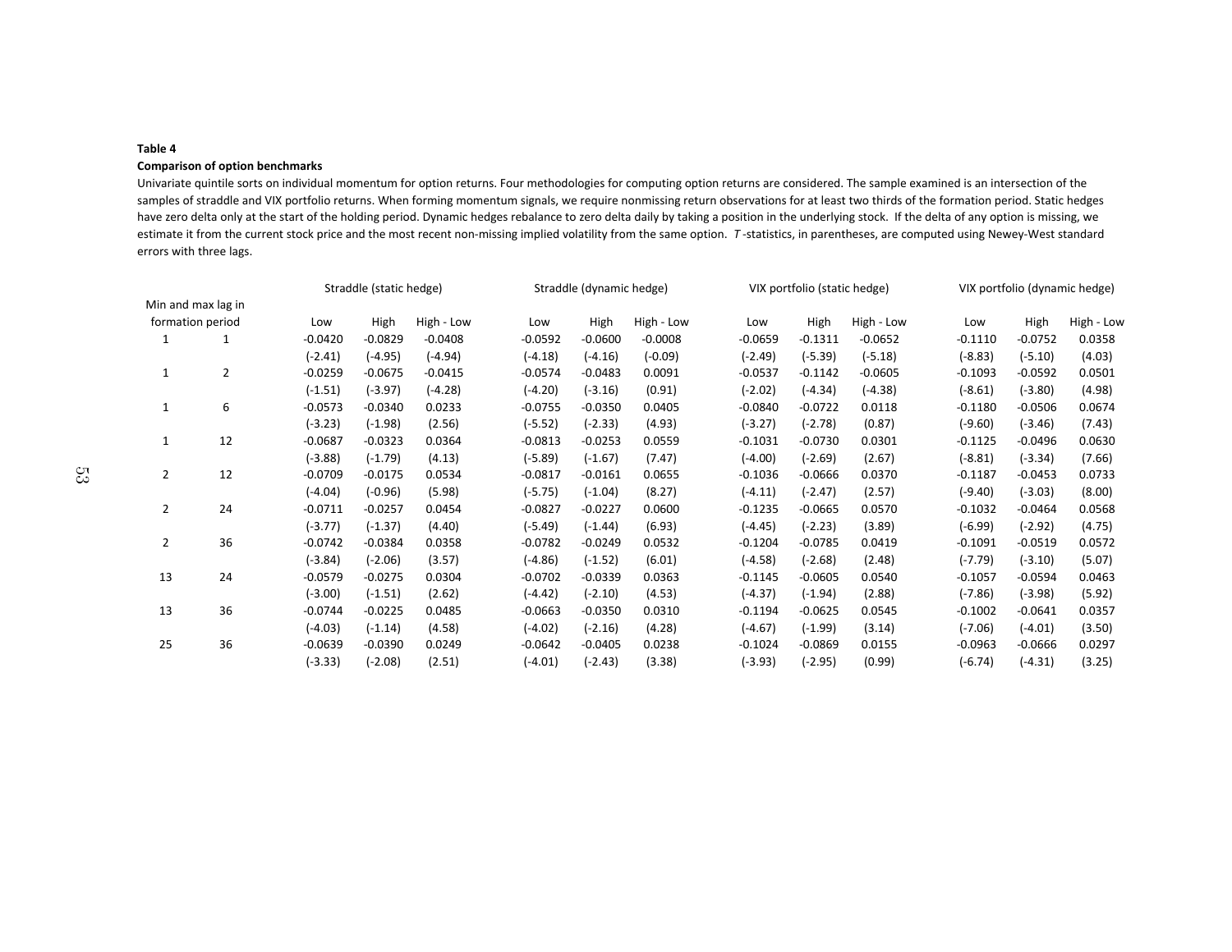**Table 4**

**Comparison of option benchmarks**

Univariate quintile sorts on individual momentum for option returns. Four methodologies for computing option returns are considered. The sample examined is an intersection of the samples of straddle and VIX portfolio returns. When forming momentum signals, we require nonmissing return observations for at least two thirds of the formation period. Static hedges have zero delta only at the start of the holding period. Dynamic hedges rebalance to zero delta daily by taking a position in the underlying stock. If the delta of any option is missing, we estimate it from the current stock price and the most recent non-missing implied volatility from the same option. *T*-statistics, in parentheses, are computed using Newey-West standard errors with three lags.

| Min and max lag in formation period | | Straddle (static hedge) | | | Straddle (dynamic hedge) | | | VIX portfolio (static hedge) | | | VIX portfolio (dynamic hedge) | | |
|---|---|---|---|---|---|---|---|---|---|---|---|---|---|
| | | Low | High | High - Low | Low | High | High - Low | Low | High | High - Low | Low | High | High - Low |
| 1 | 1 | -0.0420 | -0.0829 | -0.0408 | -0.0592 | -0.0600 | -0.0008 | -0.0659 | -0.1311 | -0.0652 | -0.1110 | -0.0752 | 0.0358 |
| | | (-2.41) | (-4.95) | (-4.94) | (-4.18) | (-4.16) | (-0.09) | (-2.49) | (-5.39) | (-5.18) | (-8.83) | (-5.10) | (4.03) |
| 1 | 2 | -0.0259 | -0.0675 | -0.0415 | -0.0574 | -0.0483 | 0.0091 | -0.0537 | -0.1142 | -0.0605 | -0.1093 | -0.0592 | 0.0501 |
| | | (-1.51) | (-3.97) | (-4.28) | (-4.20) | (-3.16) | (0.91) | (-2.02) | (-4.34) | (-4.38) | (-8.61) | (-3.80) | (4.98) |
| 1 | 6 | -0.0573 | -0.0340 | 0.0233 | -0.0755 | -0.0350 | 0.0405 | -0.0840 | -0.0722 | 0.0118 | -0.1180 | -0.0506 | 0.0674 |
| | | (-3.23) | (-1.98) | (2.56) | (-5.52) | (-2.33) | (4.93) | (-3.27) | (-2.78) | (0.87) | (-9.60) | (-3.46) | (7.43) |
| 1 | 12 | -0.0687 | -0.0323 | 0.0364 | -0.0813 | -0.0253 | 0.0559 | -0.1031 | -0.0730 | 0.0301 | -0.1125 | -0.0496 | 0.0630 |
| | | (-3.88) | (-1.79) | (4.13) | (-5.89) | (-1.67) | (7.47) | (-4.00) | (-2.69) | (2.67) | (-8.81) | (-3.34) | (7.66) |
| 2 | 12 | -0.0709 | -0.0175 | 0.0534 | -0.0817 | -0.0161 | 0.0655 | -0.1036 | -0.0666 | 0.0370 | -0.1187 | -0.0453 | 0.0733 |
| | | (-4.04) | (-0.96) | (5.98) | (-5.75) | (-1.04) | (8.27) | (-4.11) | (-2.47) | (2.57) | (-9.40) | (-3.03) | (8.00) |
| 2 | 24 | -0.0711 | -0.0257 | 0.0454 | -0.0827 | -0.0227 | 0.0600 | -0.1235 | -0.0665 | 0.0570 | -0.1032 | -0.0464 | 0.0568 |
| | | (-3.77) | (-1.37) | (4.40) | (-5.49) | (-1.44) | (6.93) | (-4.45) | (-2.23) | (3.89) | (-6.99) | (-2.92) | (4.75) |
| 2 | 36 | -0.0742 | -0.0384 | 0.0358 | -0.0782 | -0.0249 | 0.0532 | -0.1204 | -0.0785 | 0.0419 | -0.1091 | -0.0519 | 0.0572 |
| | | (-3.84) | (-2.06) | (3.57) | (-4.86) | (-1.52) | (6.01) | (-4.58) | (-2.68) | (2.48) | (-7.79) | (-3.10) | (5.07) |
| 13 | 24 | -0.0579 | -0.0275 | 0.0304 | -0.0702 | -0.0339 | 0.0363 | -0.1145 | -0.0605 | 0.0540 | -0.1057 | -0.0594 | 0.0463 |
| | | (-3.00) | (-1.51) | (2.62) | (-4.42) | (-2.10) | (4.53) | (-4.37) | (-1.94) | (2.88) | (-7.86) | (-3.98) | (5.92) |
| 13 | 36 | -0.0744 | -0.0225 | 0.0485 | -0.0663 | -0.0350 | 0.0310 | -0.1194 | -0.0625 | 0.0545 | -0.1002 | -0.0641 | 0.0357 |
| | | (-4.03) | (-1.14) | (4.58) | (-4.02) | (-2.16) | (4.28) | (-4.67) | (-1.99) | (3.14) | (-7.06) | (-4.01) | (3.50) |
| 25 | 36 | -0.0639 | -0.0390 | 0.0249 | -0.0642 | -0.0405 | 0.0238 | -0.1024 | -0.0869 | 0.0155 | -0.0963 | -0.0666 | 0.0297 |
| | | (-3.33) | (-2.08) | (2.51) | (-4.01) | (-2.43) | (3.38) | (-3.93) | (-2.95) | (0.99) | (-6.74) | (-4.31) | (3.25) |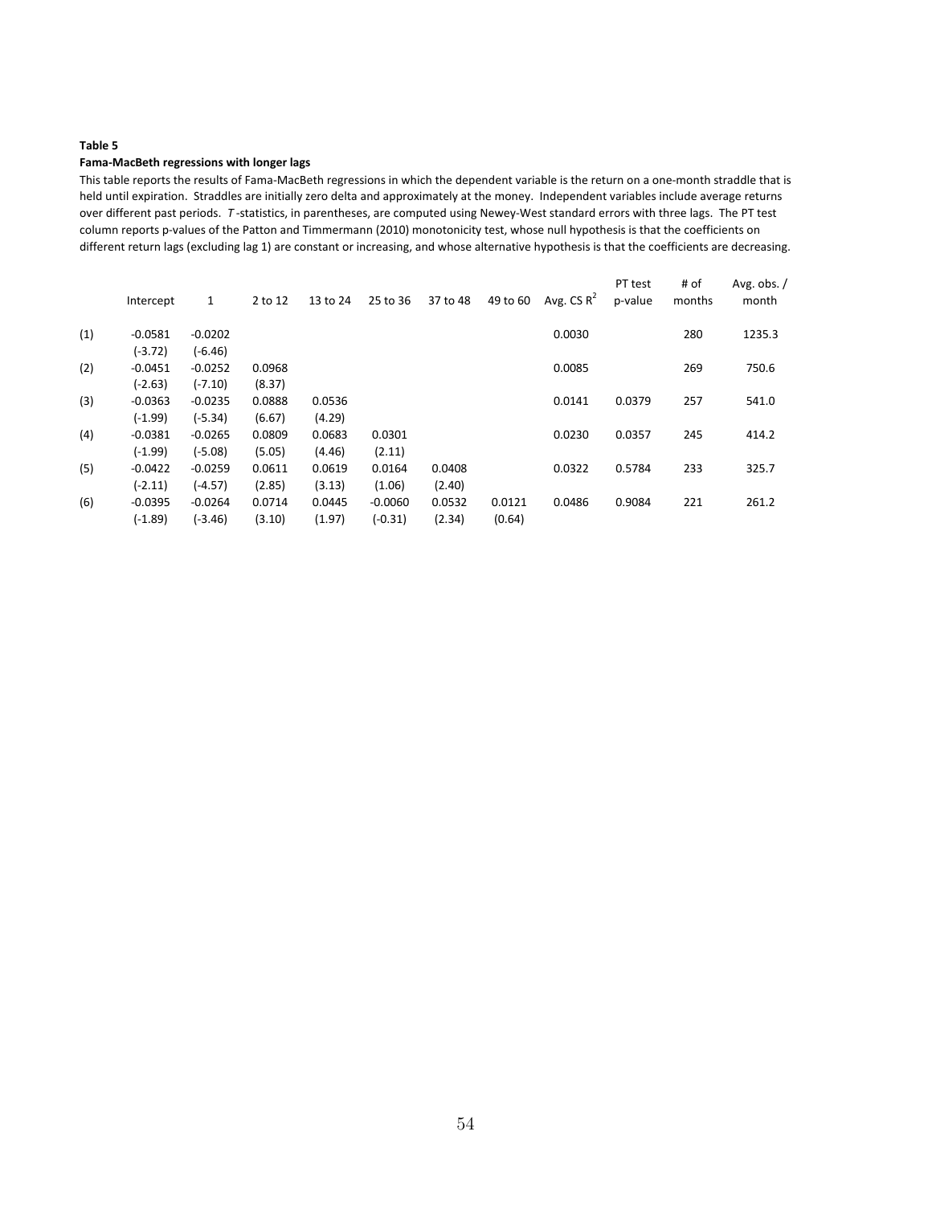**Table 5**

**Fama-MacBeth regressions with longer lags**

This table reports the results of Fama-MacBeth regressions in which the dependent variable is the return on a one-month straddle that is held until expiration. Straddles are initially zero delta and approximately at the money. Independent variables include average returns over different past periods. *T*-statistics, in parentheses, are computed using Newey-West standard errors with three lags. The PT test column reports p-values of the Patton and Timmermann (2010) monotonicity test, whose null hypothesis is that the coefficients on different return lags (excluding lag 1) are constant or increasing, and whose alternative hypothesis is that the coefficients are decreasing.

| | Intercept | 1 | 2 to 12 | 13 to 24 | 25 to 36 | 37 to 48 | 49 to 60 | Avg. CS $R^2$ | PT test p-value | # of months | Avg. obs. / month |
|---|---|---|---|---|---|---|---|---|---|---|---|
| (1) | -0.0581 | -0.0202 | | | | | | 0.0030 | | 280 | 1235.3 |
| | (-3.72) | (-6.46) | | | | | | | | | |
| (2) | -0.0451 | -0.0252 | 0.0968 | | | | | 0.0085 | | 269 | 750.6 |
| | (-2.63) | (-7.10) | (8.37) | | | | | | | | |
| (3) | -0.0363 | -0.0235 | 0.0888 | 0.0536 | | | | 0.0141 | 0.0379 | 257 | 541.0 |
| | (-1.99) | (-5.34) | (6.67) | (4.29) | | | | | | | |
| (4) | -0.0381 | -0.0265 | 0.0809 | 0.0683 | 0.0301 | | | 0.0230 | 0.0357 | 245 | 414.2 |
| | (-1.99) | (-5.08) | (5.05) | (4.46) | (2.11) | | | | | | |
| (5) | -0.0422 | -0.0259 | 0.0611 | 0.0619 | 0.0164 | 0.0408 | | 0.0322 | 0.5784 | 233 | 325.7 |
| | (-2.11) | (-4.57) | (2.85) | (3.13) | (1.06) | (2.40) | | | | | |
| (6) | -0.0395 | -0.0264 | 0.0714 | 0.0445 | -0.0060 | 0.0532 | 0.0121 | 0.0486 | 0.9084 | 221 | 261.2 |
| | (-1.89) | (-3.46) | (3.10) | (1.97) | (-0.31) | (2.34) | (0.64) | | | | |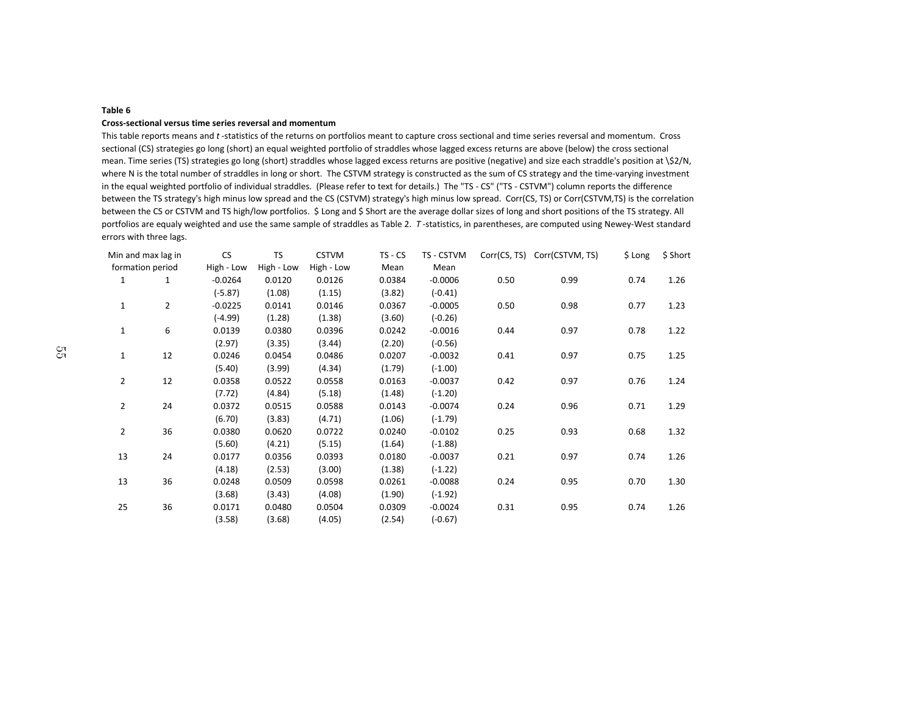**Table 6**

**Cross-sectional versus time series reversal and momentum**

This table reports means and *t*-statistics of the returns on portfolios meant to capture cross sectional and time series reversal and momentum. Cross sectional (CS) strategies go long (short) an equal weighted portfolio of straddles whose lagged excess returns are above (below) the cross sectional mean. Time series (TS) strategies go long (short) straddles whose lagged excess returns are positive (negative) and size each straddle's position at \$2/N, where N is the total number of straddles in long or short. The CSTVM strategy is constructed as the sum of CS strategy and the time-varying investment in the equal weighted portfolio of individual straddles. (Please refer to text for details.) The "TS - CS" ("TS - CSTVM") column reports the difference between the TS strategy's high minus low spread and the CS (CSTVM) strategy's high minus low spread. Corr(CS, TS) or Corr(CSTVM,TS) is the correlation between the CS or CSTVM and TS high/low portfolios. $ Long and $ Short are the average dollar sizes of long and short positions of the TS strategy. All portfolios are equaly weighted and use the same sample of straddles as Table 2. *T*-statistics, in parentheses, are computed using Newey-West standard errors with three lags.

| Min and max lag in formation period | | CS High - Low | TS High - Low | CSTVM High - Low | TS - CS Mean | TS - CSTVM Mean | Corr(CS, TS) | Corr(CSTVM, TS) | $ Long | $ Short |
|---|---|---|---|---|---|---|---|---|---|---|
| 1 | 1 | -0.0264 | 0.0120 | 0.0126 | 0.0384 | -0.0006 | 0.50 | 0.99 | 0.74 | 1.26 |
| | | (-5.87) | (1.08) | (1.15) | (3.82) | (-0.41) | | | | |
| 1 | 2 | -0.0225 | 0.0141 | 0.0146 | 0.0367 | -0.0005 | 0.50 | 0.98 | 0.77 | 1.23 |
| | | (-4.99) | (1.28) | (1.38) | (3.60) | (-0.26) | | | | |
| 1 | 6 | 0.0139 | 0.0380 | 0.0396 | 0.0242 | -0.0016 | 0.44 | 0.97 | 0.78 | 1.22 |
| | | (2.97) | (3.35) | (3.44) | (2.20) | (-0.56) | | | | |
| 1 | 12 | 0.0246 | 0.0454 | 0.0486 | 0.0207 | -0.0032 | 0.41 | 0.97 | 0.75 | 1.25 |
| | | (5.40) | (3.99) | (4.34) | (1.79) | (-1.00) | | | | |
| 2 | 12 | 0.0358 | 0.0522 | 0.0558 | 0.0163 | -0.0037 | 0.42 | 0.97 | 0.76 | 1.24 |
| | | (7.72) | (4.84) | (5.18) | (1.48) | (-1.20) | | | | |
| 2 | 24 | 0.0372 | 0.0515 | 0.0588 | 0.0143 | -0.0074 | 0.24 | 0.96 | 0.71 | 1.29 |
| | | (6.70) | (3.83) | (4.71) | (1.06) | (-1.79) | | | | |
| 2 | 36 | 0.0380 | 0.0620 | 0.0722 | 0.0240 | -0.0102 | 0.25 | 0.93 | 0.68 | 1.32 |
| | | (5.60) | (4.21) | (5.15) | (1.64) | (-1.88) | | | | |
| 13 | 24 | 0.0177 | 0.0356 | 0.0393 | 0.0180 | -0.0037 | 0.21 | 0.97 | 0.74 | 1.26 |
| | | (4.18) | (2.53) | (3.00) | (1.38) | (-1.22) | | | | |
| 13 | 36 | 0.0248 | 0.0509 | 0.0598 | 0.0261 | -0.0088 | 0.24 | 0.95 | 0.70 | 1.30 |
| | | (3.68) | (3.43) | (4.08) | (1.90) | (-1.92) | | | | |
| 25 | 36 | 0.0171 | 0.0480 | 0.0504 | 0.0309 | -0.0024 | 0.31 | 0.95 | 0.74 | 1.26 |
| | | (3.58) | (3.68) | (4.05) | (2.54) | (-0.67) | | | | |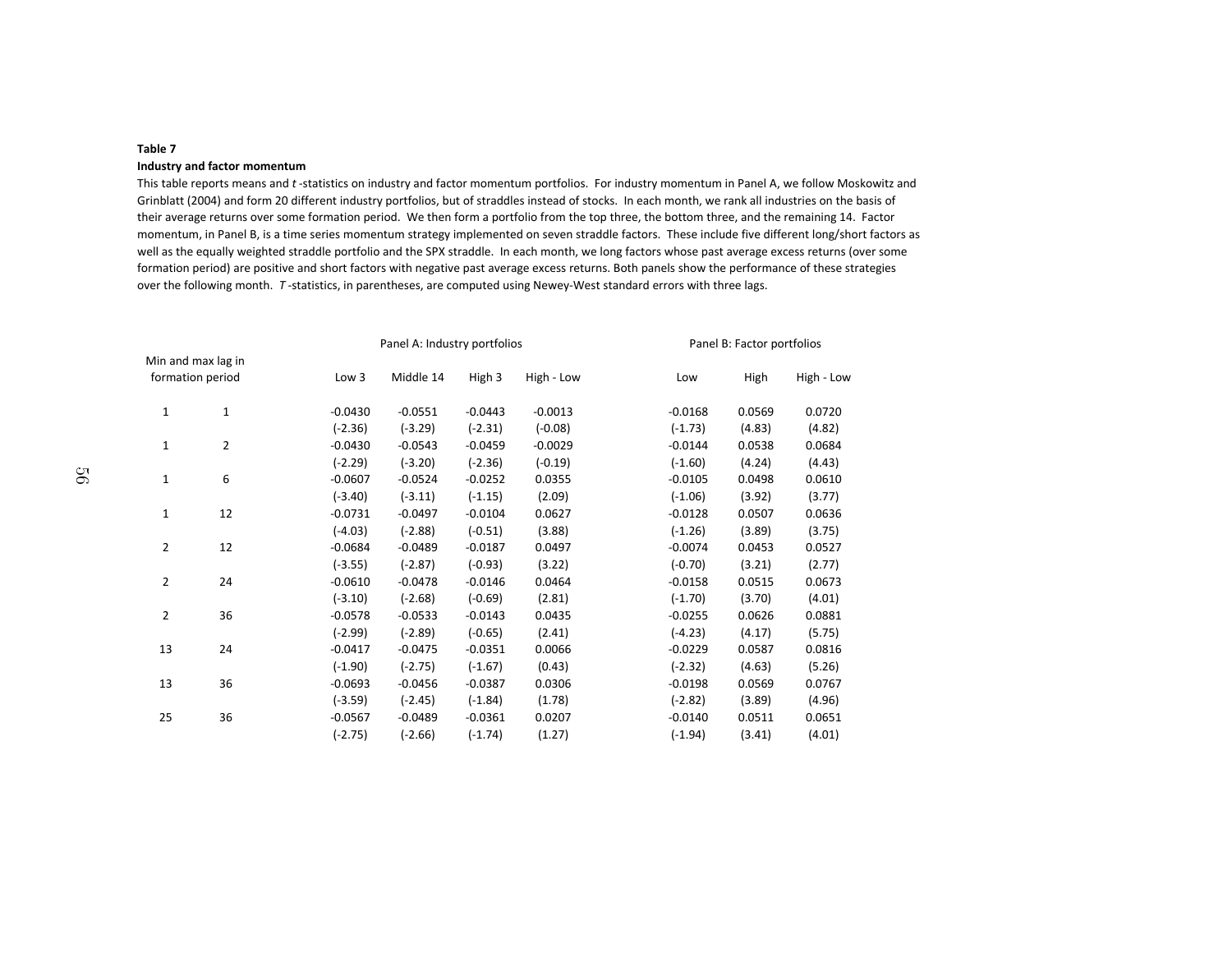**Table 7**

**Industry and factor momentum**

This table reports means and *t* -statistics on industry and factor momentum portfolios. For industry momentum in Panel A, we follow Moskowitz and Grinblatt (2004) and form 20 different industry portfolios, but of straddles instead of stocks. In each month, we rank all industries on the basis of their average returns over some formation period. We then form a portfolio from the top three, the bottom three, and the remaining 14. Factor momentum, in Panel B, is a time series momentum strategy implemented on seven straddle factors. These include five different long/short factors as well as the equally weighted straddle portfolio and the SPX straddle. In each month, we long factors whose past average excess returns (over some formation period) are positive and short factors with negative past average excess returns. Both panels show the performance of these strategies over the following month. *T* -statistics, in parentheses, are computed using Newey-West standard errors with three lags.

| Min and max lag in formation period | | Panel A: Industry portfolios | | | | Panel B: Factor portfolios | | |
|---|---|---|---|---|---|---|---|---|
| | | Low 3 | Middle 14 | High 3 | High - Low | Low | High | High - Low |
| 1 | 1 | -0.0430 | -0.0551 | -0.0443 | -0.0013 | -0.0168 | 0.0569 | 0.0720 |
| | | (-2.36) | (-3.29) | (-2.31) | (-0.08) | (-1.73) | (4.83) | (4.82) |
| 1 | 2 | -0.0430 | -0.0543 | -0.0459 | -0.0029 | -0.0144 | 0.0538 | 0.0684 |
| | | (-2.29) | (-3.20) | (-2.36) | (-0.19) | (-1.60) | (4.24) | (4.43) |
| 1 | 6 | -0.0607 | -0.0524 | -0.0252 | 0.0355 | -0.0105 | 0.0498 | 0.0610 |
| | | (-3.40) | (-3.11) | (-1.15) | (2.09) | (-1.06) | (3.92) | (3.77) |
| 1 | 12 | -0.0731 | -0.0497 | -0.0104 | 0.0627 | -0.0128 | 0.0507 | 0.0636 |
| | | (-4.03) | (-2.88) | (-0.51) | (3.88) | (-1.26) | (3.89) | (3.75) |
| 2 | 12 | -0.0684 | -0.0489 | -0.0187 | 0.0497 | -0.0074 | 0.0453 | 0.0527 |
| | | (-3.55) | (-2.87) | (-0.93) | (3.22) | (-0.70) | (3.21) | (2.77) |
| 2 | 24 | -0.0610 | -0.0478 | -0.0146 | 0.0464 | -0.0158 | 0.0515 | 0.0673 |
| | | (-3.10) | (-2.68) | (-0.69) | (2.81) | (-1.70) | (3.70) | (4.01) |
| 2 | 36 | -0.0578 | -0.0533 | -0.0143 | 0.0435 | -0.0255 | 0.0626 | 0.0881 |
| | | (-2.99) | (-2.89) | (-0.65) | (2.41) | (-4.23) | (4.17) | (5.75) |
| 13 | 24 | -0.0417 | -0.0475 | -0.0351 | 0.0066 | -0.0229 | 0.0587 | 0.0816 |
| | | (-1.90) | (-2.75) | (-1.67) | (0.43) | (-2.32) | (4.63) | (5.26) |
| 13 | 36 | -0.0693 | -0.0456 | -0.0387 | 0.0306 | -0.0198 | 0.0569 | 0.0767 |
| | | (-3.59) | (-2.45) | (-1.84) | (1.78) | (-2.82) | (3.89) | (4.96) |
| 25 | 36 | -0.0567 | -0.0489 | -0.0361 | 0.0207 | -0.0140 | 0.0511 | 0.0651 |
| | | (-2.75) | (-2.66) | (-1.74) | (1.27) | (-1.94) | (3.41) | (4.01) |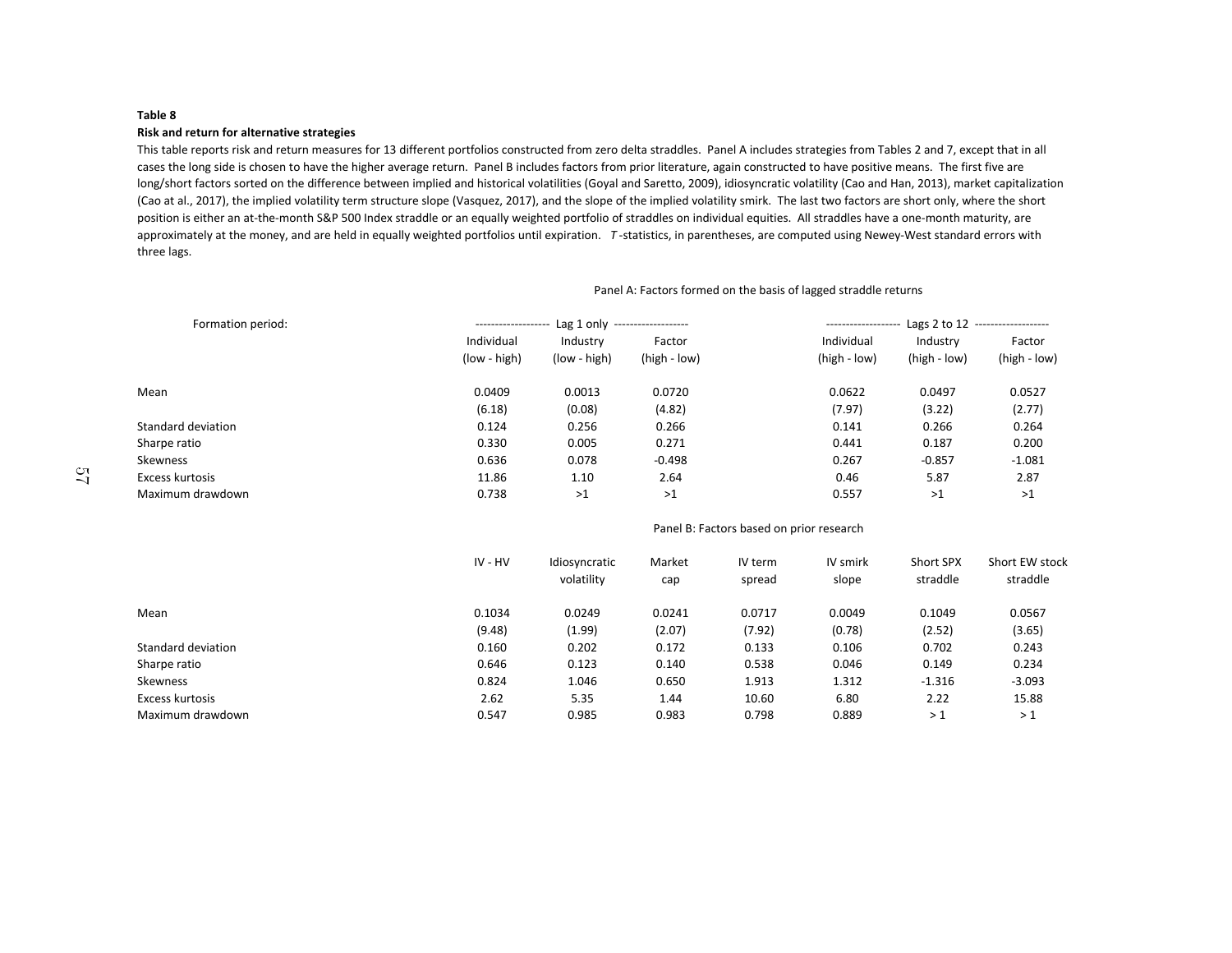**Table 8**

**Risk and return for alternative strategies**

This table reports risk and return measures for 13 different portfolios constructed from zero delta straddles. Panel A includes strategies from Tables 2 and 7, except that in all cases the long side is chosen to have the higher average return. Panel B includes factors from prior literature, again constructed to have positive means. The first five are long/short factors sorted on the difference between implied and historical volatilities (Goyal and Saretto, 2009), idiosyncratic volatility (Cao and Han, 2013), market capitalization (Cao at al., 2017), the implied volatility term structure slope (Vasquez, 2017), and the slope of the implied volatility smirk. The last two factors are short only, where the short position is either an at-the-month S&P 500 Index straddle or an equally weighted portfolio of straddles on individual equities. All straddles have a one-month maturity, are approximately at the money, and are held in equally weighted portfolios until expiration. *T*-statistics, in parentheses, are computed using Newey-West standard errors with three lags.

Panel A: Factors formed on the basis of lagged straddle returns

| Formation period: | Lag 1 only | | | Lags 2 to 12 | | |
|---|---|---|---|---|---|---|
| | Individual (low - high) | Industry (low - high) | Factor (high - low) | Individual (high - low) | Industry (high - low) | Factor (high - low) |
| Mean | 0.0409 | 0.0013 | 0.0720 | 0.0622 | 0.0497 | 0.0527 |
| | (6.18) | (0.08) | (4.82) | (7.97) | (3.22) | (2.77) |
| Standard deviation | 0.124 | 0.256 | 0.266 | 0.141 | 0.266 | 0.264 |
| Sharpe ratio | 0.330 | 0.005 | 0.271 | 0.441 | 0.187 | 0.200 |
| Skewness | 0.636 | 0.078 | -0.498 | 0.267 | -0.857 | -1.081 |
| Excess kurtosis | 11.86 | 1.10 | 2.64 | 0.46 | 5.87 | 2.87 |
| Maximum drawdown | 0.738 | >1 | >1 | 0.557 | >1 | >1 |

Panel B: Factors based on prior research

| | IV - HV | Idiosyncratic volatility | Market cap | IV term spread | IV smirk slope | Short SPX straddle | Short EW stock straddle |
|---|---|---|---|---|---|---|---|
| Mean | 0.1034 | 0.0249 | 0.0241 | 0.0717 | 0.0049 | 0.1049 | 0.0567 |
| | (9.48) | (1.99) | (2.07) | (7.92) | (0.78) | (2.52) | (3.65) |
| Standard deviation | 0.160 | 0.202 | 0.172 | 0.133 | 0.106 | 0.702 | 0.243 |
| Sharpe ratio | 0.646 | 0.123 | 0.140 | 0.538 | 0.046 | 0.149 | 0.234 |
| Skewness | 0.824 | 1.046 | 0.650 | 1.913 | 1.312 | -1.316 | -3.093 |
| Excess kurtosis | 2.62 | 5.35 | 1.44 | 10.60 | 6.80 | 2.22 | 15.88 |
| Maximum drawdown | 0.547 | 0.985 | 0.983 | 0.798 | 0.889 | > 1 | > 1 |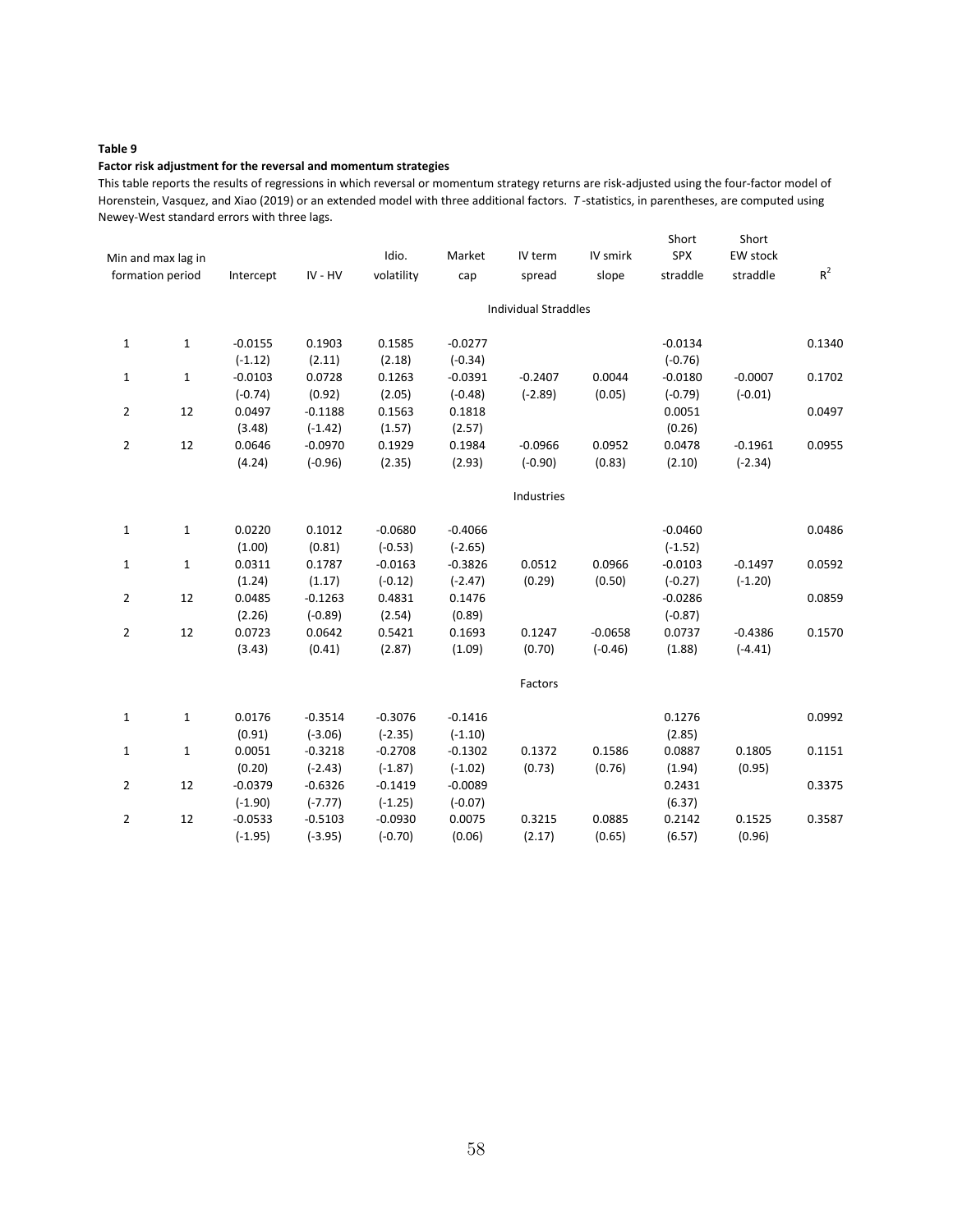**Table 9**

**Factor risk adjustment for the reversal and momentum strategies**

This table reports the results of regressions in which reversal or momentum strategy returns are risk-adjusted using the four-factor model of Horenstein, Vasquez, and Xiao (2019) or an extended model with three additional factors. *T*-statistics, in parentheses, are computed using Newey-West standard errors with three lags.

| Min and max lag in formation period | | Intercept | IV - HV | Idio. volatility | Market cap | IV term spread | IV smirk slope | Short SPX straddle | Short EW stock straddle | $R^2$ |
|---|---|---|---|---|---|---|---|---|---|---|
| | | | | | | Individual Straddles | | | | |
| 1 | 1 | -0.0155 | 0.1903 | 0.1585 | -0.0277 | | | -0.0134 | | 0.1340 |
| | | (-1.12) | (2.11) | (2.18) | (-0.34) | | | (-0.76) | | |
| 1 | 1 | -0.0103 | 0.0728 | 0.1263 | -0.0391 | -0.2407 | 0.0044 | -0.0180 | -0.0007 | 0.1702 |
| | | (-0.74) | (0.92) | (2.05) | (-0.48) | (-2.89) | (0.05) | (-0.79) | (-0.01) | |
| 2 | 12 | 0.0497 | -0.1188 | 0.1563 | 0.1818 | | | 0.0051 | | 0.0497 |
| | | (3.48) | (-1.42) | (1.57) | (2.57) | | | (0.26) | | |
| 2 | 12 | 0.0646 | -0.0970 | 0.1929 | 0.1984 | -0.0966 | 0.0952 | 0.0478 | -0.1961 | 0.0955 |
| | | (4.24) | (-0.96) | (2.35) | (2.93) | (-0.90) | (0.83) | (2.10) | (-2.34) | |
| | | | | | | Industries | | | | |
| 1 | 1 | 0.0220 | 0.1012 | -0.0680 | -0.4066 | | | -0.0460 | | 0.0486 |
| | | (1.00) | (0.81) | (-0.53) | (-2.65) | | | (-1.52) | | |
| 1 | 1 | 0.0311 | 0.1787 | -0.0163 | -0.3826 | 0.0512 | 0.0966 | -0.0103 | -0.1497 | 0.0592 |
| | | (1.24) | (1.17) | (-0.12) | (-2.47) | (0.29) | (0.50) | (-0.27) | (-1.20) | |
| 2 | 12 | 0.0485 | -0.1263 | 0.4831 | 0.1476 | | | -0.0286 | | 0.0859 |
| | | (2.26) | (-0.89) | (2.54) | (0.89) | | | (-0.87) | | |
| 2 | 12 | 0.0723 | 0.0642 | 0.5421 | 0.1693 | 0.1247 | -0.0658 | 0.0737 | -0.4386 | 0.1570 |
| | | (3.43) | (0.41) | (2.87) | (1.09) | (0.70) | (-0.46) | (1.88) | (-4.41) | |
| | | | | | | Factors | | | | |
| 1 | 1 | 0.0176 | -0.3514 | -0.3076 | -0.1416 | | | 0.1276 | | 0.0992 |
| | | (0.91) | (-3.06) | (-2.35) | (-1.10) | | | (2.85) | | |
| 1 | 1 | 0.0051 | -0.3218 | -0.2708 | -0.1302 | 0.1372 | 0.1586 | 0.0887 | 0.1805 | 0.1151 |
| | | (0.20) | (-2.43) | (-1.87) | (-1.02) | (0.73) | (0.76) | (1.94) | (0.95) | |
| 2 | 12 | -0.0379 | -0.6326 | -0.1419 | -0.0089 | | | 0.2431 | | 0.3375 |
| | | (-1.90) | (-7.77) | (-1.25) | (-0.07) | | | (6.37) | | |
| 2 | 12 | -0.0533 | -0.5103 | -0.0930 | 0.0075 | 0.3215 | 0.0885 | 0.2142 | 0.1525 | 0.3587 |
| | | (-1.95) | (-3.95) | (-0.70) | (0.06) | (2.17) | (0.65) | (6.57) | (0.96) | |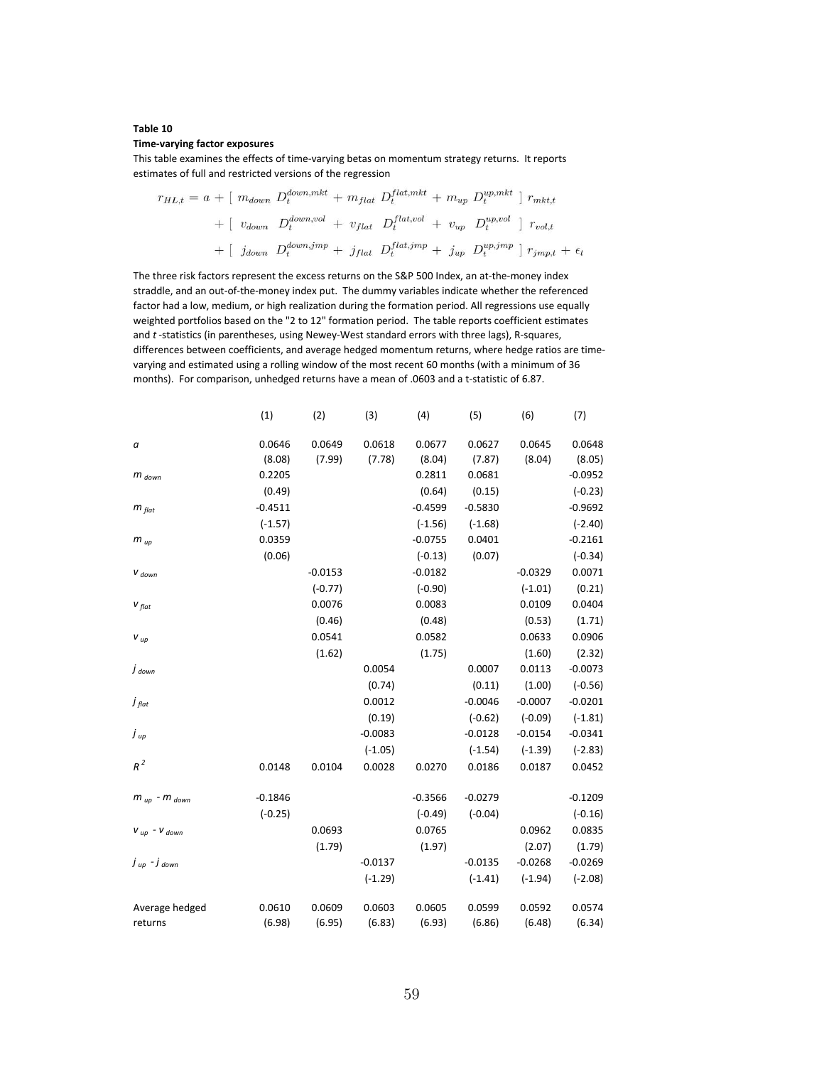**Table 10**

**Time-varying factor exposures**

This table examines the effects of time-varying betas on momentum strategy returns. It reports estimates of full and restricted versions of the regression

$$
\begin{aligned}
r_{HL,t} = a &+ [\ m_{down}\ D_t^{down,mkt} + m_{flat}\ D_t^{flat,mkt} + m_{up}\ D_t^{up,mkt}\ ]\ r_{mkt,t} \\
&+ [\ v_{down}\ D_t^{down,vol} + v_{flat}\ D_t^{flat,vol} + v_{up}\ D_t^{up,vol}\ ]\ r_{vol,t} \\
&+ [\ j_{down}\ D_t^{down,jmp} + j_{flat}\ D_t^{flat,jmp} + j_{up}\ D_t^{up,jmp}\ ]\ r_{jmp,t} + \epsilon_t
\end{aligned}
$$

The three risk factors represent the excess returns on the S&P 500 Index, an at-the-money index straddle, and an out-of-the-money index put. The dummy variables indicate whether the referenced factor had a low, medium, or high realization during the formation period. All regressions use equally weighted portfolios based on the "2 to 12" formation period. The table reports coefficient estimates and *t*-statistics (in parentheses, using Newey-West standard errors with three lags), R-squares, differences between coefficients, and average hedged momentum returns, where hedge ratios are time-varying and estimated using a rolling window of the most recent 60 months (with a minimum of 36 months). For comparison, unhedged returns have a mean of .0603 and a t-statistic of 6.87.

| | (1) | (2) | (3) | (4) | (5) | (6) | (7) |
|---|---|---|---|---|---|---|---|
| $a$ | 0.0646 | 0.0649 | 0.0618 | 0.0677 | 0.0627 | 0.0645 | 0.0648 |
| | (8.08) | (7.99) | (7.78) | (8.04) | (7.87) | (8.04) | (8.05) |
| $m_{down}$ | 0.2205 | | | 0.2811 | 0.0681 | | -0.0952 |
| | (0.49) | | | (0.64) | (0.15) | | (-0.23) |
| $m_{flat}$ | -0.4511 | | | -0.4599 | -0.5830 | | -0.9692 |
| | (-1.57) | | | (-1.56) | (-1.68) | | (-2.40) |
| $m_{up}$ | 0.0359 | | | -0.0755 | 0.0401 | | -0.2161 |
| | (0.06) | | | (-0.13) | (0.07) | | (-0.34) |
| $v_{down}$ | | -0.0153 | | -0.0182 | | -0.0329 | 0.0071 |
| | | (-0.77) | | (-0.90) | | (-1.01) | (0.21) |
| $v_{flat}$ | | 0.0076 | | 0.0083 | | 0.0109 | 0.0404 |
| | | (0.46) | | (0.48) | | (0.53) | (1.71) |
| $v_{up}$ | | 0.0541 | | 0.0582 | | 0.0633 | 0.0906 |
| | | (1.62) | | (1.75) | | (1.60) | (2.32) |
| $j_{down}$ | | | 0.0054 | | 0.0007 | 0.0113 | -0.0073 |
| | | | (0.74) | | (0.11) | (1.00) | (-0.56) |
| $j_{flat}$ | | | 0.0012 | | -0.0046 | -0.0007 | -0.0201 |
| | | | (0.19) | | (-0.62) | (-0.09) | (-1.81) |
| $j_{up}$ | | | -0.0083 | | -0.0128 | -0.0154 | -0.0341 |
| | | | (-1.05) | | (-1.54) | (-1.39) | (-2.83) |
| $R^2$ | 0.0148 | 0.0104 | 0.0028 | 0.0270 | 0.0186 | 0.0187 | 0.0452 |
| $m_{up}$ - $m_{down}$ | -0.1846 | | | -0.3566 | -0.0279 | | -0.1209 |
| | (-0.25) | | | (-0.49) | (-0.04) | | (-0.16) |
| $v_{up}$ - $v_{down}$ | | 0.0693 | | 0.0765 | | 0.0962 | 0.0835 |
| | | (1.79) | | (1.97) | | (2.07) | (1.79) |
| $j_{up}$ - $j_{down}$ | | | -0.0137 | | -0.0135 | -0.0268 | -0.0269 |
| | | | (-1.29) | | (-1.41) | (-1.94) | (-2.08) |
| Average hedged returns | 0.0610 | 0.0609 | 0.0603 | 0.0605 | 0.0599 | 0.0592 | 0.0574 |
| | (6.98) | (6.95) | (6.83) | (6.93) | (6.86) | (6.48) | (6.34) |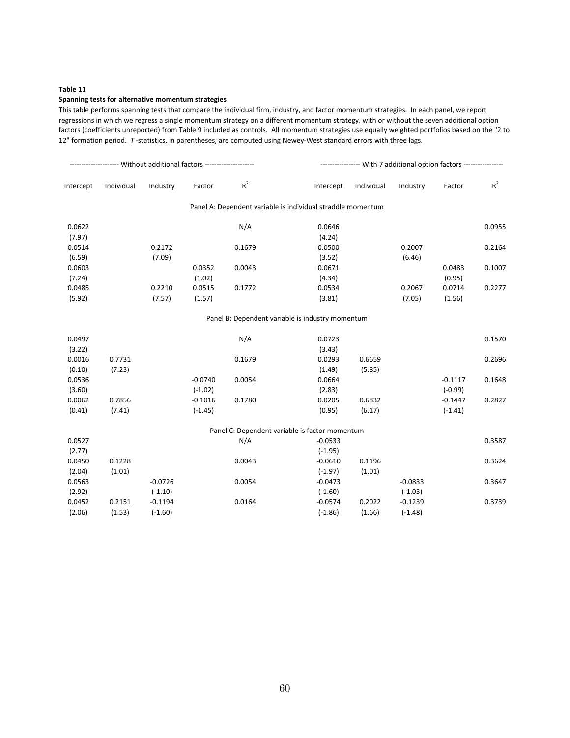**Table 11**

**Spanning tests for alternative momentum strategies**

This table performs spanning tests that compare the individual firm, industry, and factor momentum strategies. In each panel, we report regressions in which we regress a single momentum strategy on a different momentum strategy, with or without the seven additional option factors (coefficients unreported) from Table 9 included as controls. All momentum strategies use equally weighted portfolios based on the "2 to 12" formation period. *T*-statistics, in parentheses, are computed using Newey-West standard errors with three lags.

| Without additional factors | | | | | With 7 additional option factors | | | | |
|---|---|---|---|---|---|---|---|---|---|
| Intercept | Individual | Industry | Factor | $R^2$ | Intercept | Individual | Industry | Factor | $R^2$ |
| **Panel A: Dependent variable is individual straddle momentum** | | | | | | | | | |
| 0.0622 | | | | N/A | 0.0646 | | | | 0.0955 |
| (7.97) | | | | | (4.24) | | | | |
| 0.0514 | | 0.2172 | | 0.1679 | 0.0500 | | 0.2007 | | 0.2164 |
| (6.59) | | (7.09) | | | (3.52) | | (6.46) | | |
| 0.0603 | | | 0.0352 | 0.0043 | 0.0671 | | | 0.0483 | 0.1007 |
| (7.24) | | | (1.02) | | (4.34) | | | (0.95) | |
| 0.0485 | | 0.2210 | 0.0515 | 0.1772 | 0.0534 | | 0.2067 | 0.0714 | 0.2277 |
| (5.92) | | (7.57) | (1.57) | | (3.81) | | (7.05) | (1.56) | |
| **Panel B: Dependent variable is industry momentum** | | | | | | | | | |
| 0.0497 | | | | N/A | 0.0723 | | | | 0.1570 |
| (3.22) | | | | | (3.43) | | | | |
| 0.0016 | 0.7731 | | | 0.1679 | 0.0293 | 0.6659 | | | 0.2696 |
| (0.10) | (7.23) | | | | (1.49) | (5.85) | | | |
| 0.0536 | | | -0.0740 | 0.0054 | 0.0664 | | | -0.1117 | 0.1648 |
| (3.60) | | | (-1.02) | | (2.83) | | | (-0.99) | |
| 0.0062 | 0.7856 | | -0.1016 | 0.1780 | 0.0205 | 0.6832 | | -0.1447 | 0.2827 |
| (0.41) | (7.41) | | (-1.45) | | (0.95) | (6.17) | | (-1.41) | |
| **Panel C: Dependent variable is factor momentum** | | | | | | | | | |
| 0.0527 | | | | N/A | -0.0533 | | | | 0.3587 |
| (2.77) | | | | | (-1.95) | | | | |
| 0.0450 | 0.1228 | | | 0.0043 | -0.0610 | 0.1196 | | | 0.3624 |
| (2.04) | (1.01) | | | | (-1.97) | (1.01) | | | |
| 0.0563 | | -0.0726 | | 0.0054 | -0.0473 | | -0.0833 | | 0.3647 |
| (2.92) | | (-1.10) | | | (-1.60) | | (-1.03) | | |
| 0.0452 | 0.2151 | -0.1194 | | 0.0164 | -0.0574 | 0.2022 | -0.1239 | | 0.3739 |
| (2.06) | (1.53) | (-1.60) | | | (-1.86) | (1.66) | (-1.48) | | |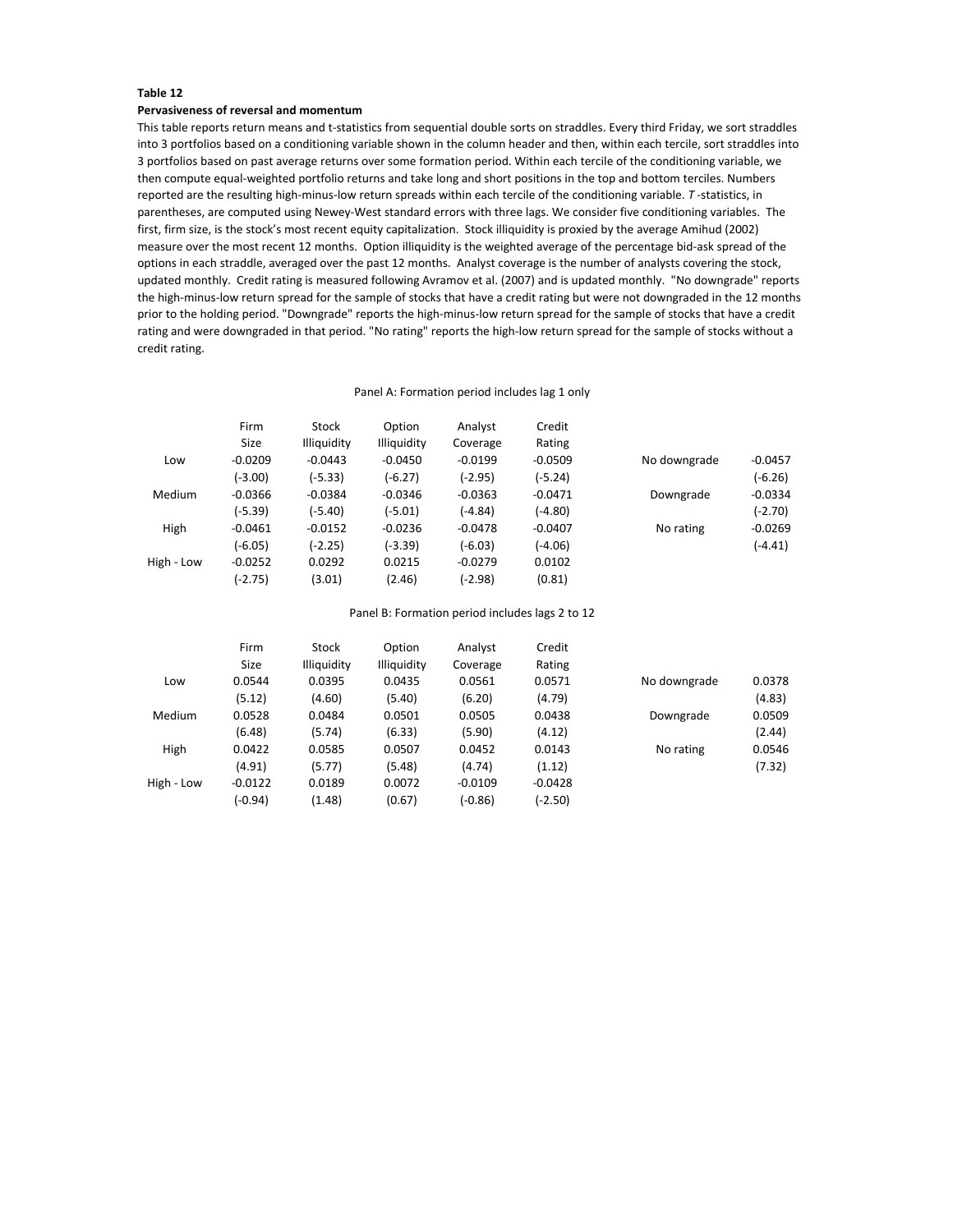**Table 12**

**Pervasiveness of reversal and momentum**

This table reports return means and t-statistics from sequential double sorts on straddles. Every third Friday, we sort straddles into 3 portfolios based on a conditioning variable shown in the column header and then, within each tercile, sort straddles into 3 portfolios based on past average returns over some formation period. Within each tercile of the conditioning variable, we then compute equal-weighted portfolio returns and take long and short positions in the top and bottom terciles. Numbers reported are the resulting high-minus-low return spreads within each tercile of the conditioning variable. *T*-statistics, in parentheses, are computed using Newey-West standard errors with three lags. We consider five conditioning variables. The first, firm size, is the stock's most recent equity capitalization. Stock illiquidity is proxied by the average Amihud (2002) measure over the most recent 12 months. Option illiquidity is the weighted average of the percentage bid-ask spread of the options in each straddle, averaged over the past 12 months. Analyst coverage is the number of analysts covering the stock, updated monthly. Credit rating is measured following Avramov et al. (2007) and is updated monthly. "No downgrade" reports the high-minus-low return spread for the sample of stocks that have a credit rating but were not downgraded in the 12 months prior to the holding period. "Downgrade" reports the high-minus-low return spread for the sample of stocks that have a credit rating and were downgraded in that period. "No rating" reports the high-low return spread for the sample of stocks without a credit rating.

Panel A: Formation period includes lag 1 only

| | Firm Size | Stock Illiquidity | Option Illiquidity | Analyst Coverage | Credit Rating | | |
|---|---|---|---|---|---|---|---|
| Low | -0.0209 | -0.0443 | -0.0450 | -0.0199 | -0.0509 | No downgrade | -0.0457 |
| | (-3.00) | (-5.33) | (-6.27) | (-2.95) | (-5.24) | | (-6.26) |
| Medium | -0.0366 | -0.0384 | -0.0346 | -0.0363 | -0.0471 | Downgrade | -0.0334 |
| | (-5.39) | (-5.40) | (-5.01) | (-4.84) | (-4.80) | | (-2.70) |
| High | -0.0461 | -0.0152 | -0.0236 | -0.0478 | -0.0407 | No rating | -0.0269 |
| | (-6.05) | (-2.25) | (-3.39) | (-6.03) | (-4.06) | | (-4.41) |
| High - Low | -0.0252 | 0.0292 | 0.0215 | -0.0279 | 0.0102 | | |
| | (-2.75) | (3.01) | (2.46) | (-2.98) | (0.81) | | |

Panel B: Formation period includes lags 2 to 12

| | Firm Size | Stock Illiquidity | Option Illiquidity | Analyst Coverage | Credit Rating | | |
|---|---|---|---|---|---|---|---|
| Low | 0.0544 | 0.0395 | 0.0435 | 0.0561 | 0.0571 | No downgrade | 0.0378 |
| | (5.12) | (4.60) | (5.40) | (6.20) | (4.79) | | (4.83) |
| Medium | 0.0528 | 0.0484 | 0.0501 | 0.0505 | 0.0438 | Downgrade | 0.0509 |
| | (6.48) | (5.74) | (6.33) | (5.90) | (4.12) | | (2.44) |
| High | 0.0422 | 0.0585 | 0.0507 | 0.0452 | 0.0143 | No rating | 0.0546 |
| | (4.91) | (5.77) | (5.48) | (4.74) | (1.12) | | (7.32) |
| High - Low | -0.0122 | 0.0189 | 0.0072 | -0.0109 | -0.0428 | | |
| | (-0.94) | (1.48) | (0.67) | (-0.86) | (-2.50) | | |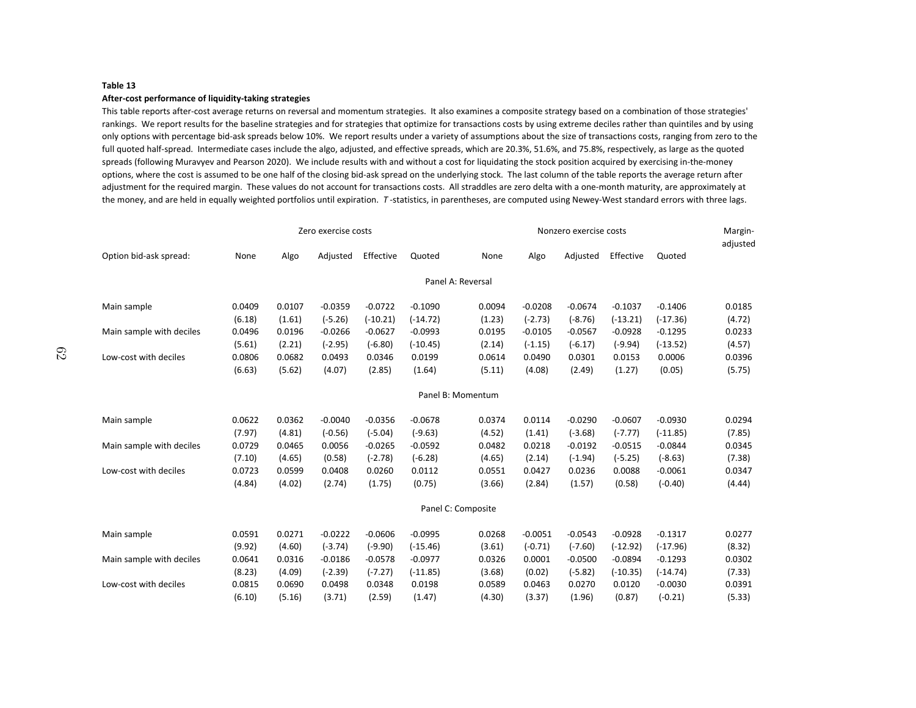**Table 13**

**After-cost performance of liquidity-taking strategies**

This table reports after-cost average returns on reversal and momentum strategies. It also examines a composite strategy based on a combination of those strategies' rankings. We report results for the baseline strategies and for strategies that optimize for transactions costs by using extreme deciles rather than quintiles and by using only options with percentage bid-ask spreads below 10%. We report results under a variety of assumptions about the size of transactions costs, ranging from zero to the full quoted half-spread. Intermediate cases include the algo, adjusted, and effective spreads, which are 20.3%, 51.6%, and 75.8%, respectively, as large as the quoted spreads (following Muravyev and Pearson 2020). We include results with and without a cost for liquidating the stock position acquired by exercising in-the-money options, where the cost is assumed to be one half of the closing bid-ask spread on the underlying stock. The last column of the table reports the average return after adjustment for the required margin. These values do not account for transactions costs. All straddles are zero delta with a one-month maturity, are approximately at the money, and are held in equally weighted portfolios until expiration. *T*-statistics, in parentheses, are computed using Newey-West standard errors with three lags.

| | Zero exercise costs | | | | | Nonzero exercise costs | | | | | Margin-adjusted |
|---|---|---|---|---|---|---|---|---|---|---|---|
| Option bid-ask spread: | None | Algo | Adjusted | Effective | Quoted | None | Algo | Adjusted | Effective | Quoted | |
| | | | | | | Panel A: Reversal | | | | | |
| Main sample | 0.0409 | 0.0107 | -0.0359 | -0.0722 | -0.1090 | 0.0094 | -0.0208 | -0.0674 | -0.1037 | -0.1406 | 0.0185 |
| | (6.18) | (1.61) | (-5.26) | (-10.21) | (-14.72) | (1.23) | (-2.73) | (-8.76) | (-13.21) | (-17.36) | (4.72) |
| Main sample with deciles | 0.0496 | 0.0196 | -0.0266 | -0.0627 | -0.0993 | 0.0195 | -0.0105 | -0.0567 | -0.0928 | -0.1295 | 0.0233 |
| | (5.61) | (2.21) | (-2.95) | (-6.80) | (-10.45) | (2.14) | (-1.15) | (-6.17) | (-9.94) | (-13.52) | (4.57) |
| Low-cost with deciles | 0.0806 | 0.0682 | 0.0493 | 0.0346 | 0.0199 | 0.0614 | 0.0490 | 0.0301 | 0.0153 | 0.0006 | 0.0396 |
| | (6.63) | (5.62) | (4.07) | (2.85) | (1.64) | (5.11) | (4.08) | (2.49) | (1.27) | (0.05) | (5.75) |
| | | | | | | Panel B: Momentum | | | | | |
| Main sample | 0.0622 | 0.0362 | -0.0040 | -0.0356 | -0.0678 | 0.0374 | 0.0114 | -0.0290 | -0.0607 | -0.0930 | 0.0294 |
| | (7.97) | (4.81) | (-0.56) | (-5.04) | (-9.63) | (4.52) | (1.41) | (-3.68) | (-7.77) | (-11.85) | (7.85) |
| Main sample with deciles | 0.0729 | 0.0465 | 0.0056 | -0.0265 | -0.0592 | 0.0482 | 0.0218 | -0.0192 | -0.0515 | -0.0844 | 0.0345 |
| | (7.10) | (4.65) | (0.58) | (-2.78) | (-6.28) | (4.65) | (2.14) | (-1.94) | (-5.25) | (-8.63) | (7.38) |
| Low-cost with deciles | 0.0723 | 0.0599 | 0.0408 | 0.0260 | 0.0112 | 0.0551 | 0.0427 | 0.0236 | 0.0088 | -0.0061 | 0.0347 |
| | (4.84) | (4.02) | (2.74) | (1.75) | (0.75) | (3.66) | (2.84) | (1.57) | (0.58) | (-0.40) | (4.44) |
| | | | | | | Panel C: Composite | | | | | |
| Main sample | 0.0591 | 0.0271 | -0.0222 | -0.0606 | -0.0995 | 0.0268 | -0.0051 | -0.0543 | -0.0928 | -0.1317 | 0.0277 |
| | (9.92) | (4.60) | (-3.74) | (-9.90) | (-15.46) | (3.61) | (-0.71) | (-7.60) | (-12.92) | (-17.96) | (8.32) |
| Main sample with deciles | 0.0641 | 0.0316 | -0.0186 | -0.0578 | -0.0977 | 0.0326 | 0.0001 | -0.0500 | -0.0894 | -0.1293 | 0.0302 |
| | (8.23) | (4.09) | (-2.39) | (-7.27) | (-11.85) | (3.68) | (0.02) | (-5.82) | (-10.35) | (-14.74) | (7.33) |
| Low-cost with deciles | 0.0815 | 0.0690 | 0.0498 | 0.0348 | 0.0198 | 0.0589 | 0.0463 | 0.0270 | 0.0120 | -0.0030 | 0.0391 |
| | (6.10) | (5.16) | (3.71) | (2.59) | (1.47) | (4.30) | (3.37) | (1.96) | (0.87) | (-0.21) | (5.33) |